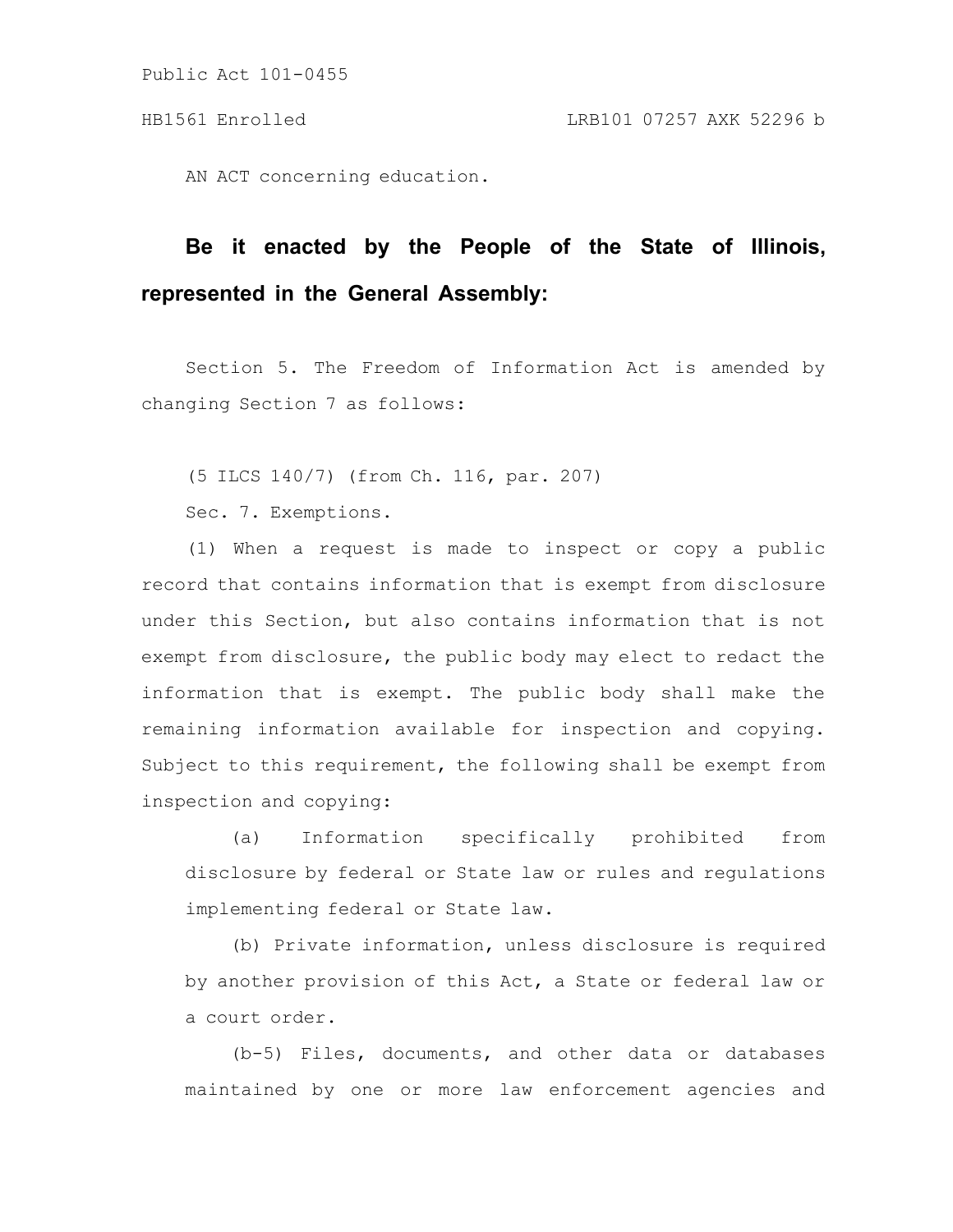Public Act 101-0455

HB1561 Enrolled LRB101 07257 AXK 52296 b

AN ACT concerning education.

**Be it enacted by the People of the State of Illinois, represented in the General Assembly:**

Section 5. The Freedom of Information Act is amended by changing Section 7 as follows:

(5 ILCS 140/7) (from Ch. 116, par. 207)

Sec. 7. Exemptions.

(1) When a request is made to inspect or copy a public record that contains information that is exempt from disclosure under this Section, but also contains information that is not exempt from disclosure, the public body may elect to redact the information that is exempt. The public body shall make the remaining information available for inspection and copying. Subject to this requirement, the following shall be exempt from inspection and copying:

(a) Information specifically prohibited from disclosure by federal or State law or rules and regulations implementing federal or State law.

(b) Private information, unless disclosure is required by another provision of this Act, a State or federal law or a court order.

(b-5) Files, documents, and other data or databases maintained by one or more law enforcement agencies and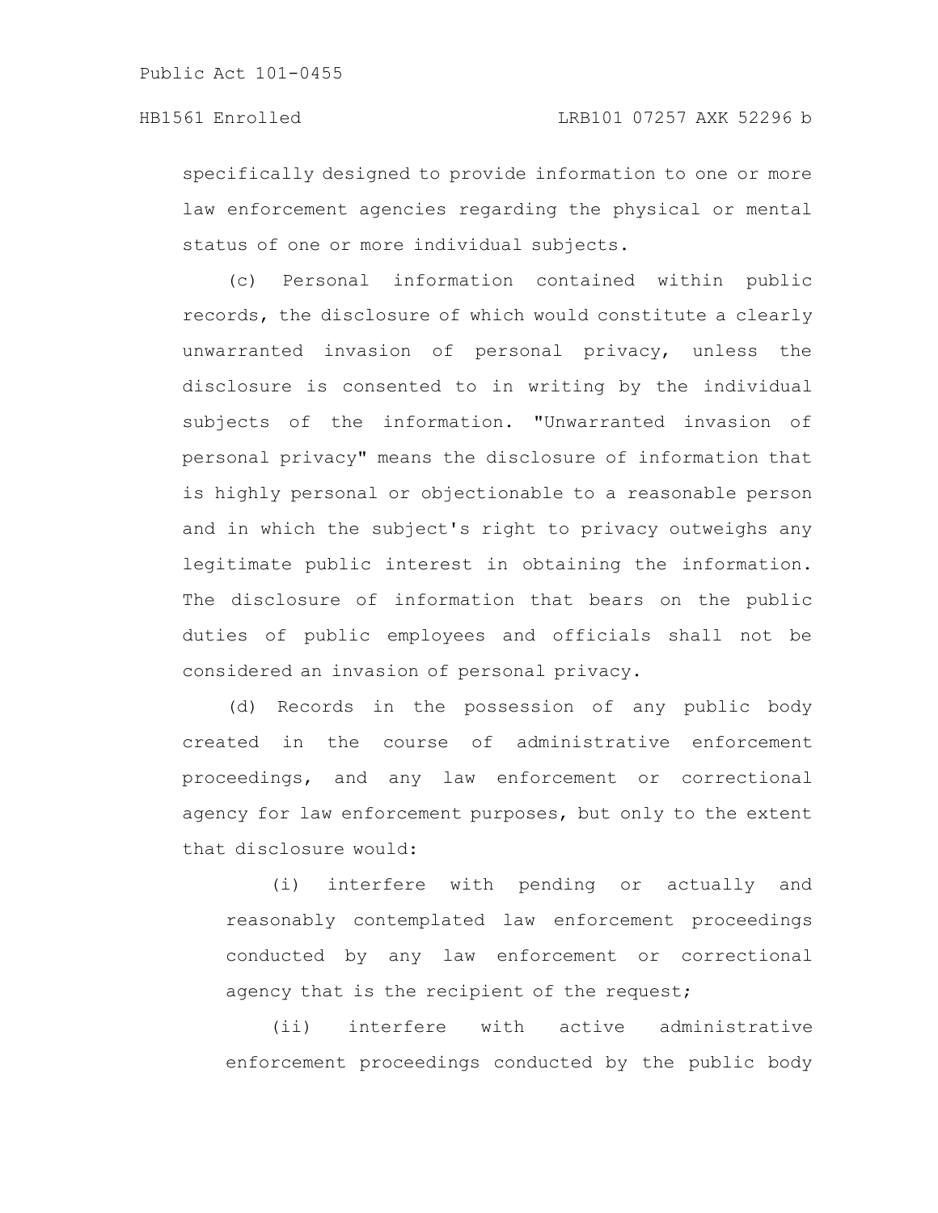specifically designed to provide information to one or more law enforcement agencies regarding the physical or mental status of one or more individual subjects.

(c) Personal information contained within public records, the disclosure of which would constitute a clearly unwarranted invasion of personal privacy, unless the disclosure is consented to in writing by the individual subjects of the information. "Unwarranted invasion of personal privacy" means the disclosure of information that is highly personal or objectionable to a reasonable person and in which the subject's right to privacy outweighs any legitimate public interest in obtaining the information. The disclosure of information that bears on the public duties of public employees and officials shall not be considered an invasion of personal privacy.

(d) Records in the possession of any public body created in the course of administrative enforcement proceedings, and any law enforcement or correctional agency for law enforcement purposes, but only to the extent that disclosure would:

(i) interfere with pending or actually and reasonably contemplated law enforcement proceedings conducted by any law enforcement or correctional agency that is the recipient of the request;

(ii) interfere with active administrative enforcement proceedings conducted by the public body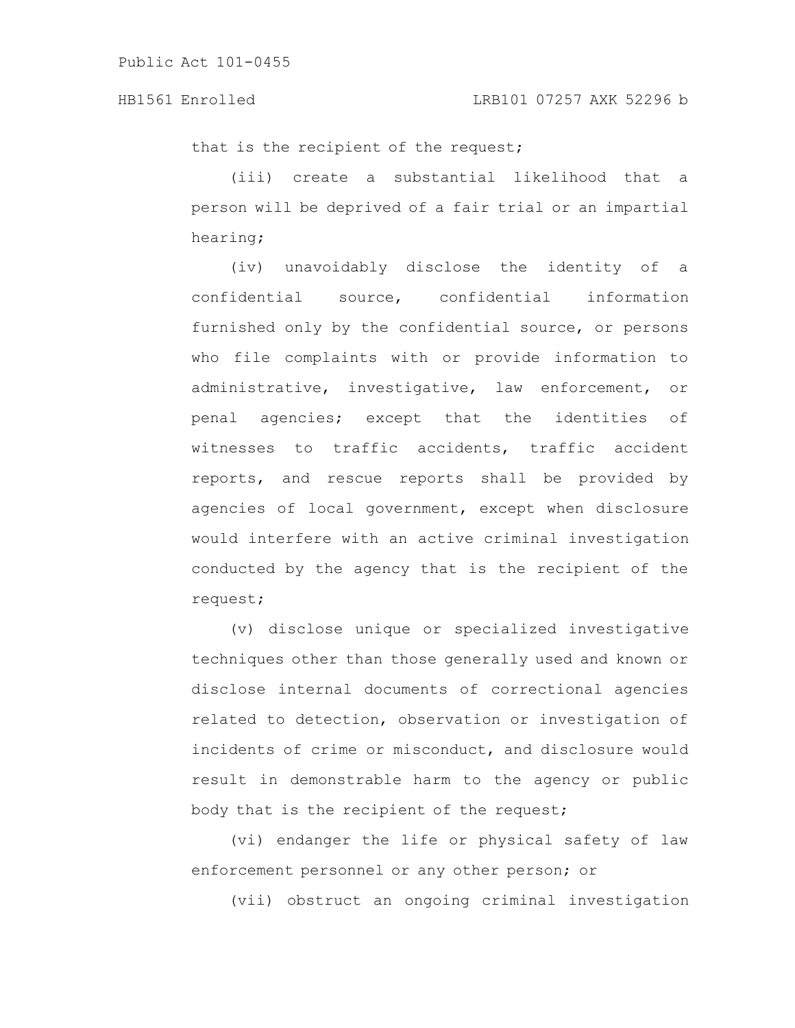that is the recipient of the request;

(iii) create a substantial likelihood that a person will be deprived of a fair trial or an impartial hearing;

(iv) unavoidably disclose the identity of a confidential source, confidential information furnished only by the confidential source, or persons who file complaints with or provide information to administrative, investigative, law enforcement, or penal agencies; except that the identities of witnesses to traffic accidents, traffic accident reports, and rescue reports shall be provided by agencies of local government, except when disclosure would interfere with an active criminal investigation conducted by the agency that is the recipient of the request;

(v) disclose unique or specialized investigative techniques other than those generally used and known or disclose internal documents of correctional agencies related to detection, observation or investigation of incidents of crime or misconduct, and disclosure would result in demonstrable harm to the agency or public body that is the recipient of the request;

(vi) endanger the life or physical safety of law enforcement personnel or any other person; or

(vii) obstruct an ongoing criminal investigation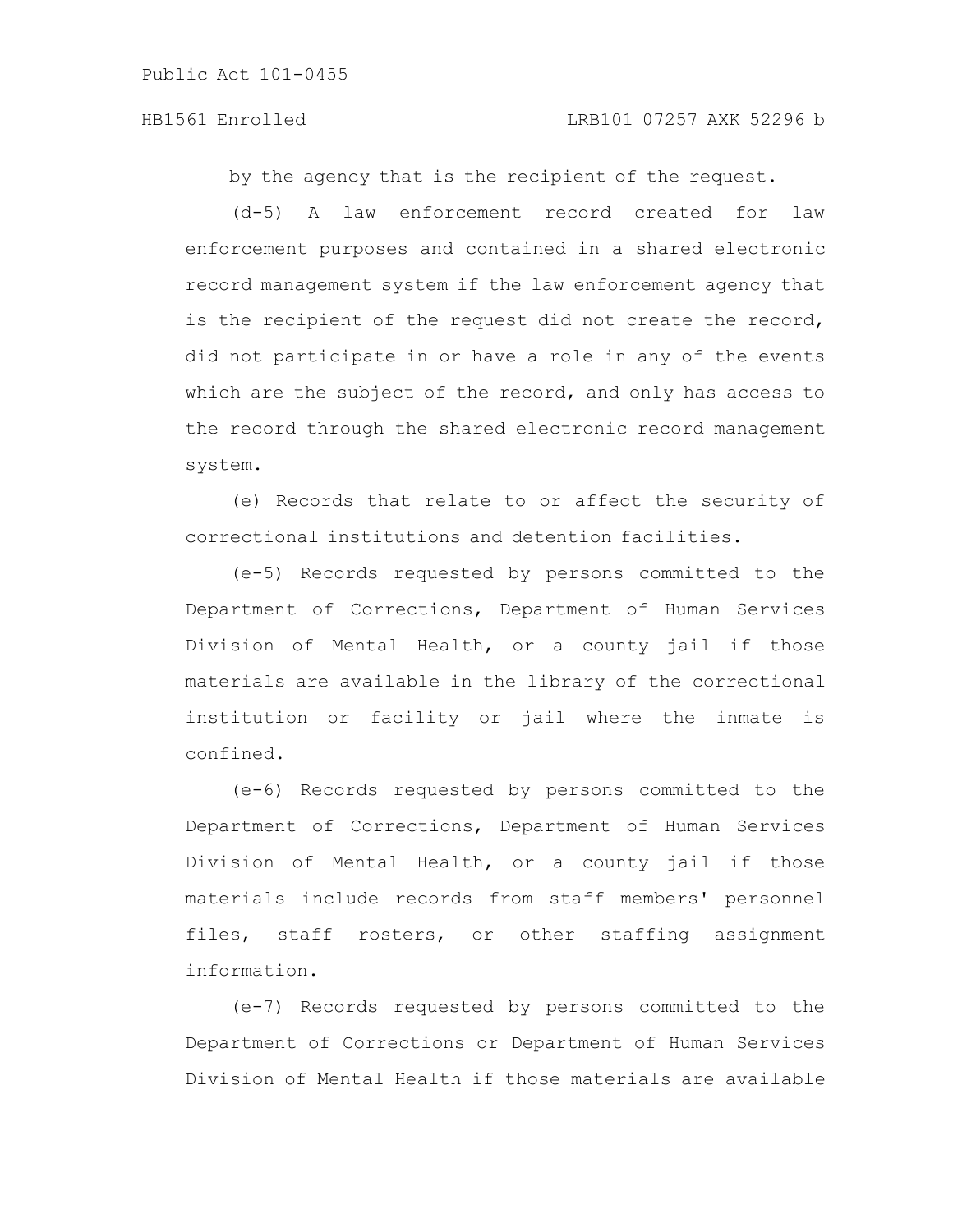by the agency that is the recipient of the request.

(d-5) A law enforcement record created for law enforcement purposes and contained in a shared electronic record management system if the law enforcement agency that is the recipient of the request did not create the record, did not participate in or have a role in any of the events which are the subject of the record, and only has access to the record through the shared electronic record management system.

(e) Records that relate to or affect the security of correctional institutions and detention facilities.

(e-5) Records requested by persons committed to the Department of Corrections, Department of Human Services Division of Mental Health, or a county jail if those materials are available in the library of the correctional institution or facility or jail where the inmate is confined.

(e-6) Records requested by persons committed to the Department of Corrections, Department of Human Services Division of Mental Health, or a county jail if those materials include records from staff members' personnel files, staff rosters, or other staffing assignment information.

(e-7) Records requested by persons committed to the Department of Corrections or Department of Human Services Division of Mental Health if those materials are available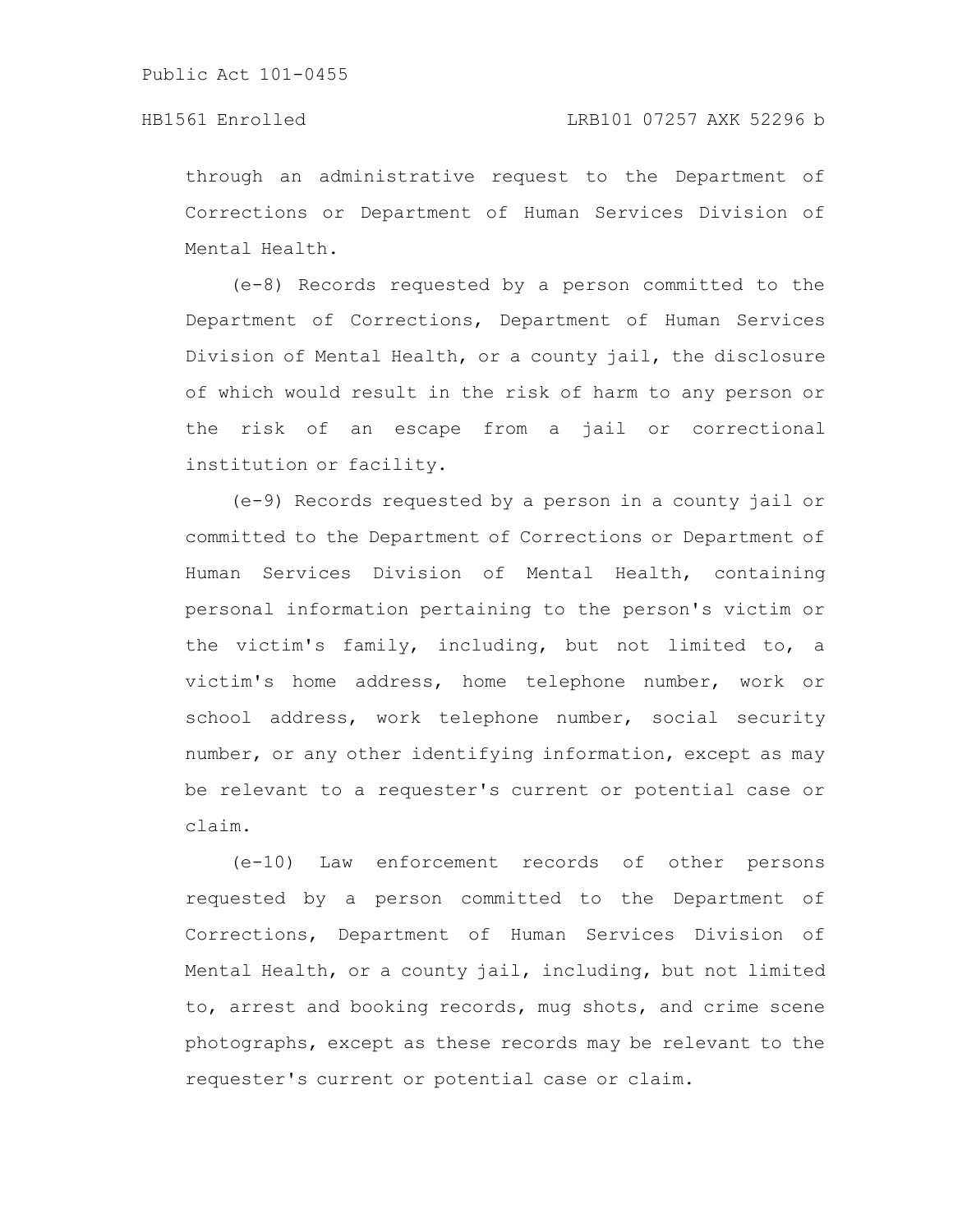through an administrative request to the Department of Corrections or Department of Human Services Division of Mental Health.

(e-8) Records requested by a person committed to the Department of Corrections, Department of Human Services Division of Mental Health, or a county jail, the disclosure of which would result in the risk of harm to any person or the risk of an escape from a jail or correctional institution or facility.

(e-9) Records requested by a person in a county jail or committed to the Department of Corrections or Department of Human Services Division of Mental Health, containing personal information pertaining to the person's victim or the victim's family, including, but not limited to, a victim's home address, home telephone number, work or school address, work telephone number, social security number, or any other identifying information, except as may be relevant to a requester's current or potential case or claim.

(e-10) Law enforcement records of other persons requested by a person committed to the Department of Corrections, Department of Human Services Division of Mental Health, or a county jail, including, but not limited to, arrest and booking records, mug shots, and crime scene photographs, except as these records may be relevant to the requester's current or potential case or claim.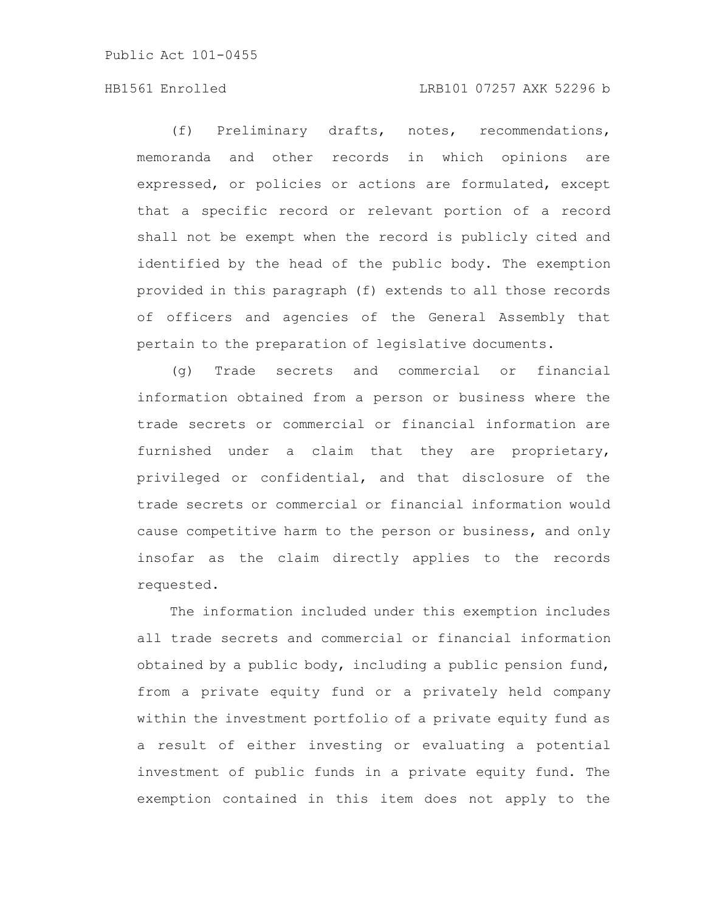(f) Preliminary drafts, notes, recommendations, memoranda and other records in which opinions are expressed, or policies or actions are formulated, except that a specific record or relevant portion of a record shall not be exempt when the record is publicly cited and identified by the head of the public body. The exemption provided in this paragraph (f) extends to all those records of officers and agencies of the General Assembly that pertain to the preparation of legislative documents.

(g) Trade secrets and commercial or financial information obtained from a person or business where the trade secrets or commercial or financial information are furnished under a claim that they are proprietary, privileged or confidential, and that disclosure of the trade secrets or commercial or financial information would cause competitive harm to the person or business, and only insofar as the claim directly applies to the records requested.

The information included under this exemption includes all trade secrets and commercial or financial information obtained by a public body, including a public pension fund, from a private equity fund or a privately held company within the investment portfolio of a private equity fund as a result of either investing or evaluating a potential investment of public funds in a private equity fund. The exemption contained in this item does not apply to the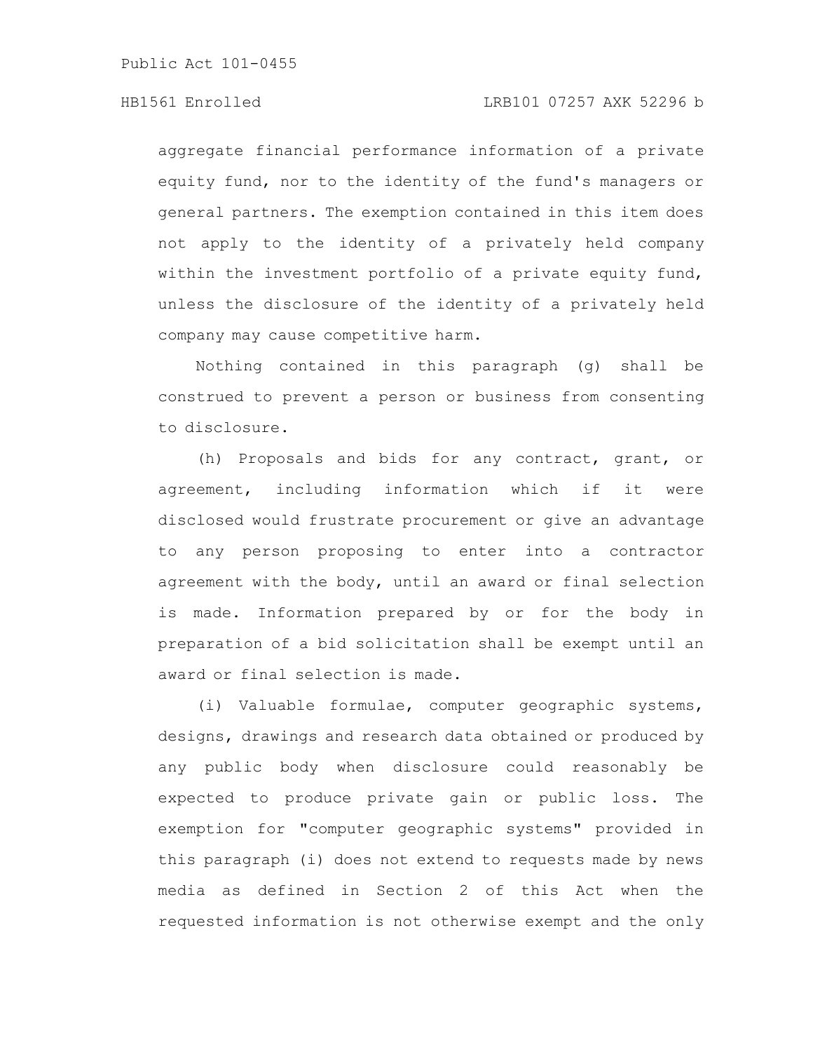aggregate financial performance information of a private equity fund, nor to the identity of the fund's managers or general partners. The exemption contained in this item does not apply to the identity of a privately held company within the investment portfolio of a private equity fund, unless the disclosure of the identity of a privately held company may cause competitive harm.

Nothing contained in this paragraph (g) shall be construed to prevent a person or business from consenting to disclosure.

(h) Proposals and bids for any contract, grant, or agreement, including information which if it were disclosed would frustrate procurement or give an advantage to any person proposing to enter into a contractor agreement with the body, until an award or final selection is made. Information prepared by or for the body in preparation of a bid solicitation shall be exempt until an award or final selection is made.

(i) Valuable formulae, computer geographic systems, designs, drawings and research data obtained or produced by any public body when disclosure could reasonably be expected to produce private gain or public loss. The exemption for "computer geographic systems" provided in this paragraph (i) does not extend to requests made by news media as defined in Section 2 of this Act when the requested information is not otherwise exempt and the only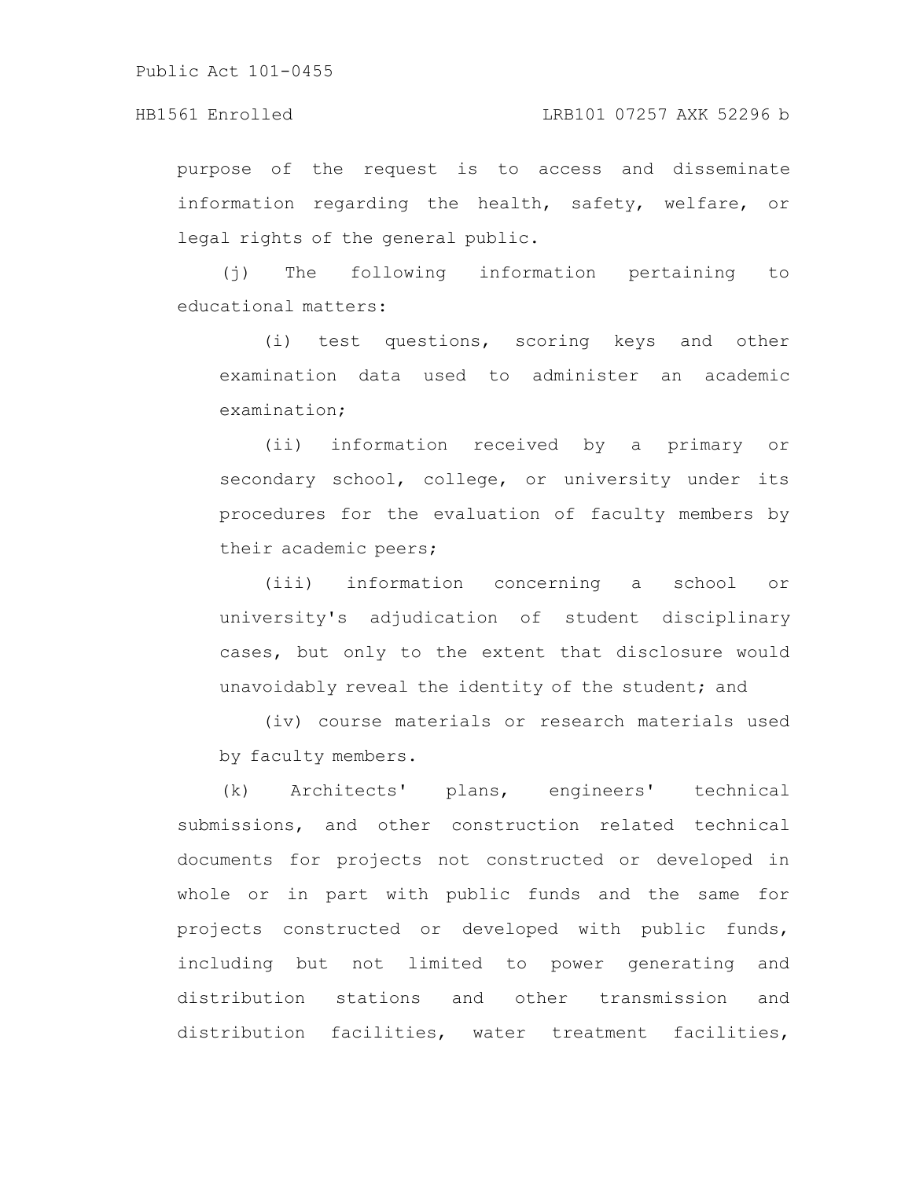purpose of the request is to access and disseminate information regarding the health, safety, welfare, or legal rights of the general public.

(j) The following information pertaining to educational matters:

(i) test questions, scoring keys and other examination data used to administer an academic examination;

(ii) information received by a primary or secondary school, college, or university under its procedures for the evaluation of faculty members by their academic peers;

(iii) information concerning a school or university's adjudication of student disciplinary cases, but only to the extent that disclosure would unavoidably reveal the identity of the student; and

(iv) course materials or research materials used by faculty members.

(k) Architects' plans, engineers' technical submissions, and other construction related technical documents for projects not constructed or developed in whole or in part with public funds and the same for projects constructed or developed with public funds, including but not limited to power generating and distribution stations and other transmission and distribution facilities, water treatment facilities,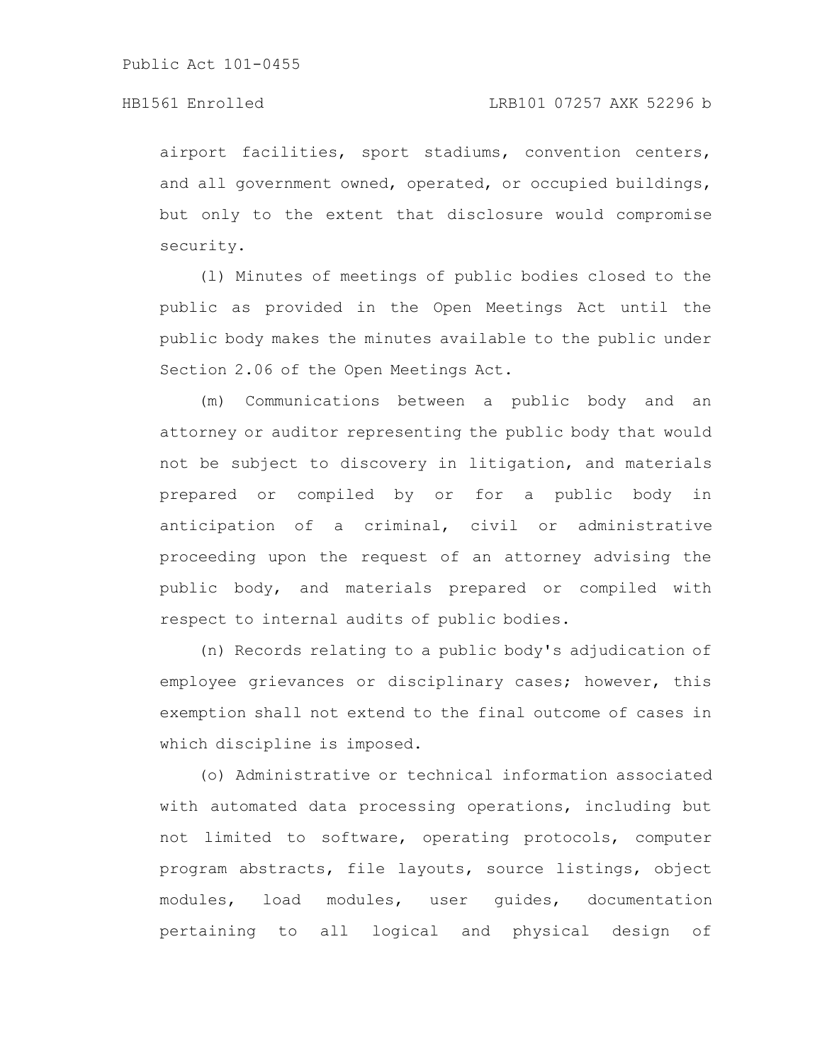airport facilities, sport stadiums, convention centers, and all government owned, operated, or occupied buildings, but only to the extent that disclosure would compromise security.

(l) Minutes of meetings of public bodies closed to the public as provided in the Open Meetings Act until the public body makes the minutes available to the public under Section 2.06 of the Open Meetings Act.

(m) Communications between a public body and an attorney or auditor representing the public body that would not be subject to discovery in litigation, and materials prepared or compiled by or for a public body in anticipation of a criminal, civil or administrative proceeding upon the request of an attorney advising the public body, and materials prepared or compiled with respect to internal audits of public bodies.

(n) Records relating to a public body's adjudication of employee grievances or disciplinary cases; however, this exemption shall not extend to the final outcome of cases in which discipline is imposed.

(o) Administrative or technical information associated with automated data processing operations, including but not limited to software, operating protocols, computer program abstracts, file layouts, source listings, object modules, load modules, user guides, documentation pertaining to all logical and physical design of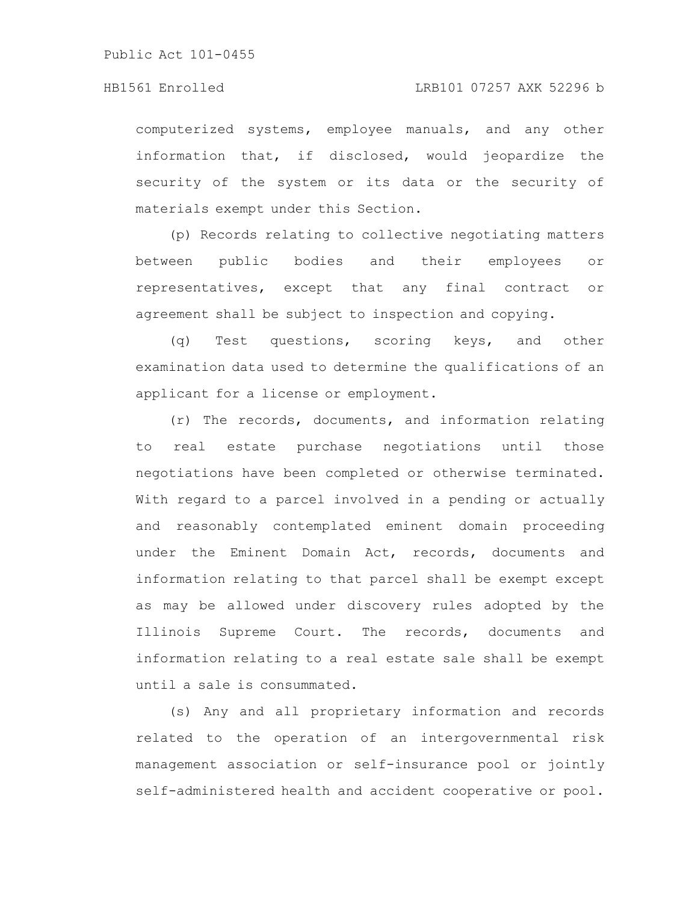computerized systems, employee manuals, and any other information that, if disclosed, would jeopardize the security of the system or its data or the security of materials exempt under this Section.

(p) Records relating to collective negotiating matters between public bodies and their employees or representatives, except that any final contract or agreement shall be subject to inspection and copying.

(q) Test questions, scoring keys, and other examination data used to determine the qualifications of an applicant for a license or employment.

(r) The records, documents, and information relating to real estate purchase negotiations until those negotiations have been completed or otherwise terminated. With regard to a parcel involved in a pending or actually and reasonably contemplated eminent domain proceeding under the Eminent Domain Act, records, documents and information relating to that parcel shall be exempt except as may be allowed under discovery rules adopted by the Illinois Supreme Court. The records, documents and information relating to a real estate sale shall be exempt until a sale is consummated.

(s) Any and all proprietary information and records related to the operation of an intergovernmental risk management association or self-insurance pool or jointly self-administered health and accident cooperative or pool.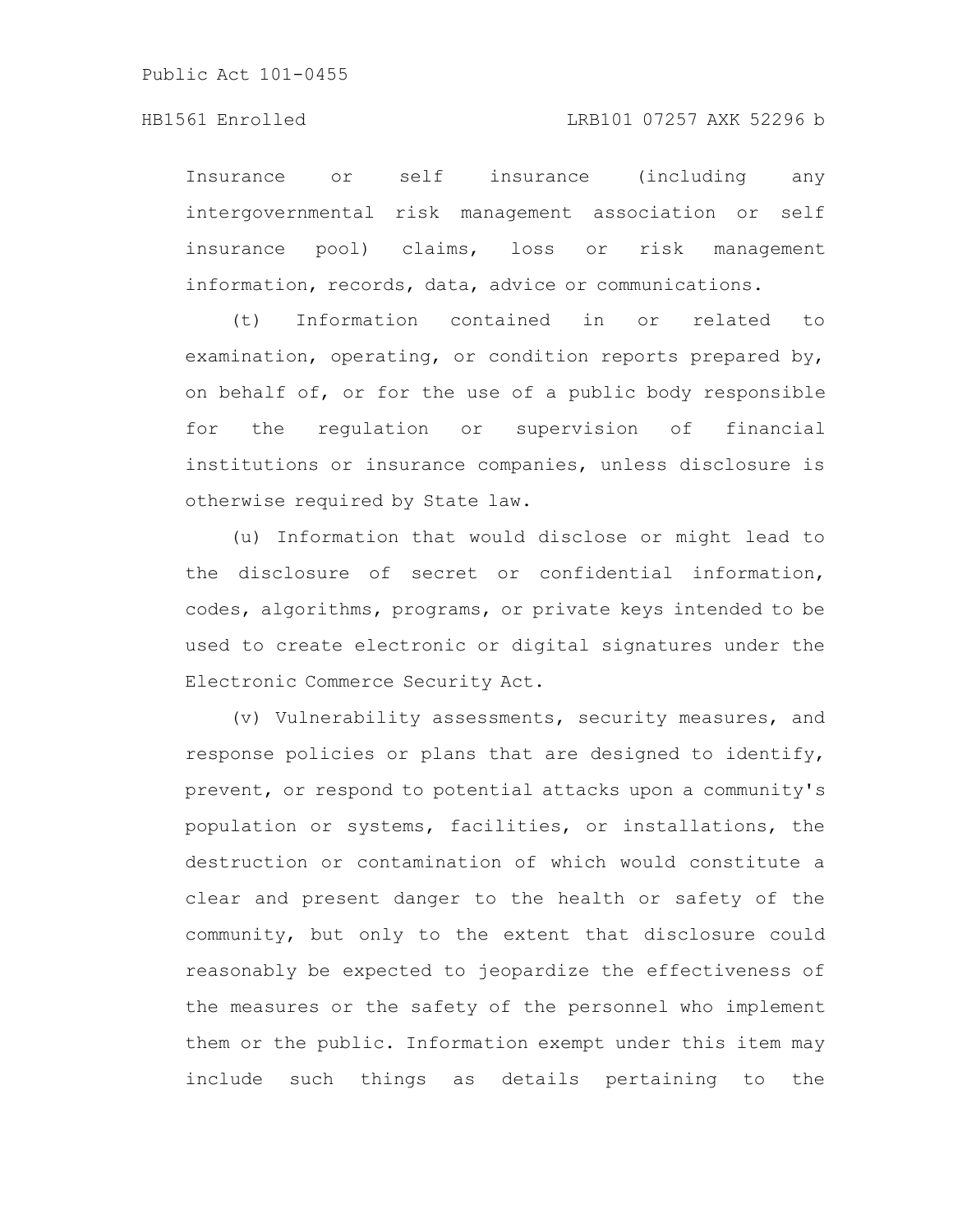Insurance or self insurance (including any intergovernmental risk management association or self insurance pool) claims, loss or risk management information, records, data, advice or communications.

(t) Information contained in or related to examination, operating, or condition reports prepared by, on behalf of, or for the use of a public body responsible for the regulation or supervision of financial institutions or insurance companies, unless disclosure is otherwise required by State law.

(u) Information that would disclose or might lead to the disclosure of secret or confidential information, codes, algorithms, programs, or private keys intended to be used to create electronic or digital signatures under the Electronic Commerce Security Act.

(v) Vulnerability assessments, security measures, and response policies or plans that are designed to identify, prevent, or respond to potential attacks upon a community's population or systems, facilities, or installations, the destruction or contamination of which would constitute a clear and present danger to the health or safety of the community, but only to the extent that disclosure could reasonably be expected to jeopardize the effectiveness of the measures or the safety of the personnel who implement them or the public. Information exempt under this item may include such things as details pertaining to the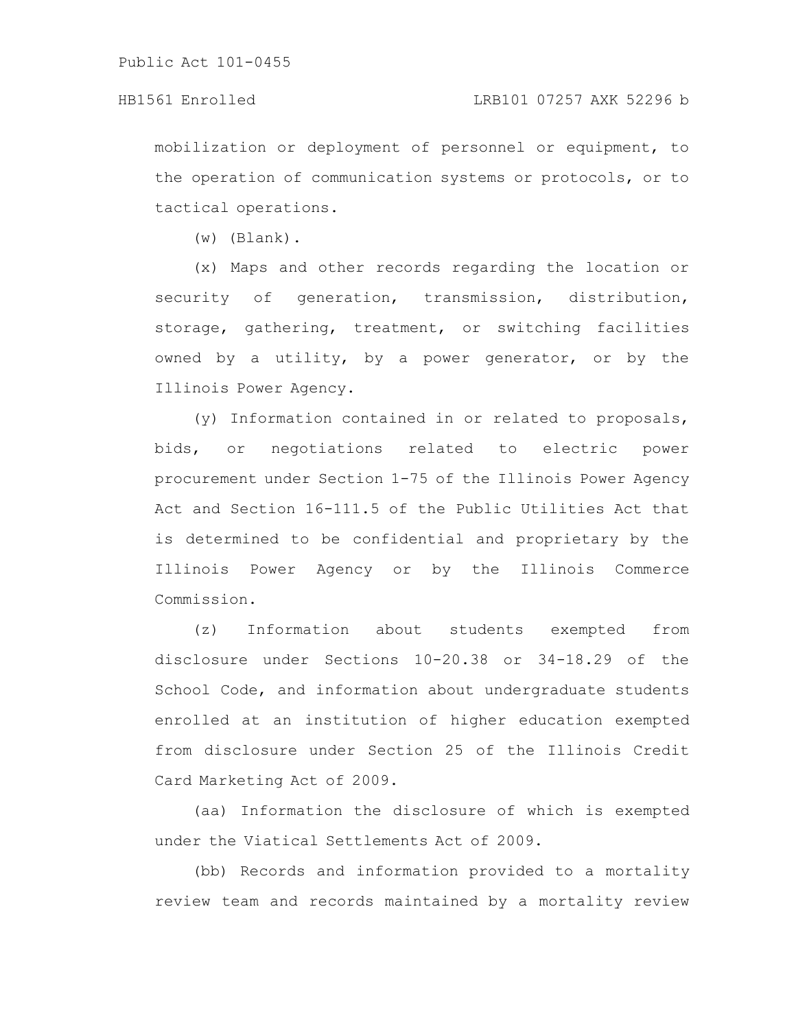mobilization or deployment of personnel or equipment, to the operation of communication systems or protocols, or to tactical operations.

(w) (Blank).

(x) Maps and other records regarding the location or security of generation, transmission, distribution, storage, gathering, treatment, or switching facilities owned by a utility, by a power generator, or by the Illinois Power Agency.

(y) Information contained in or related to proposals, bids, or negotiations related to electric power procurement under Section 1-75 of the Illinois Power Agency Act and Section 16-111.5 of the Public Utilities Act that is determined to be confidential and proprietary by the Illinois Power Agency or by the Illinois Commerce Commission.

(z) Information about students exempted from disclosure under Sections 10-20.38 or 34-18.29 of the School Code, and information about undergraduate students enrolled at an institution of higher education exempted from disclosure under Section 25 of the Illinois Credit Card Marketing Act of 2009.

(aa) Information the disclosure of which is exempted under the Viatical Settlements Act of 2009.

(bb) Records and information provided to a mortality review team and records maintained by a mortality review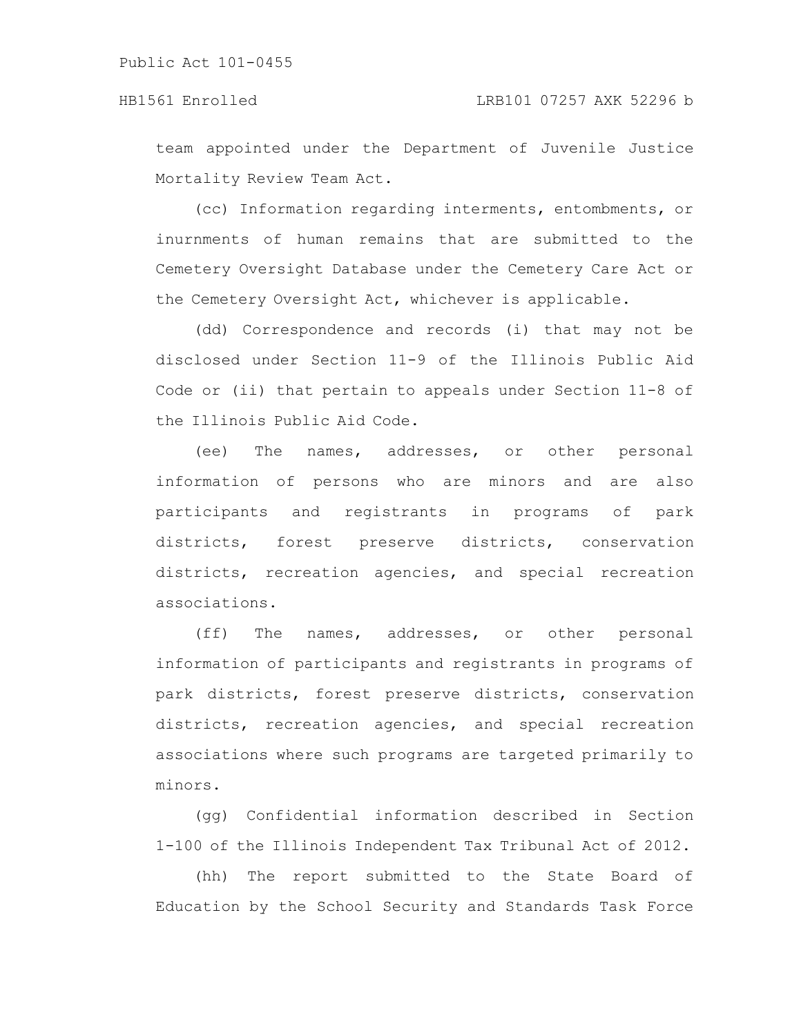team appointed under the Department of Juvenile Justice Mortality Review Team Act.

(cc) Information regarding interments, entombments, or inurnments of human remains that are submitted to the Cemetery Oversight Database under the Cemetery Care Act or the Cemetery Oversight Act, whichever is applicable.

(dd) Correspondence and records (i) that may not be disclosed under Section 11-9 of the Illinois Public Aid Code or (ii) that pertain to appeals under Section 11-8 of the Illinois Public Aid Code.

(ee) The names, addresses, or other personal information of persons who are minors and are also participants and registrants in programs of park districts, forest preserve districts, conservation districts, recreation agencies, and special recreation associations.

(ff) The names, addresses, or other personal information of participants and registrants in programs of park districts, forest preserve districts, conservation districts, recreation agencies, and special recreation associations where such programs are targeted primarily to minors.

(gg) Confidential information described in Section 1-100 of the Illinois Independent Tax Tribunal Act of 2012.

(hh) The report submitted to the State Board of Education by the School Security and Standards Task Force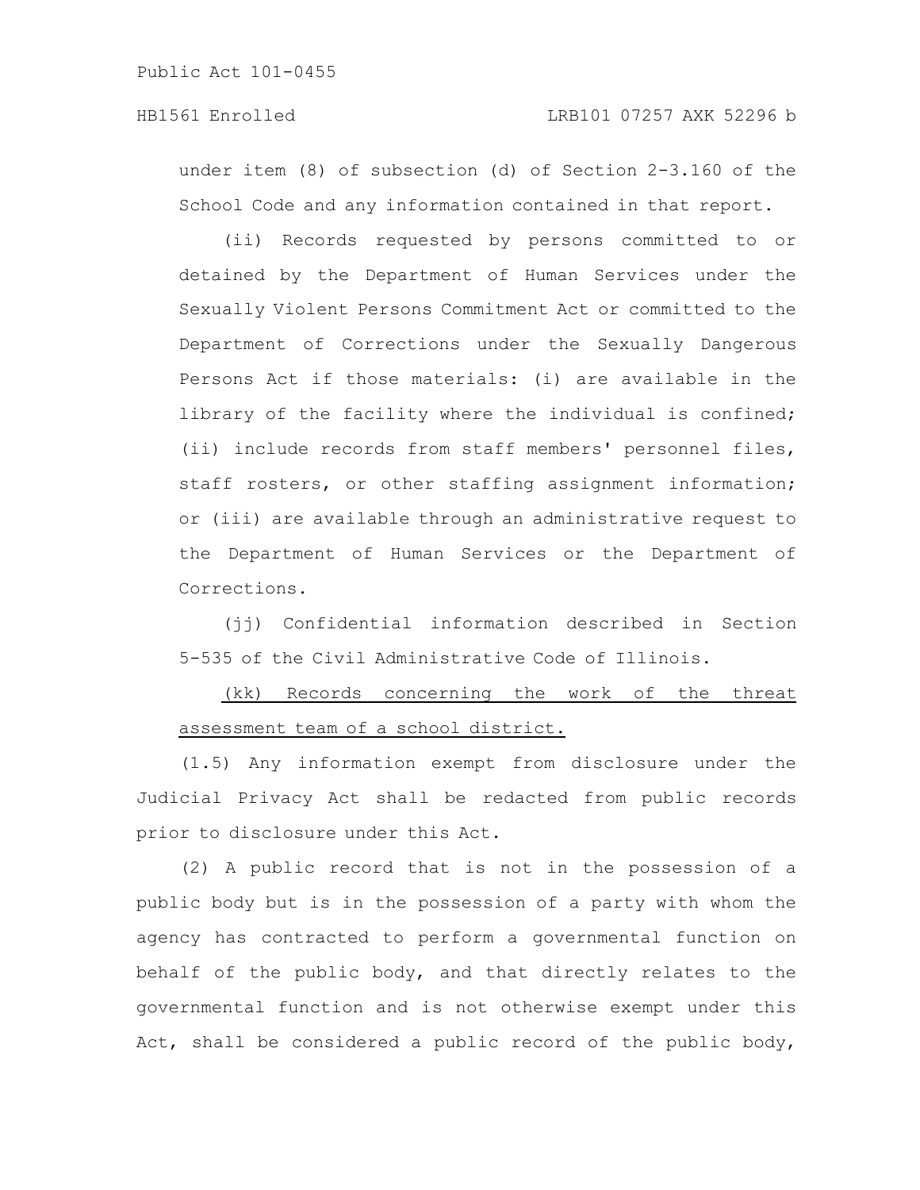under item (8) of subsection (d) of Section 2-3.160 of the School Code and any information contained in that report.

(ii) Records requested by persons committed to or detained by the Department of Human Services under the Sexually Violent Persons Commitment Act or committed to the Department of Corrections under the Sexually Dangerous Persons Act if those materials: (i) are available in the library of the facility where the individual is confined; (ii) include records from staff members' personnel files, staff rosters, or other staffing assignment information; or (iii) are available through an administrative request to the Department of Human Services or the Department of Corrections.

(jj) Confidential information described in Section 5-535 of the Civil Administrative Code of Illinois.

<u>(kk) Records concerning the work of the threat assessment team of a school district.</u>

(1.5) Any information exempt from disclosure under the Judicial Privacy Act shall be redacted from public records prior to disclosure under this Act.

(2) A public record that is not in the possession of a public body but is in the possession of a party with whom the agency has contracted to perform a governmental function on behalf of the public body, and that directly relates to the governmental function and is not otherwise exempt under this Act, shall be considered a public record of the public body,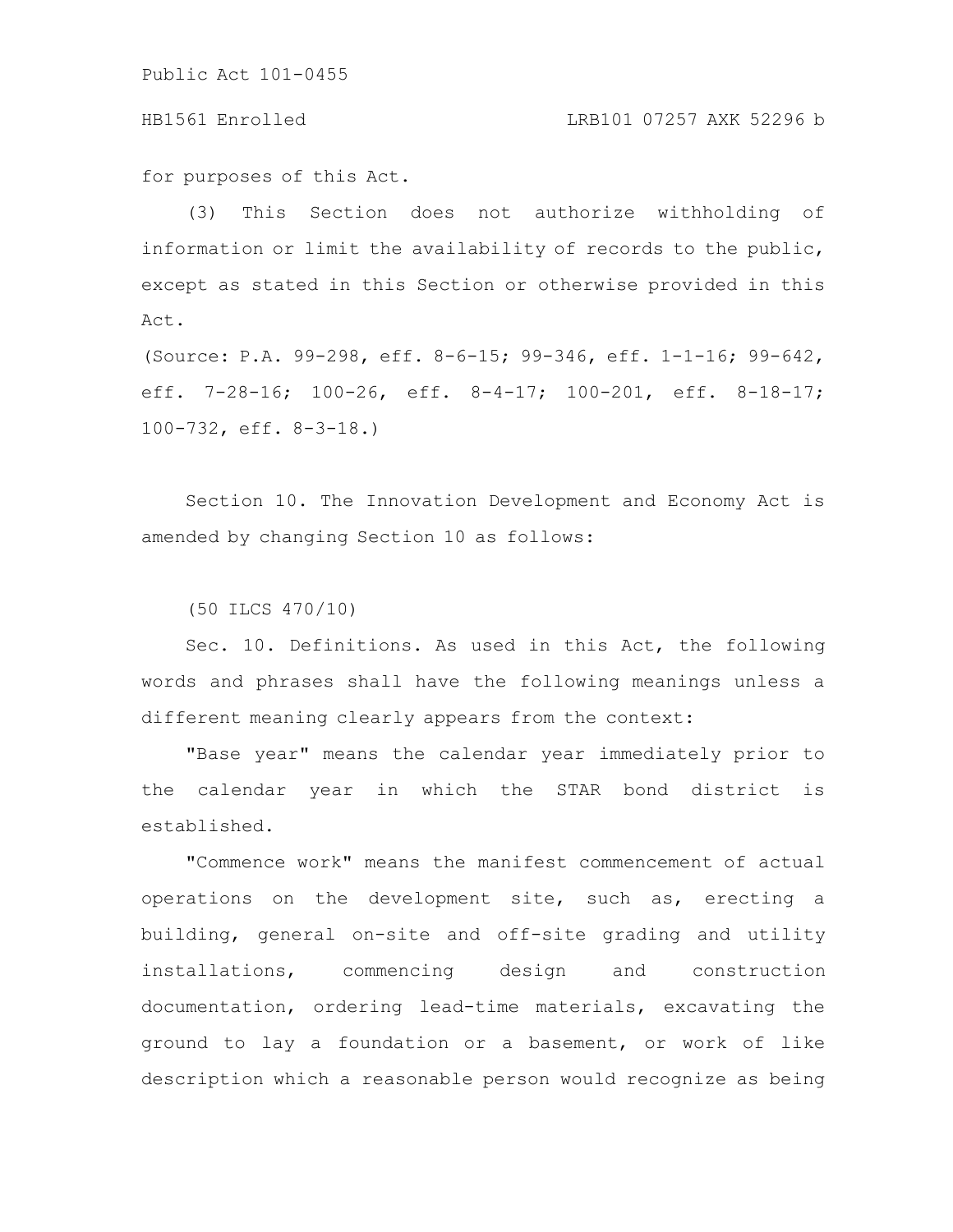for purposes of this Act.

(3) This Section does not authorize withholding of information or limit the availability of records to the public, except as stated in this Section or otherwise provided in this Act.

(Source: P.A. 99-298, eff. 8-6-15; 99-346, eff. 1-1-16; 99-642, eff. 7-28-16; 100-26, eff. 8-4-17; 100-201, eff. 8-18-17; 100-732, eff. 8-3-18.)

Section 10. The Innovation Development and Economy Act is amended by changing Section 10 as follows:

(50 ILCS 470/10)

Sec. 10. Definitions. As used in this Act, the following words and phrases shall have the following meanings unless a different meaning clearly appears from the context:

"Base year" means the calendar year immediately prior to the calendar year in which the STAR bond district is established.

"Commence work" means the manifest commencement of actual operations on the development site, such as, erecting a building, general on-site and off-site grading and utility installations, commencing design and construction documentation, ordering lead-time materials, excavating the ground to lay a foundation or a basement, or work of like description which a reasonable person would recognize as being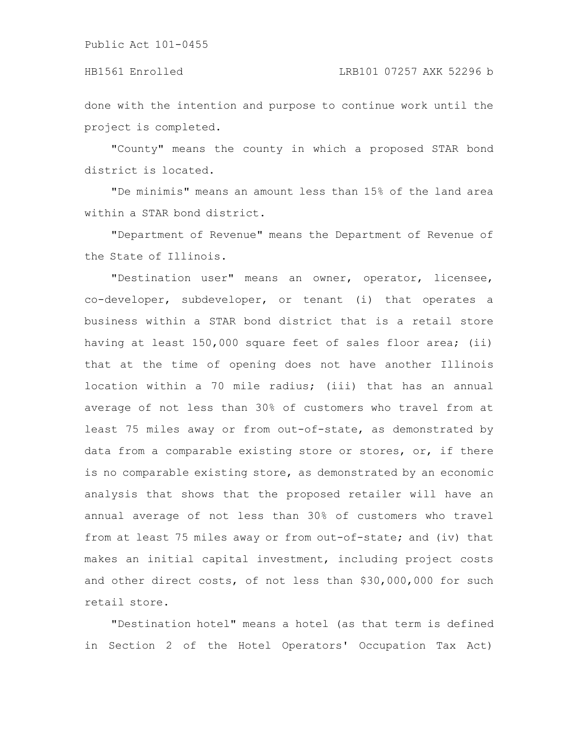done with the intention and purpose to continue work until the project is completed.

"County" means the county in which a proposed STAR bond district is located.

"De minimis" means an amount less than 15% of the land area within a STAR bond district.

"Department of Revenue" means the Department of Revenue of the State of Illinois.

"Destination user" means an owner, operator, licensee, co-developer, subdeveloper, or tenant (i) that operates a business within a STAR bond district that is a retail store having at least 150,000 square feet of sales floor area; (ii) that at the time of opening does not have another Illinois location within a 70 mile radius; (iii) that has an annual average of not less than 30% of customers who travel from at least 75 miles away or from out-of-state, as demonstrated by data from a comparable existing store or stores, or, if there is no comparable existing store, as demonstrated by an economic analysis that shows that the proposed retailer will have an annual average of not less than 30% of customers who travel from at least 75 miles away or from out-of-state; and (iv) that makes an initial capital investment, including project costs and other direct costs, of not less than $30,000,000 for such retail store.

"Destination hotel" means a hotel (as that term is defined in Section 2 of the Hotel Operators' Occupation Tax Act)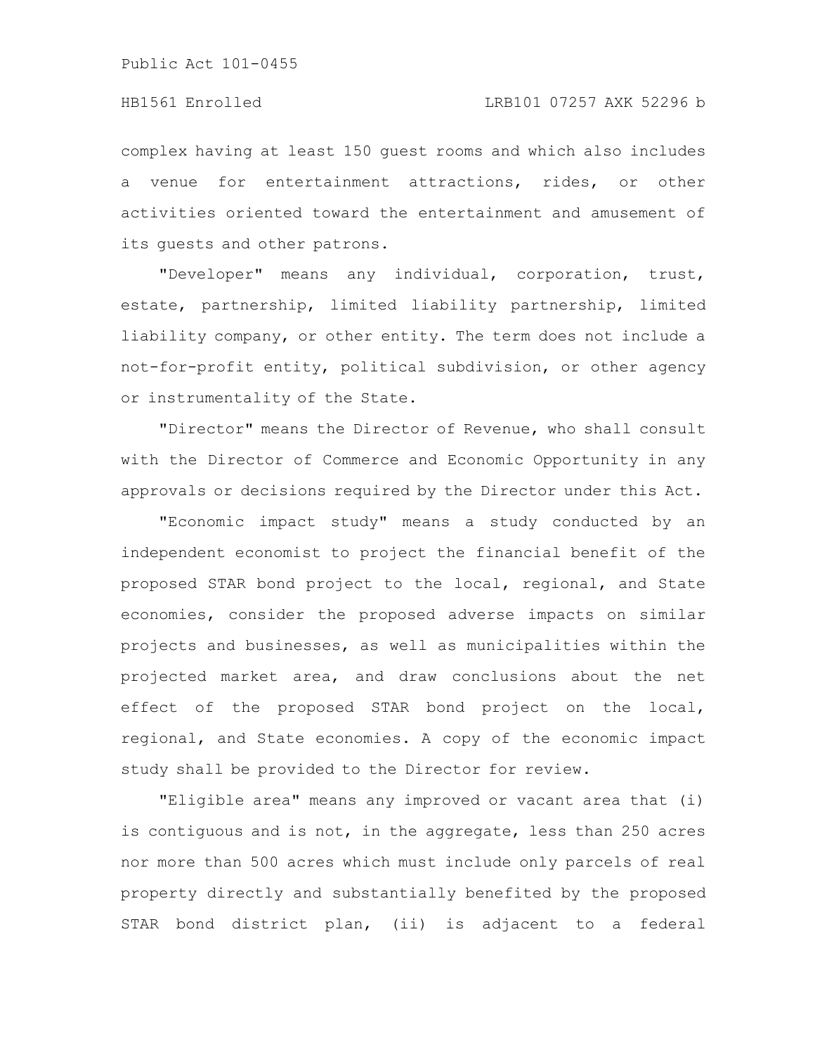complex having at least 150 guest rooms and which also includes a venue for entertainment attractions, rides, or other activities oriented toward the entertainment and amusement of its guests and other patrons.

"Developer" means any individual, corporation, trust, estate, partnership, limited liability partnership, limited liability company, or other entity. The term does not include a not-for-profit entity, political subdivision, or other agency or instrumentality of the State.

"Director" means the Director of Revenue, who shall consult with the Director of Commerce and Economic Opportunity in any approvals or decisions required by the Director under this Act.

"Economic impact study" means a study conducted by an independent economist to project the financial benefit of the proposed STAR bond project to the local, regional, and State economies, consider the proposed adverse impacts on similar projects and businesses, as well as municipalities within the projected market area, and draw conclusions about the net effect of the proposed STAR bond project on the local, regional, and State economies. A copy of the economic impact study shall be provided to the Director for review.

"Eligible area" means any improved or vacant area that (i) is contiguous and is not, in the aggregate, less than 250 acres nor more than 500 acres which must include only parcels of real property directly and substantially benefited by the proposed STAR bond district plan, (ii) is adjacent to a federal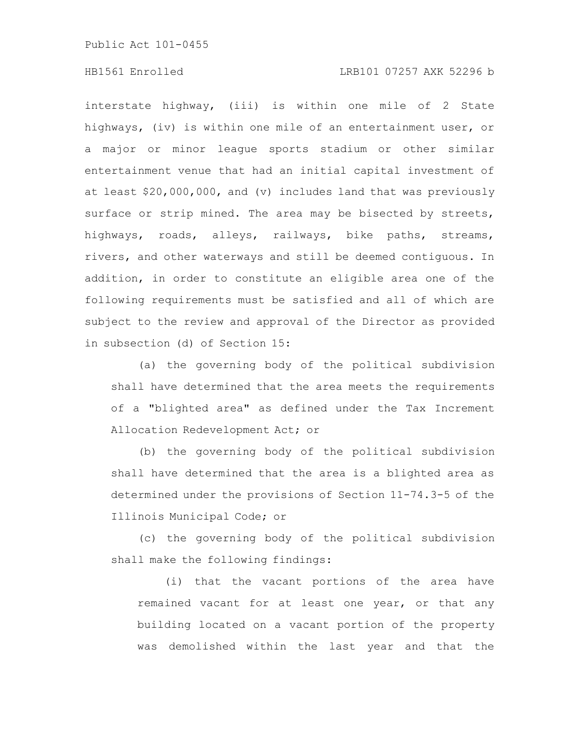interstate highway, (iii) is within one mile of 2 State highways, (iv) is within one mile of an entertainment user, or a major or minor league sports stadium or other similar entertainment venue that had an initial capital investment of at least $20,000,000, and (v) includes land that was previously surface or strip mined. The area may be bisected by streets, highways, roads, alleys, railways, bike paths, streams, rivers, and other waterways and still be deemed contiguous. In addition, in order to constitute an eligible area one of the following requirements must be satisfied and all of which are subject to the review and approval of the Director as provided in subsection (d) of Section 15:

(a) the governing body of the political subdivision shall have determined that the area meets the requirements of a "blighted area" as defined under the Tax Increment Allocation Redevelopment Act; or

(b) the governing body of the political subdivision shall have determined that the area is a blighted area as determined under the provisions of Section 11-74.3-5 of the Illinois Municipal Code; or

(c) the governing body of the political subdivision shall make the following findings:

(i) that the vacant portions of the area have remained vacant for at least one year, or that any building located on a vacant portion of the property was demolished within the last year and that the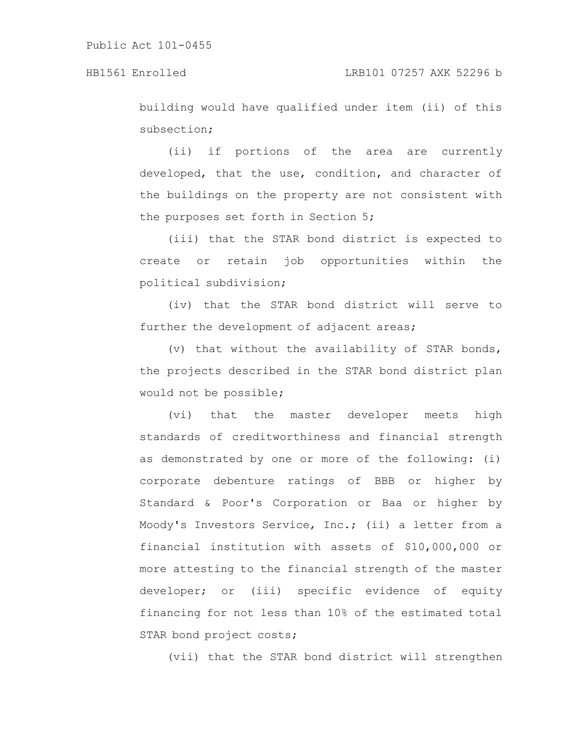building would have qualified under item (ii) of this subsection;

(ii) if portions of the area are currently developed, that the use, condition, and character of the buildings on the property are not consistent with the purposes set forth in Section 5;

(iii) that the STAR bond district is expected to create or retain job opportunities within the political subdivision;

(iv) that the STAR bond district will serve to further the development of adjacent areas;

(v) that without the availability of STAR bonds, the projects described in the STAR bond district plan would not be possible;

(vi) that the master developer meets high standards of creditworthiness and financial strength as demonstrated by one or more of the following: (i) corporate debenture ratings of BBB or higher by Standard & Poor's Corporation or Baa or higher by Moody's Investors Service, Inc.; (ii) a letter from a financial institution with assets of $10,000,000 or more attesting to the financial strength of the master developer; or (iii) specific evidence of equity financing for not less than 10% of the estimated total STAR bond project costs;

(vii) that the STAR bond district will strengthen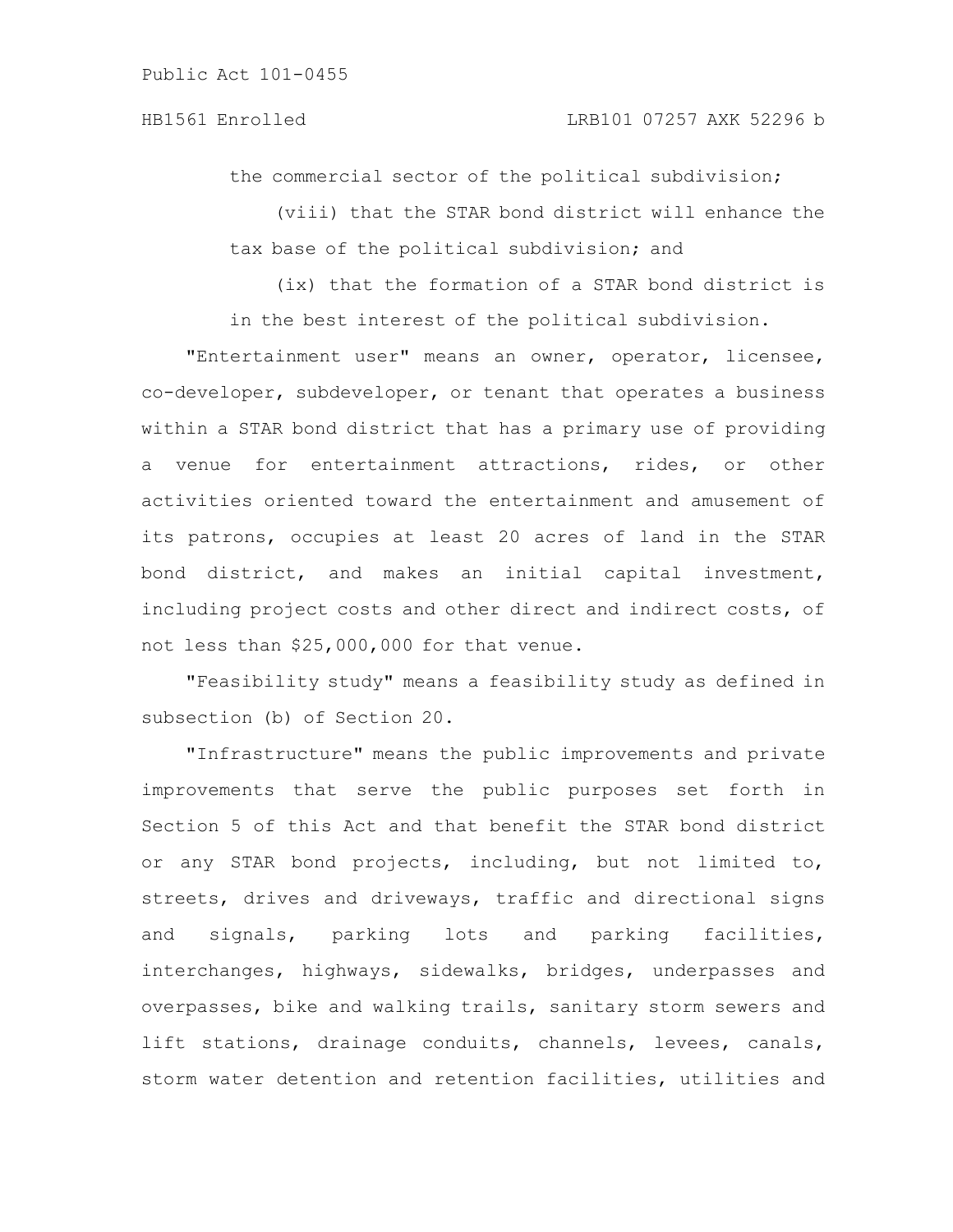the commercial sector of the political subdivision;

(viii) that the STAR bond district will enhance the tax base of the political subdivision; and

(ix) that the formation of a STAR bond district is in the best interest of the political subdivision.

"Entertainment user" means an owner, operator, licensee, co-developer, subdeveloper, or tenant that operates a business within a STAR bond district that has a primary use of providing a venue for entertainment attractions, rides, or other activities oriented toward the entertainment and amusement of its patrons, occupies at least 20 acres of land in the STAR bond district, and makes an initial capital investment, including project costs and other direct and indirect costs, of not less than $25,000,000 for that venue.

"Feasibility study" means a feasibility study as defined in subsection (b) of Section 20.

"Infrastructure" means the public improvements and private improvements that serve the public purposes set forth in Section 5 of this Act and that benefit the STAR bond district or any STAR bond projects, including, but not limited to, streets, drives and driveways, traffic and directional signs and signals, parking lots and parking facilities, interchanges, highways, sidewalks, bridges, underpasses and overpasses, bike and walking trails, sanitary storm sewers and lift stations, drainage conduits, channels, levees, canals, storm water detention and retention facilities, utilities and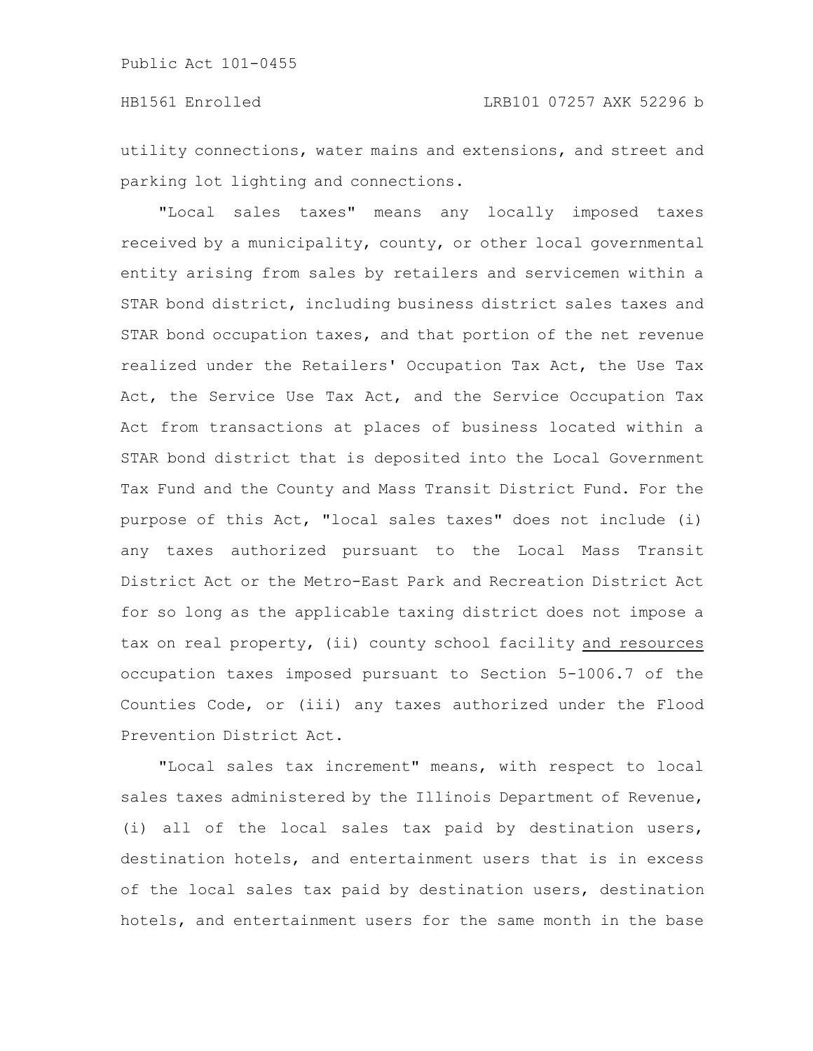utility connections, water mains and extensions, and street and parking lot lighting and connections.

"Local sales taxes" means any locally imposed taxes received by a municipality, county, or other local governmental entity arising from sales by retailers and servicemen within a STAR bond district, including business district sales taxes and STAR bond occupation taxes, and that portion of the net revenue realized under the Retailers' Occupation Tax Act, the Use Tax Act, the Service Use Tax Act, and the Service Occupation Tax Act from transactions at places of business located within a STAR bond district that is deposited into the Local Government Tax Fund and the County and Mass Transit District Fund. For the purpose of this Act, "local sales taxes" does not include (i) any taxes authorized pursuant to the Local Mass Transit District Act or the Metro-East Park and Recreation District Act for so long as the applicable taxing district does not impose a tax on real property, (ii) county school facility <u>and resources</u> occupation taxes imposed pursuant to Section 5-1006.7 of the Counties Code, or (iii) any taxes authorized under the Flood Prevention District Act.

"Local sales tax increment" means, with respect to local sales taxes administered by the Illinois Department of Revenue, (i) all of the local sales tax paid by destination users, destination hotels, and entertainment users that is in excess of the local sales tax paid by destination users, destination hotels, and entertainment users for the same month in the base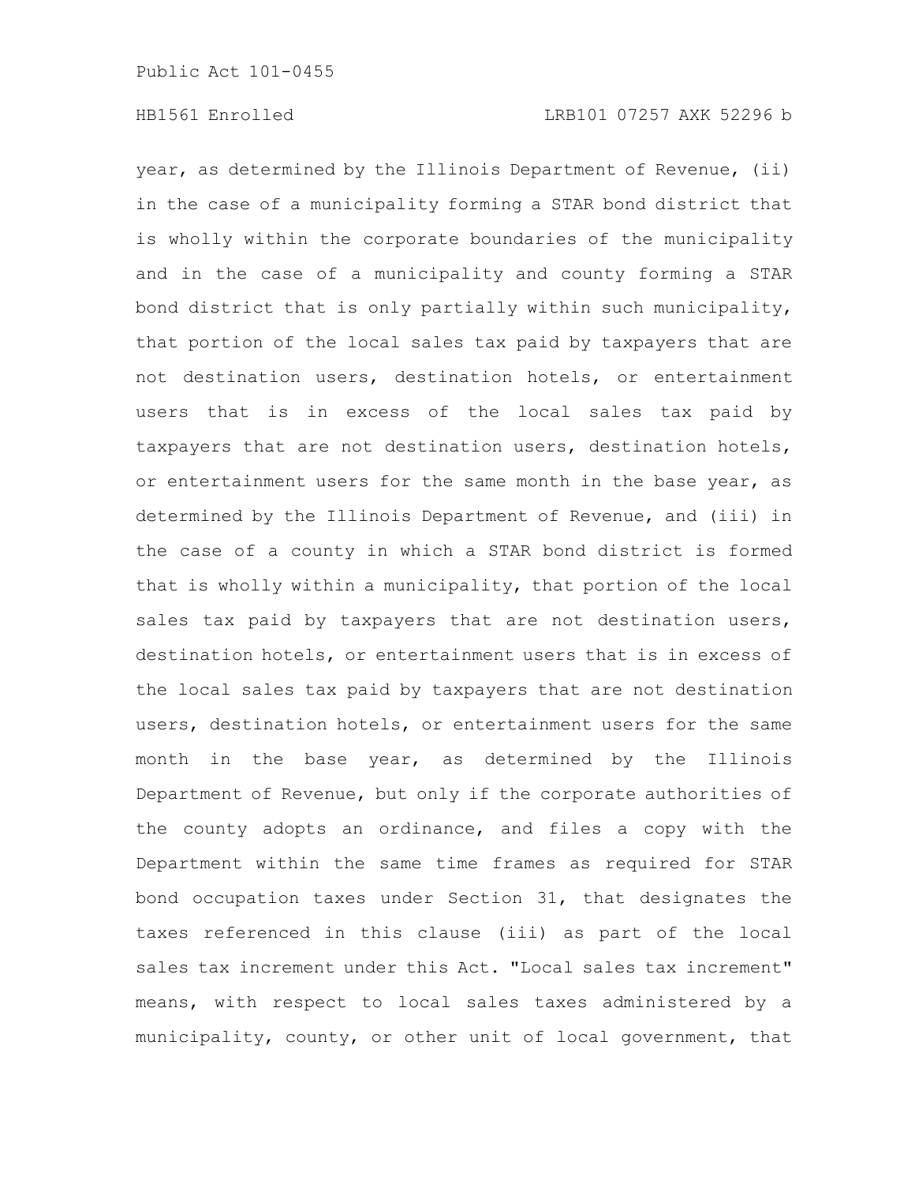year, as determined by the Illinois Department of Revenue, (ii) in the case of a municipality forming a STAR bond district that is wholly within the corporate boundaries of the municipality and in the case of a municipality and county forming a STAR bond district that is only partially within such municipality, that portion of the local sales tax paid by taxpayers that are not destination users, destination hotels, or entertainment users that is in excess of the local sales tax paid by taxpayers that are not destination users, destination hotels, or entertainment users for the same month in the base year, as determined by the Illinois Department of Revenue, and (iii) in the case of a county in which a STAR bond district is formed that is wholly within a municipality, that portion of the local sales tax paid by taxpayers that are not destination users, destination hotels, or entertainment users that is in excess of the local sales tax paid by taxpayers that are not destination users, destination hotels, or entertainment users for the same month in the base year, as determined by the Illinois Department of Revenue, but only if the corporate authorities of the county adopts an ordinance, and files a copy with the Department within the same time frames as required for STAR bond occupation taxes under Section 31, that designates the taxes referenced in this clause (iii) as part of the local sales tax increment under this Act. "Local sales tax increment" means, with respect to local sales taxes administered by a municipality, county, or other unit of local government, that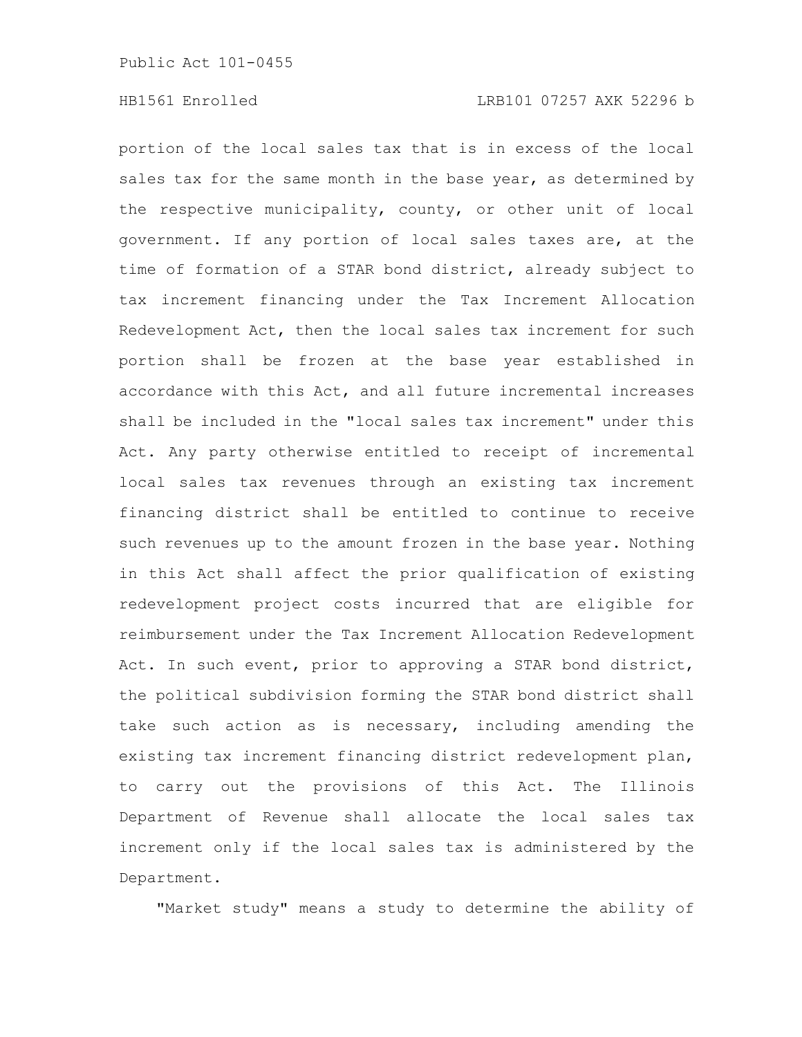portion of the local sales tax that is in excess of the local sales tax for the same month in the base year, as determined by the respective municipality, county, or other unit of local government. If any portion of local sales taxes are, at the time of formation of a STAR bond district, already subject to tax increment financing under the Tax Increment Allocation Redevelopment Act, then the local sales tax increment for such portion shall be frozen at the base year established in accordance with this Act, and all future incremental increases shall be included in the "local sales tax increment" under this Act. Any party otherwise entitled to receipt of incremental local sales tax revenues through an existing tax increment financing district shall be entitled to continue to receive such revenues up to the amount frozen in the base year. Nothing in this Act shall affect the prior qualification of existing redevelopment project costs incurred that are eligible for reimbursement under the Tax Increment Allocation Redevelopment Act. In such event, prior to approving a STAR bond district, the political subdivision forming the STAR bond district shall take such action as is necessary, including amending the existing tax increment financing district redevelopment plan, to carry out the provisions of this Act. The Illinois Department of Revenue shall allocate the local sales tax increment only if the local sales tax is administered by the Department.

"Market study" means a study to determine the ability of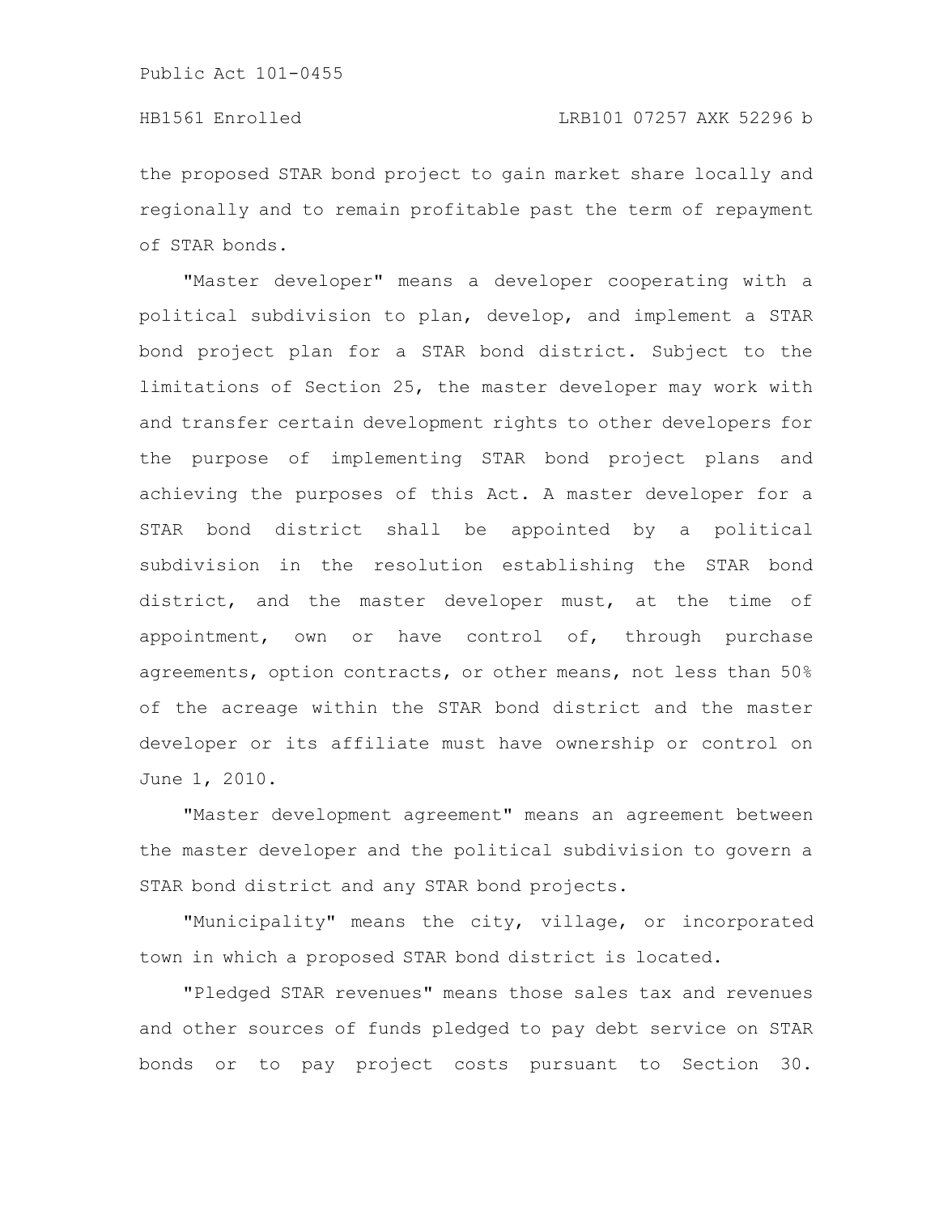the proposed STAR bond project to gain market share locally and regionally and to remain profitable past the term of repayment of STAR bonds.

"Master developer" means a developer cooperating with a political subdivision to plan, develop, and implement a STAR bond project plan for a STAR bond district. Subject to the limitations of Section 25, the master developer may work with and transfer certain development rights to other developers for the purpose of implementing STAR bond project plans and achieving the purposes of this Act. A master developer for a STAR bond district shall be appointed by a political subdivision in the resolution establishing the STAR bond district, and the master developer must, at the time of appointment, own or have control of, through purchase agreements, option contracts, or other means, not less than 50% of the acreage within the STAR bond district and the master developer or its affiliate must have ownership or control on June 1, 2010.

"Master development agreement" means an agreement between the master developer and the political subdivision to govern a STAR bond district and any STAR bond projects.

"Municipality" means the city, village, or incorporated town in which a proposed STAR bond district is located.

"Pledged STAR revenues" means those sales tax and revenues and other sources of funds pledged to pay debt service on STAR bonds or to pay project costs pursuant to Section 30.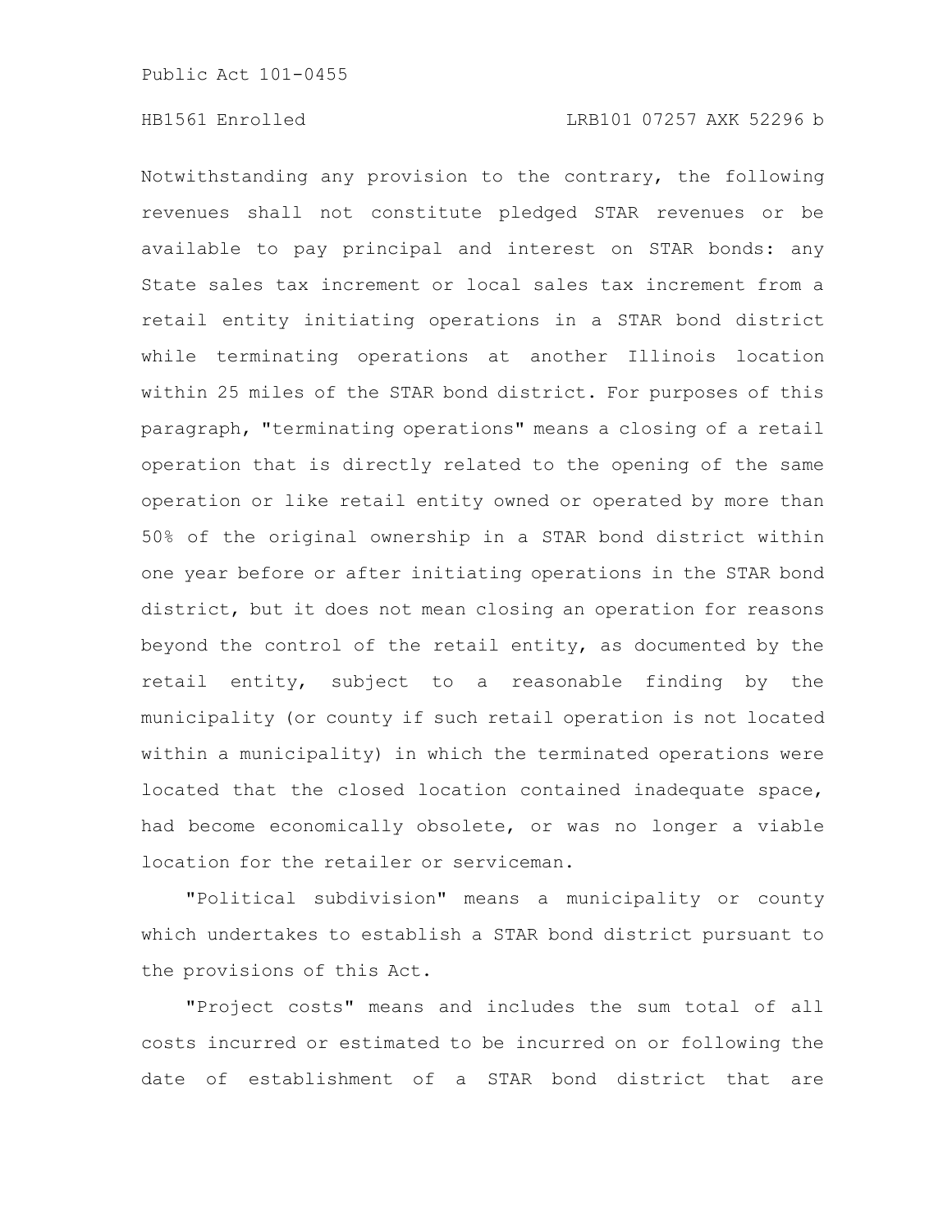Notwithstanding any provision to the contrary, the following revenues shall not constitute pledged STAR revenues or be available to pay principal and interest on STAR bonds: any State sales tax increment or local sales tax increment from a retail entity initiating operations in a STAR bond district while terminating operations at another Illinois location within 25 miles of the STAR bond district. For purposes of this paragraph, "terminating operations" means a closing of a retail operation that is directly related to the opening of the same operation or like retail entity owned or operated by more than 50% of the original ownership in a STAR bond district within one year before or after initiating operations in the STAR bond district, but it does not mean closing an operation for reasons beyond the control of the retail entity, as documented by the retail entity, subject to a reasonable finding by the municipality (or county if such retail operation is not located within a municipality) in which the terminated operations were located that the closed location contained inadequate space, had become economically obsolete, or was no longer a viable location for the retailer or serviceman.

"Political subdivision" means a municipality or county which undertakes to establish a STAR bond district pursuant to the provisions of this Act.

"Project costs" means and includes the sum total of all costs incurred or estimated to be incurred on or following the date of establishment of a STAR bond district that are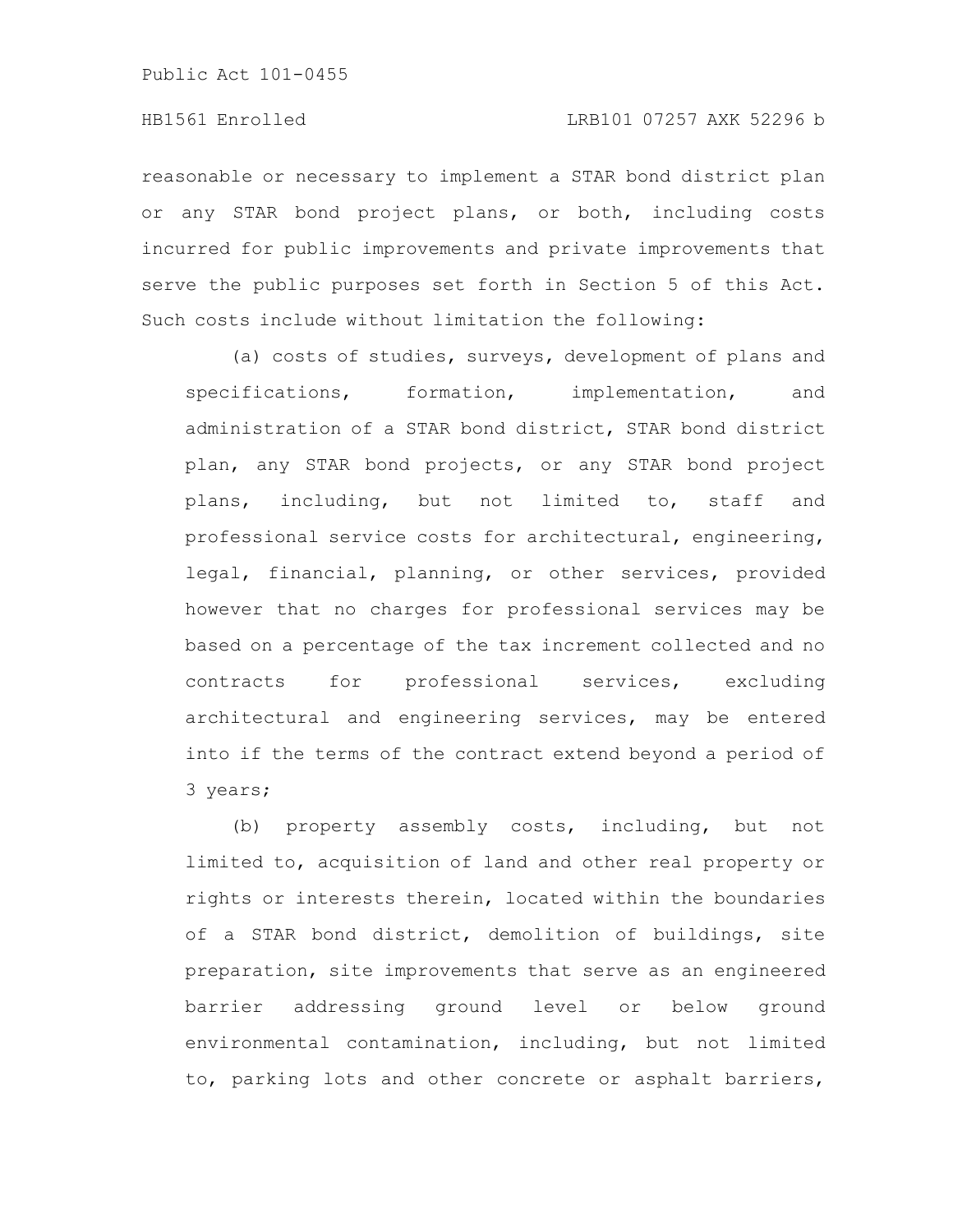reasonable or necessary to implement a STAR bond district plan or any STAR bond project plans, or both, including costs incurred for public improvements and private improvements that serve the public purposes set forth in Section 5 of this Act. Such costs include without limitation the following:

(a) costs of studies, surveys, development of plans and specifications, formation, implementation, and administration of a STAR bond district, STAR bond district plan, any STAR bond projects, or any STAR bond project plans, including, but not limited to, staff and professional service costs for architectural, engineering, legal, financial, planning, or other services, provided however that no charges for professional services may be based on a percentage of the tax increment collected and no contracts for professional services, excluding architectural and engineering services, may be entered into if the terms of the contract extend beyond a period of 3 years;

(b) property assembly costs, including, but not limited to, acquisition of land and other real property or rights or interests therein, located within the boundaries of a STAR bond district, demolition of buildings, site preparation, site improvements that serve as an engineered barrier addressing ground level or below ground environmental contamination, including, but not limited to, parking lots and other concrete or asphalt barriers,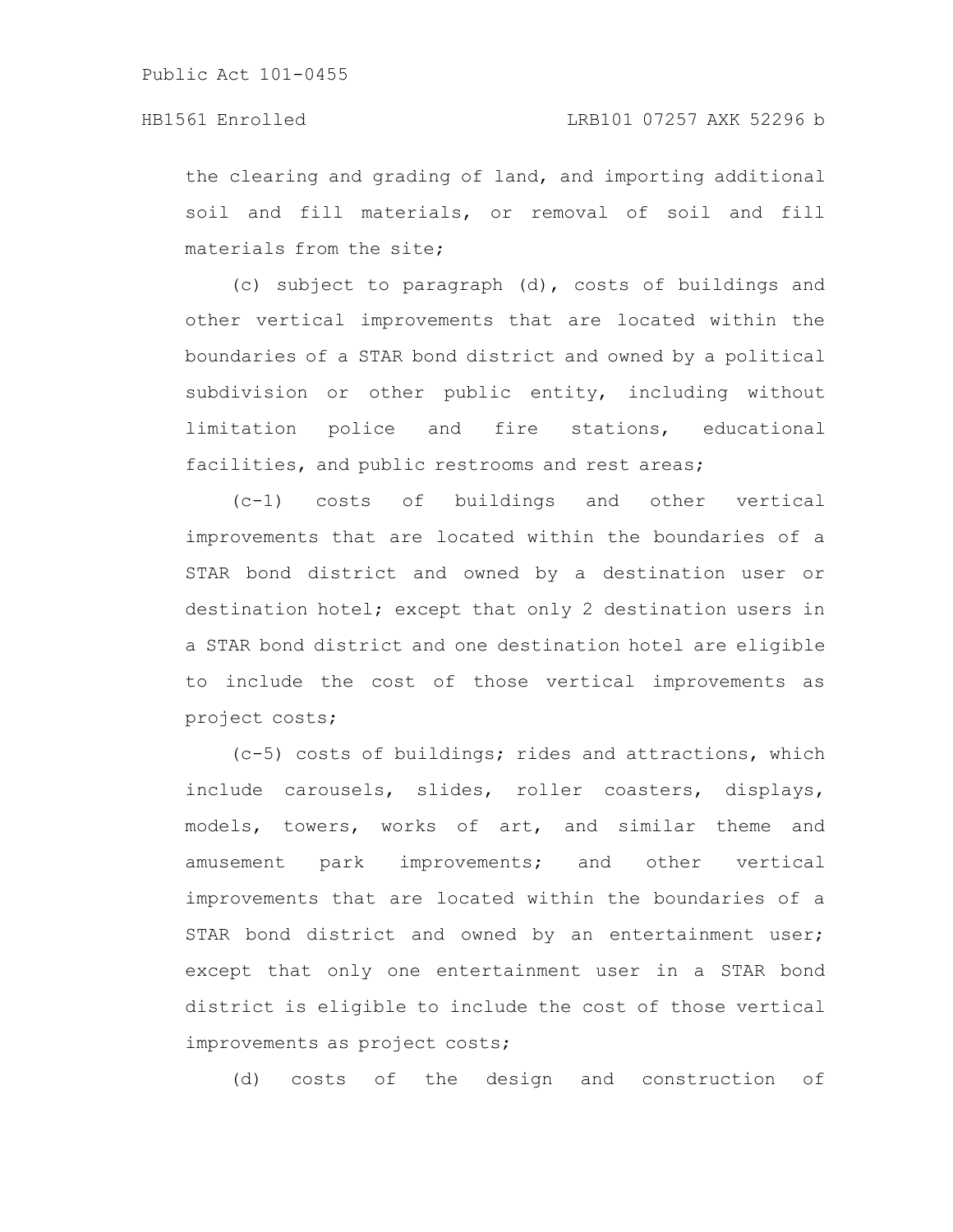the clearing and grading of land, and importing additional soil and fill materials, or removal of soil and fill materials from the site;

(c) subject to paragraph (d), costs of buildings and other vertical improvements that are located within the boundaries of a STAR bond district and owned by a political subdivision or other public entity, including without limitation police and fire stations, educational facilities, and public restrooms and rest areas;

(c-1) costs of buildings and other vertical improvements that are located within the boundaries of a STAR bond district and owned by a destination user or destination hotel; except that only 2 destination users in a STAR bond district and one destination hotel are eligible to include the cost of those vertical improvements as project costs;

(c-5) costs of buildings; rides and attractions, which include carousels, slides, roller coasters, displays, models, towers, works of art, and similar theme and amusement park improvements; and other vertical improvements that are located within the boundaries of a STAR bond district and owned by an entertainment user; except that only one entertainment user in a STAR bond district is eligible to include the cost of those vertical improvements as project costs;

(d) costs of the design and construction of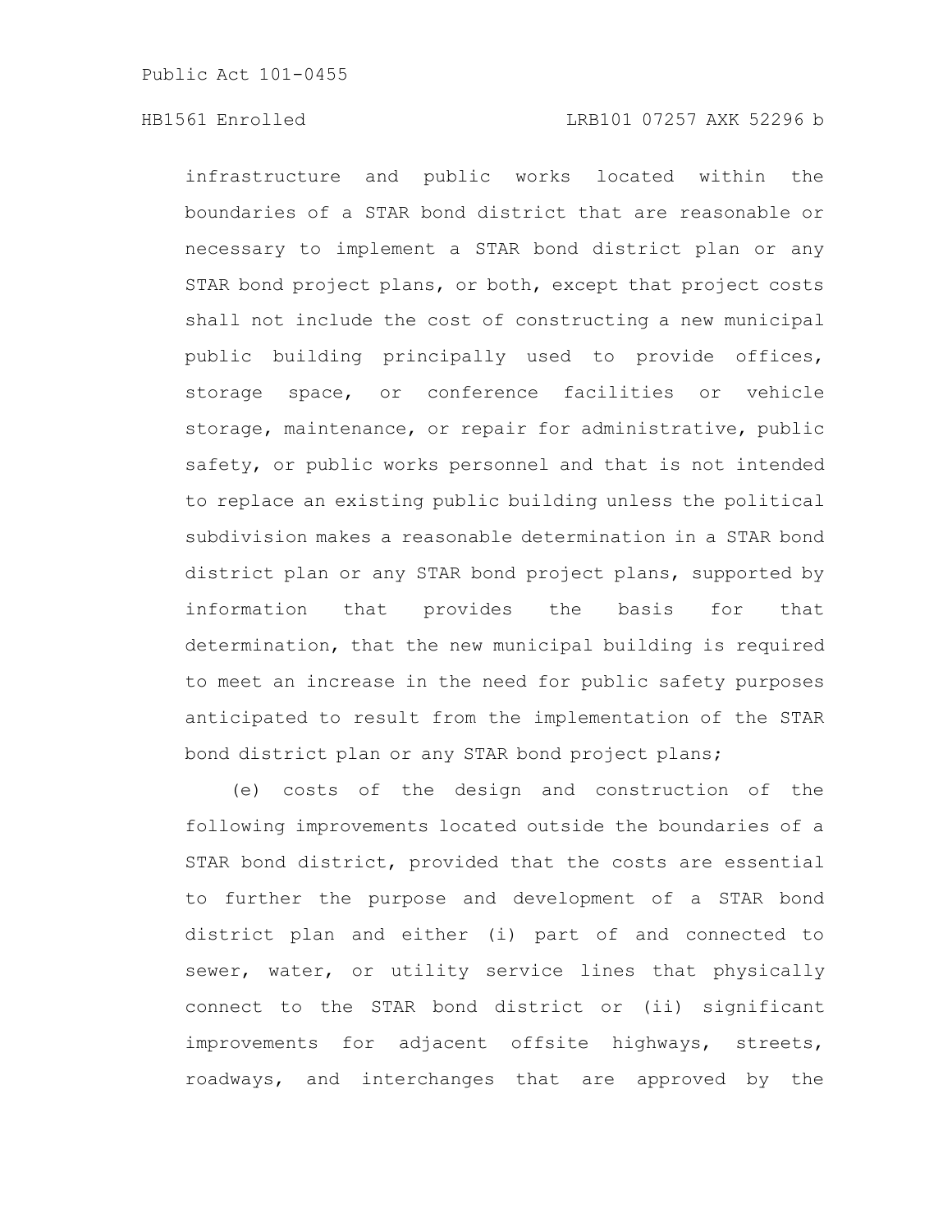infrastructure and public works located within the boundaries of a STAR bond district that are reasonable or necessary to implement a STAR bond district plan or any STAR bond project plans, or both, except that project costs shall not include the cost of constructing a new municipal public building principally used to provide offices, storage space, or conference facilities or vehicle storage, maintenance, or repair for administrative, public safety, or public works personnel and that is not intended to replace an existing public building unless the political subdivision makes a reasonable determination in a STAR bond district plan or any STAR bond project plans, supported by information that provides the basis for that determination, that the new municipal building is required to meet an increase in the need for public safety purposes anticipated to result from the implementation of the STAR bond district plan or any STAR bond project plans;

(e) costs of the design and construction of the following improvements located outside the boundaries of a STAR bond district, provided that the costs are essential to further the purpose and development of a STAR bond district plan and either (i) part of and connected to sewer, water, or utility service lines that physically connect to the STAR bond district or (ii) significant improvements for adjacent offsite highways, streets, roadways, and interchanges that are approved by the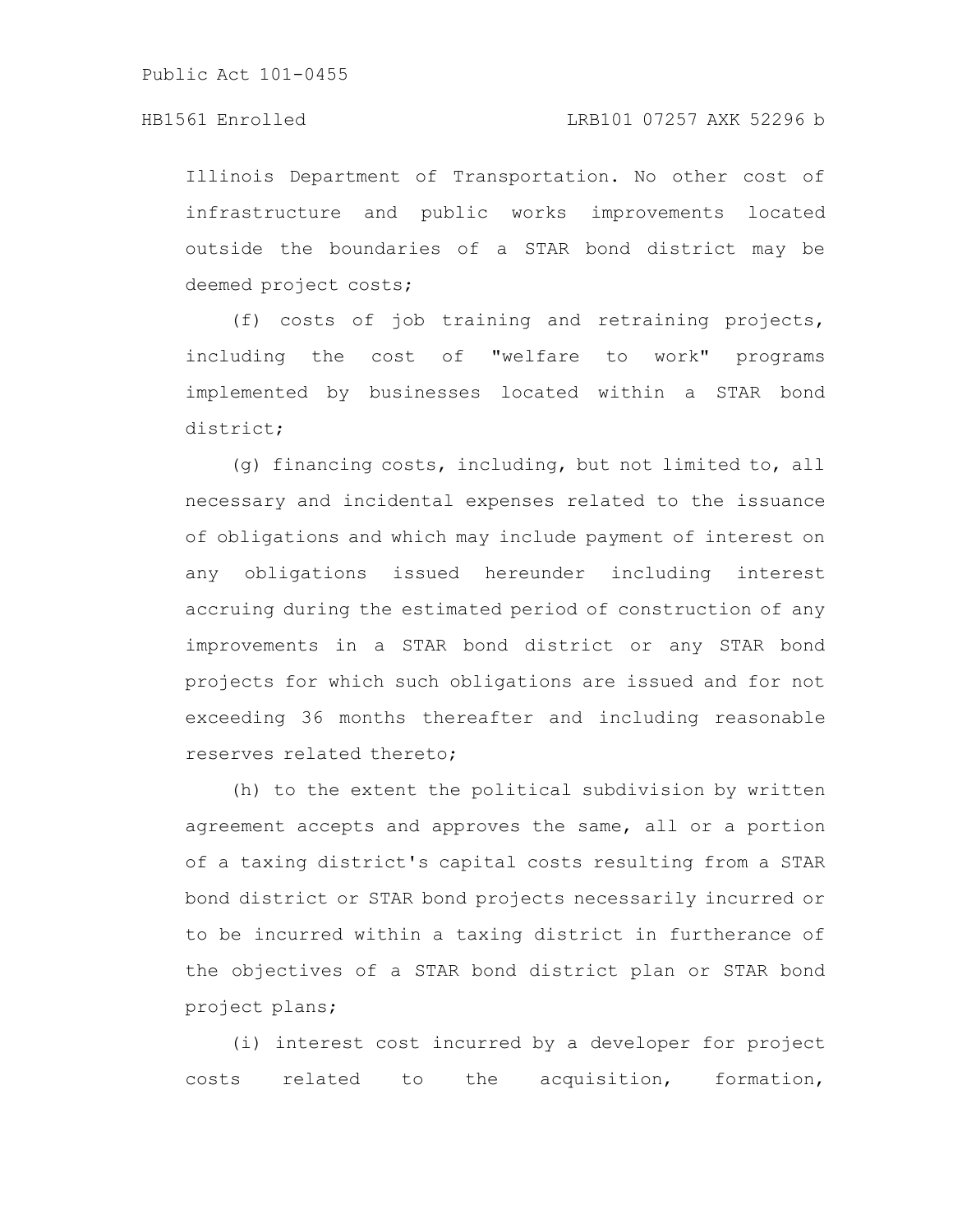Illinois Department of Transportation. No other cost of infrastructure and public works improvements located outside the boundaries of a STAR bond district may be deemed project costs;

(f) costs of job training and retraining projects, including the cost of "welfare to work" programs implemented by businesses located within a STAR bond district;

(g) financing costs, including, but not limited to, all necessary and incidental expenses related to the issuance of obligations and which may include payment of interest on any obligations issued hereunder including interest accruing during the estimated period of construction of any improvements in a STAR bond district or any STAR bond projects for which such obligations are issued and for not exceeding 36 months thereafter and including reasonable reserves related thereto;

(h) to the extent the political subdivision by written agreement accepts and approves the same, all or a portion of a taxing district's capital costs resulting from a STAR bond district or STAR bond projects necessarily incurred or to be incurred within a taxing district in furtherance of the objectives of a STAR bond district plan or STAR bond project plans;

(i) interest cost incurred by a developer for project costs related to the acquisition, formation,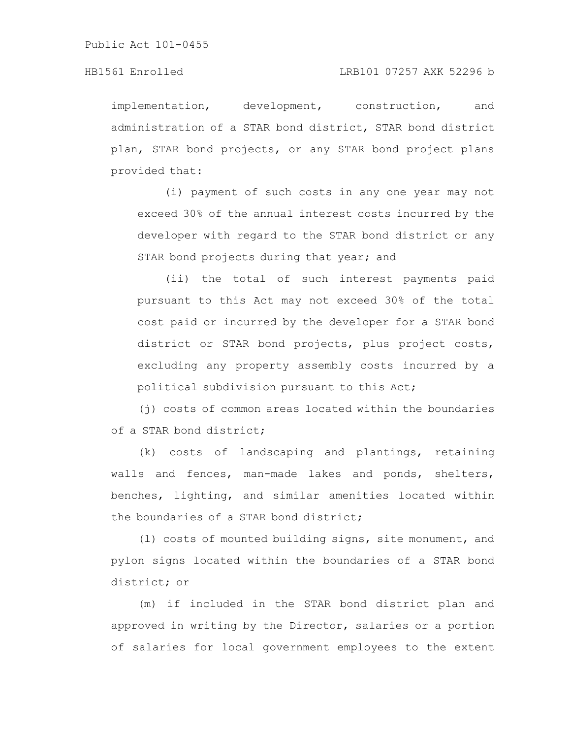implementation, development, construction, and administration of a STAR bond district, STAR bond district plan, STAR bond projects, or any STAR bond project plans provided that:

(i) payment of such costs in any one year may not exceed 30% of the annual interest costs incurred by the developer with regard to the STAR bond district or any STAR bond projects during that year; and

(ii) the total of such interest payments paid pursuant to this Act may not exceed 30% of the total cost paid or incurred by the developer for a STAR bond district or STAR bond projects, plus project costs, excluding any property assembly costs incurred by a political subdivision pursuant to this Act;

(j) costs of common areas located within the boundaries of a STAR bond district;

(k) costs of landscaping and plantings, retaining walls and fences, man-made lakes and ponds, shelters, benches, lighting, and similar amenities located within the boundaries of a STAR bond district;

(l) costs of mounted building signs, site monument, and pylon signs located within the boundaries of a STAR bond district; or

(m) if included in the STAR bond district plan and approved in writing by the Director, salaries or a portion of salaries for local government employees to the extent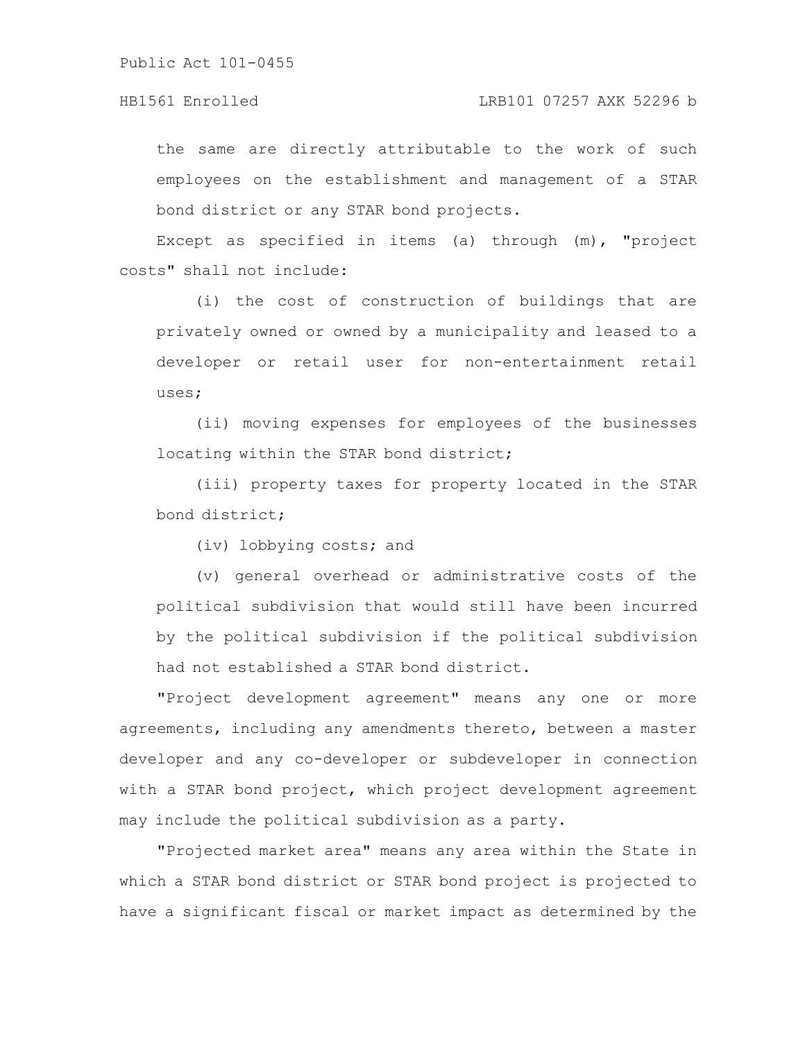the same are directly attributable to the work of such employees on the establishment and management of a STAR bond district or any STAR bond projects.

Except as specified in items (a) through (m), "project costs" shall not include:

(i) the cost of construction of buildings that are privately owned or owned by a municipality and leased to a developer or retail user for non-entertainment retail uses;

(ii) moving expenses for employees of the businesses locating within the STAR bond district;

(iii) property taxes for property located in the STAR bond district;

(iv) lobbying costs; and

(v) general overhead or administrative costs of the political subdivision that would still have been incurred by the political subdivision if the political subdivision had not established a STAR bond district.

"Project development agreement" means any one or more agreements, including any amendments thereto, between a master developer and any co-developer or subdeveloper in connection with a STAR bond project, which project development agreement may include the political subdivision as a party.

"Projected market area" means any area within the State in which a STAR bond district or STAR bond project is projected to have a significant fiscal or market impact as determined by the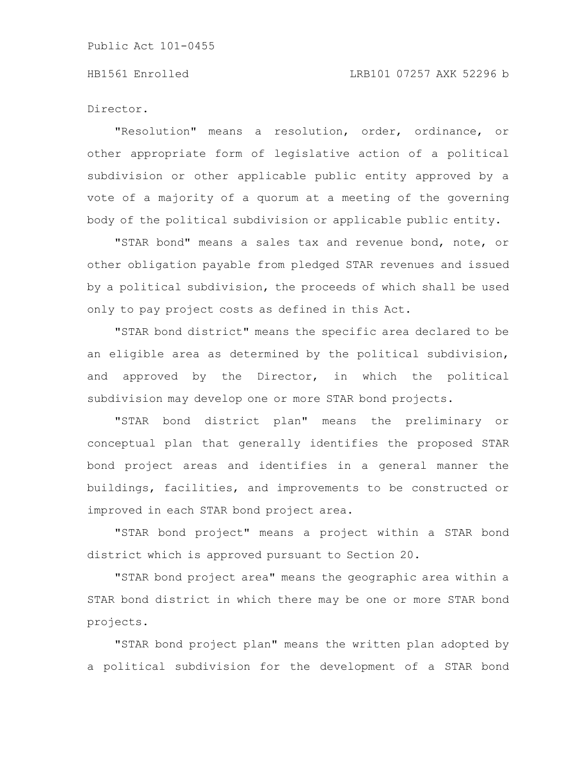Director.

"Resolution" means a resolution, order, ordinance, or other appropriate form of legislative action of a political subdivision or other applicable public entity approved by a vote of a majority of a quorum at a meeting of the governing body of the political subdivision or applicable public entity.

"STAR bond" means a sales tax and revenue bond, note, or other obligation payable from pledged STAR revenues and issued by a political subdivision, the proceeds of which shall be used only to pay project costs as defined in this Act.

"STAR bond district" means the specific area declared to be an eligible area as determined by the political subdivision, and approved by the Director, in which the political subdivision may develop one or more STAR bond projects.

"STAR bond district plan" means the preliminary or conceptual plan that generally identifies the proposed STAR bond project areas and identifies in a general manner the buildings, facilities, and improvements to be constructed or improved in each STAR bond project area.

"STAR bond project" means a project within a STAR bond district which is approved pursuant to Section 20.

"STAR bond project area" means the geographic area within a STAR bond district in which there may be one or more STAR bond projects.

"STAR bond project plan" means the written plan adopted by a political subdivision for the development of a STAR bond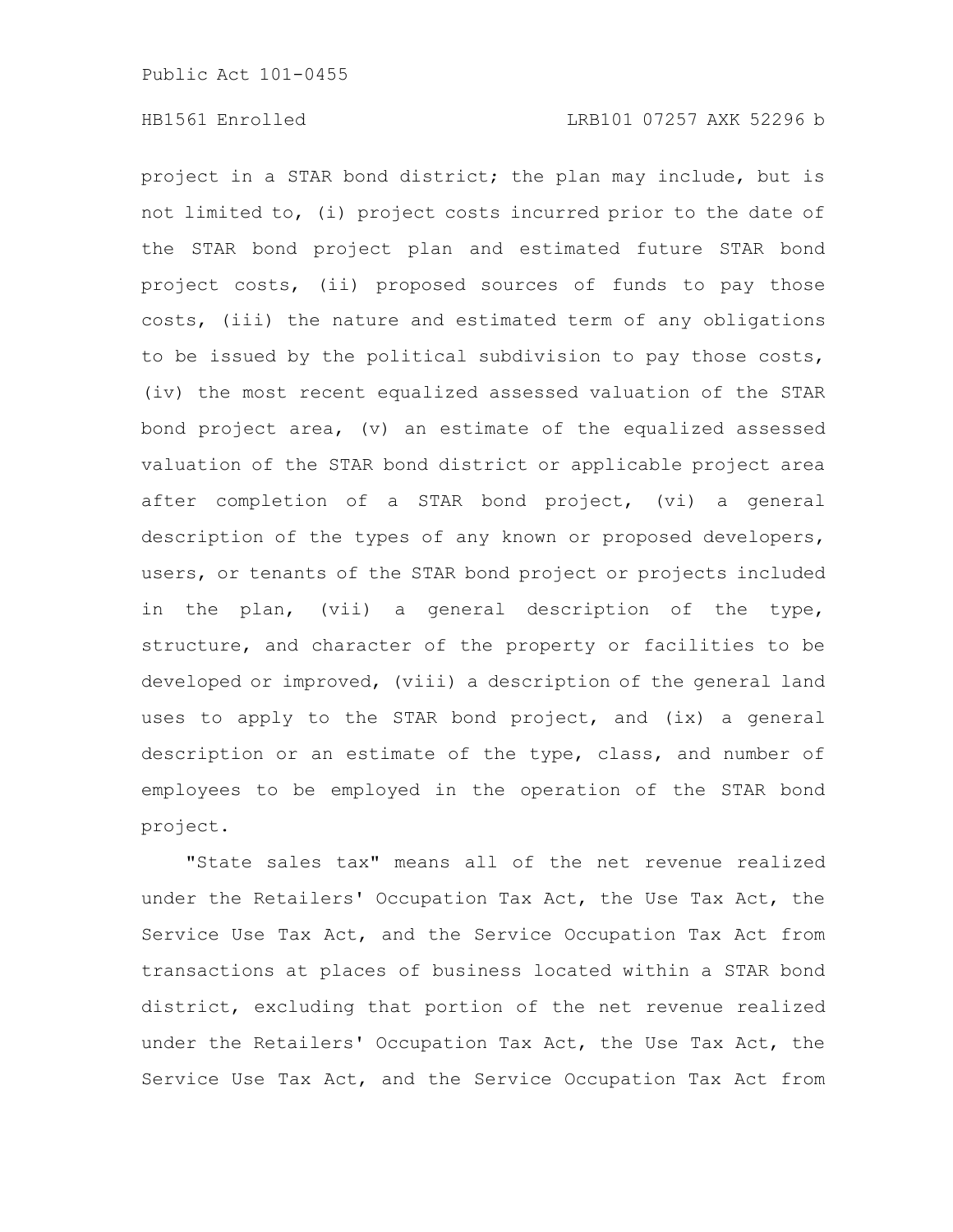project in a STAR bond district; the plan may include, but is not limited to, (i) project costs incurred prior to the date of the STAR bond project plan and estimated future STAR bond project costs, (ii) proposed sources of funds to pay those costs, (iii) the nature and estimated term of any obligations to be issued by the political subdivision to pay those costs, (iv) the most recent equalized assessed valuation of the STAR bond project area, (v) an estimate of the equalized assessed valuation of the STAR bond district or applicable project area after completion of a STAR bond project, (vi) a general description of the types of any known or proposed developers, users, or tenants of the STAR bond project or projects included in the plan, (vii) a general description of the type, structure, and character of the property or facilities to be developed or improved, (viii) a description of the general land uses to apply to the STAR bond project, and (ix) a general description or an estimate of the type, class, and number of employees to be employed in the operation of the STAR bond project.

"State sales tax" means all of the net revenue realized under the Retailers' Occupation Tax Act, the Use Tax Act, the Service Use Tax Act, and the Service Occupation Tax Act from transactions at places of business located within a STAR bond district, excluding that portion of the net revenue realized under the Retailers' Occupation Tax Act, the Use Tax Act, the Service Use Tax Act, and the Service Occupation Tax Act from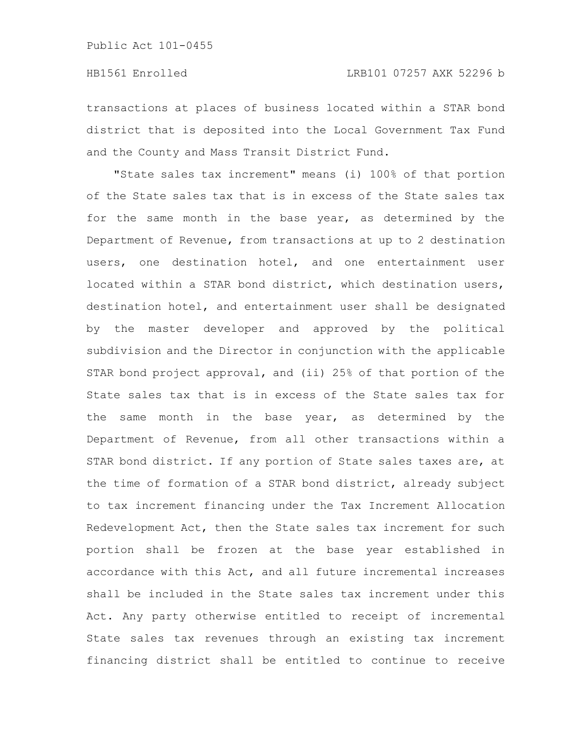transactions at places of business located within a STAR bond district that is deposited into the Local Government Tax Fund and the County and Mass Transit District Fund.

"State sales tax increment" means (i) 100% of that portion of the State sales tax that is in excess of the State sales tax for the same month in the base year, as determined by the Department of Revenue, from transactions at up to 2 destination users, one destination hotel, and one entertainment user located within a STAR bond district, which destination users, destination hotel, and entertainment user shall be designated by the master developer and approved by the political subdivision and the Director in conjunction with the applicable STAR bond project approval, and (ii) 25% of that portion of the State sales tax that is in excess of the State sales tax for the same month in the base year, as determined by the Department of Revenue, from all other transactions within a STAR bond district. If any portion of State sales taxes are, at the time of formation of a STAR bond district, already subject to tax increment financing under the Tax Increment Allocation Redevelopment Act, then the State sales tax increment for such portion shall be frozen at the base year established in accordance with this Act, and all future incremental increases shall be included in the State sales tax increment under this Act. Any party otherwise entitled to receipt of incremental State sales tax revenues through an existing tax increment financing district shall be entitled to continue to receive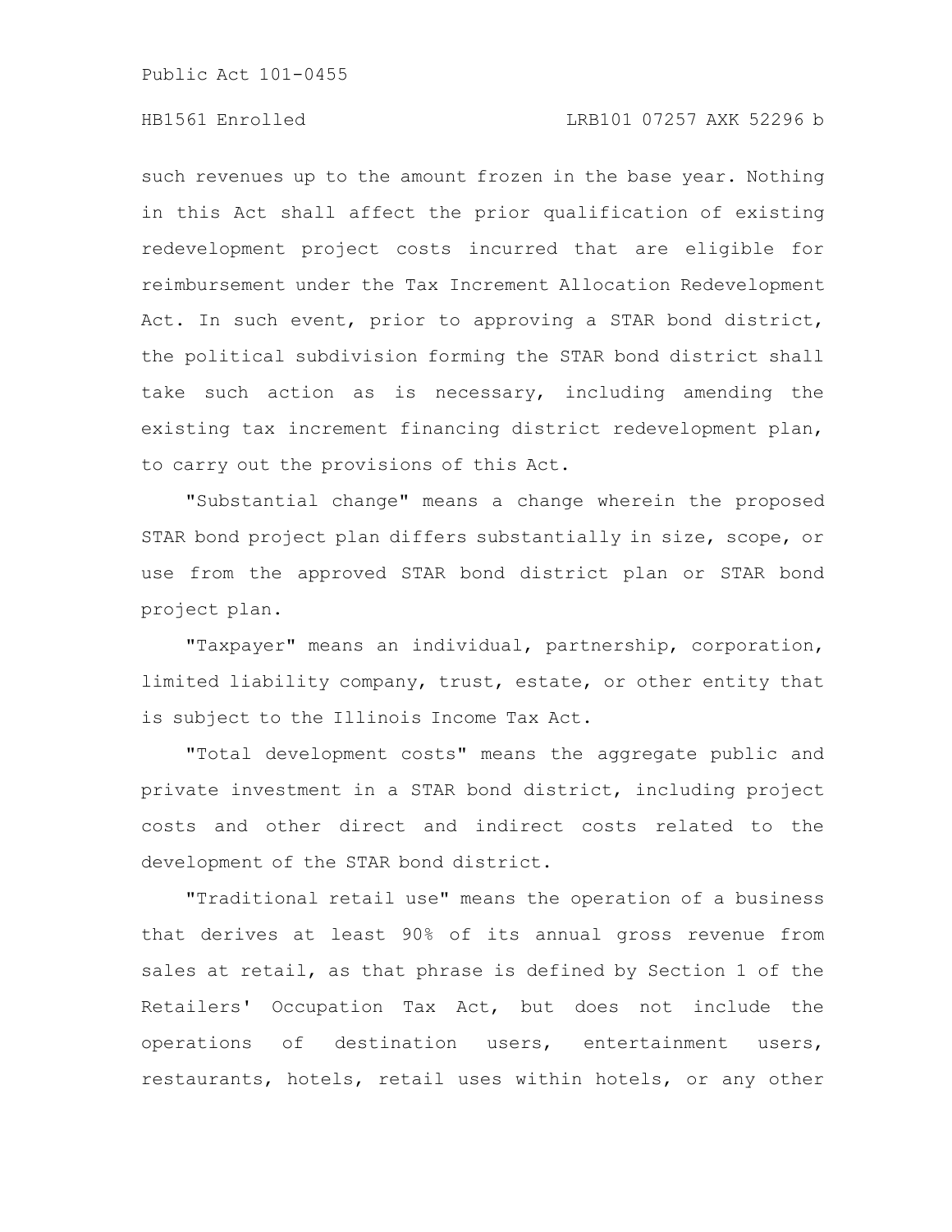such revenues up to the amount frozen in the base year. Nothing in this Act shall affect the prior qualification of existing redevelopment project costs incurred that are eligible for reimbursement under the Tax Increment Allocation Redevelopment Act. In such event, prior to approving a STAR bond district, the political subdivision forming the STAR bond district shall take such action as is necessary, including amending the existing tax increment financing district redevelopment plan, to carry out the provisions of this Act.

"Substantial change" means a change wherein the proposed STAR bond project plan differs substantially in size, scope, or use from the approved STAR bond district plan or STAR bond project plan.

"Taxpayer" means an individual, partnership, corporation, limited liability company, trust, estate, or other entity that is subject to the Illinois Income Tax Act.

"Total development costs" means the aggregate public and private investment in a STAR bond district, including project costs and other direct and indirect costs related to the development of the STAR bond district.

"Traditional retail use" means the operation of a business that derives at least 90% of its annual gross revenue from sales at retail, as that phrase is defined by Section 1 of the Retailers' Occupation Tax Act, but does not include the operations of destination users, entertainment users, restaurants, hotels, retail uses within hotels, or any other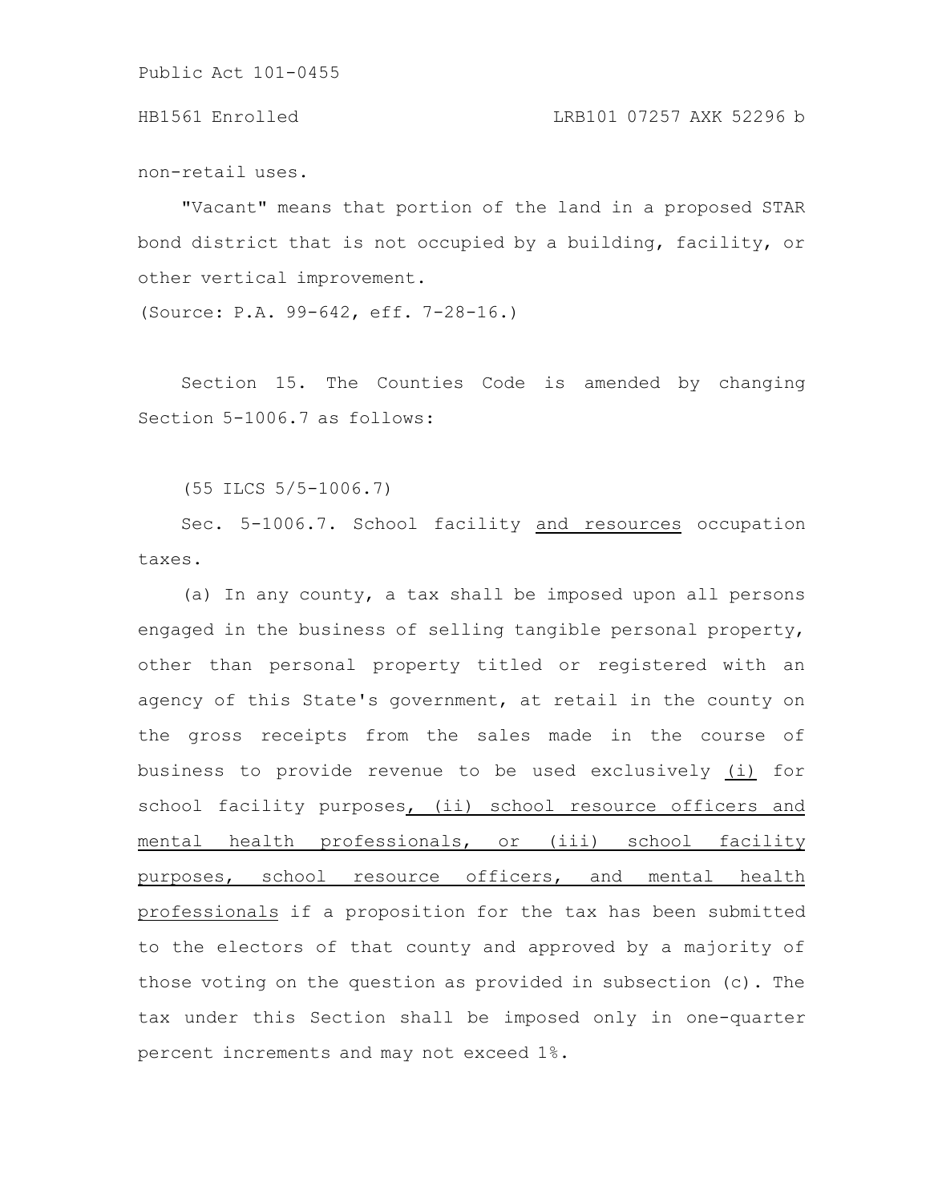non-retail uses.

"Vacant" means that portion of the land in a proposed STAR bond district that is not occupied by a building, facility, or other vertical improvement.

(Source: P.A. 99-642, eff. 7-28-16.)

Section 15. The Counties Code is amended by changing Section 5-1006.7 as follows:

(55 ILCS 5/5-1006.7)

Sec. 5-1006.7. School facility and resources occupation taxes.

(a) In any county, a tax shall be imposed upon all persons engaged in the business of selling tangible personal property, other than personal property titled or registered with an agency of this State's government, at retail in the county on the gross receipts from the sales made in the course of business to provide revenue to be used exclusively (i) for school facility purposes, (ii) school resource officers and mental health professionals, or (iii) school facility purposes, school resource officers, and mental health professionals if a proposition for the tax has been submitted to the electors of that county and approved by a majority of those voting on the question as provided in subsection (c). The tax under this Section shall be imposed only in one-quarter percent increments and may not exceed 1%.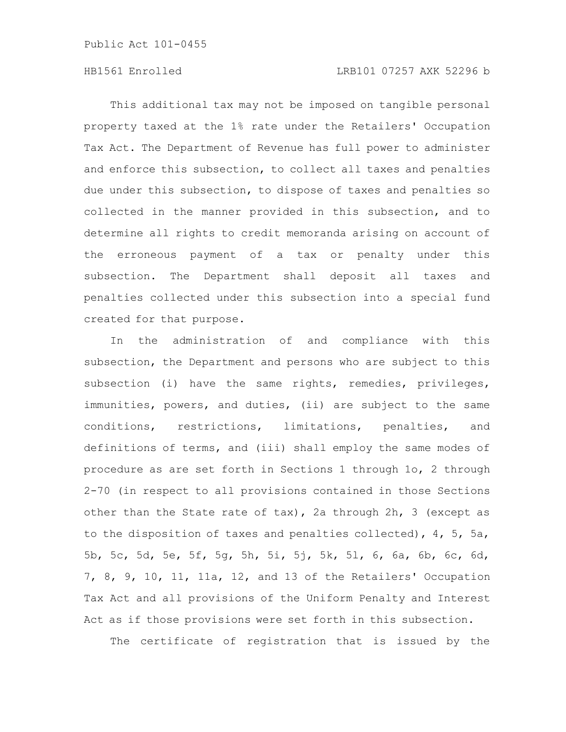This additional tax may not be imposed on tangible personal property taxed at the 1% rate under the Retailers' Occupation Tax Act. The Department of Revenue has full power to administer and enforce this subsection, to collect all taxes and penalties due under this subsection, to dispose of taxes and penalties so collected in the manner provided in this subsection, and to determine all rights to credit memoranda arising on account of the erroneous payment of a tax or penalty under this subsection. The Department shall deposit all taxes and penalties collected under this subsection into a special fund created for that purpose.

In the administration of and compliance with this subsection, the Department and persons who are subject to this subsection (i) have the same rights, remedies, privileges, immunities, powers, and duties, (ii) are subject to the same conditions, restrictions, limitations, penalties, and definitions of terms, and (iii) shall employ the same modes of procedure as are set forth in Sections 1 through 1o, 2 through 2-70 (in respect to all provisions contained in those Sections other than the State rate of tax), 2a through 2h, 3 (except as to the disposition of taxes and penalties collected), 4, 5, 5a, 5b, 5c, 5d, 5e, 5f, 5g, 5h, 5i, 5j, 5k, 5l, 6, 6a, 6b, 6c, 6d, 7, 8, 9, 10, 11, 11a, 12, and 13 of the Retailers' Occupation Tax Act and all provisions of the Uniform Penalty and Interest Act as if those provisions were set forth in this subsection.

The certificate of registration that is issued by the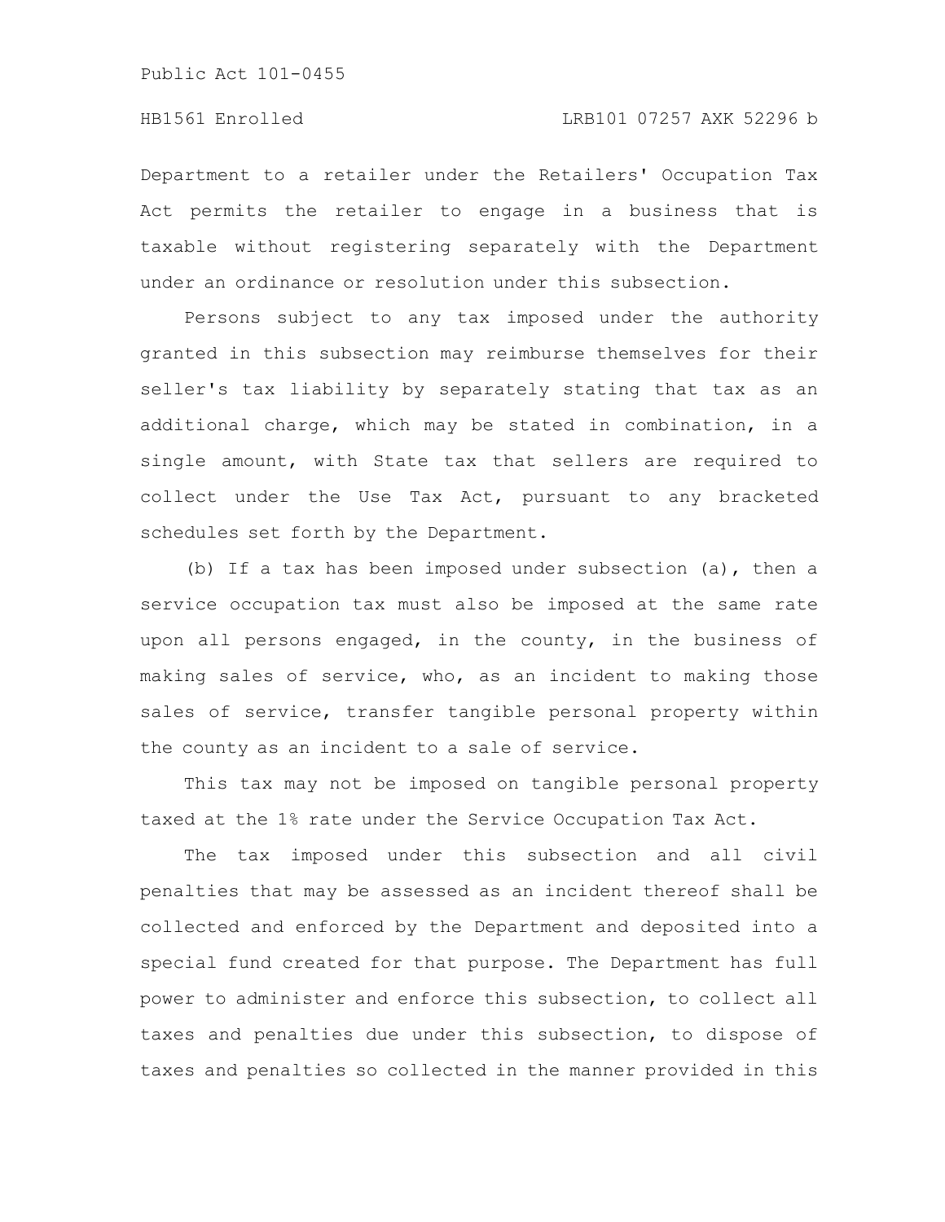Department to a retailer under the Retailers' Occupation Tax Act permits the retailer to engage in a business that is taxable without registering separately with the Department under an ordinance or resolution under this subsection.

Persons subject to any tax imposed under the authority granted in this subsection may reimburse themselves for their seller's tax liability by separately stating that tax as an additional charge, which may be stated in combination, in a single amount, with State tax that sellers are required to collect under the Use Tax Act, pursuant to any bracketed schedules set forth by the Department.

(b) If a tax has been imposed under subsection (a), then a service occupation tax must also be imposed at the same rate upon all persons engaged, in the county, in the business of making sales of service, who, as an incident to making those sales of service, transfer tangible personal property within the county as an incident to a sale of service.

This tax may not be imposed on tangible personal property taxed at the 1% rate under the Service Occupation Tax Act.

The tax imposed under this subsection and all civil penalties that may be assessed as an incident thereof shall be collected and enforced by the Department and deposited into a special fund created for that purpose. The Department has full power to administer and enforce this subsection, to collect all taxes and penalties due under this subsection, to dispose of taxes and penalties so collected in the manner provided in this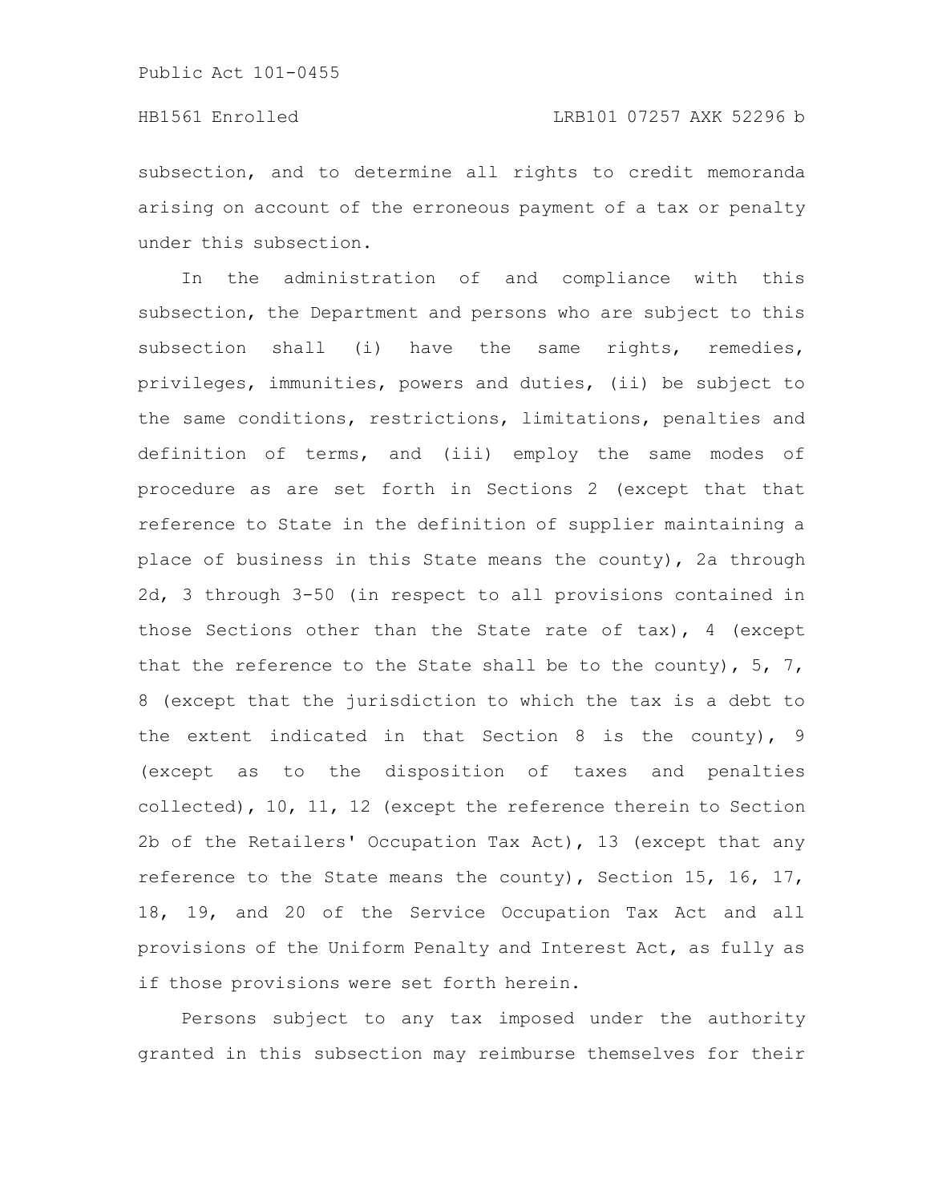subsection, and to determine all rights to credit memoranda arising on account of the erroneous payment of a tax or penalty under this subsection.

In the administration of and compliance with this subsection, the Department and persons who are subject to this subsection shall (i) have the same rights, remedies, privileges, immunities, powers and duties, (ii) be subject to the same conditions, restrictions, limitations, penalties and definition of terms, and (iii) employ the same modes of procedure as are set forth in Sections 2 (except that that reference to State in the definition of supplier maintaining a place of business in this State means the county), 2a through 2d, 3 through 3-50 (in respect to all provisions contained in those Sections other than the State rate of tax), 4 (except that the reference to the State shall be to the county), 5, 7, 8 (except that the jurisdiction to which the tax is a debt to the extent indicated in that Section 8 is the county), 9 (except as to the disposition of taxes and penalties collected), 10, 11, 12 (except the reference therein to Section 2b of the Retailers' Occupation Tax Act), 13 (except that any reference to the State means the county), Section 15, 16, 17, 18, 19, and 20 of the Service Occupation Tax Act and all provisions of the Uniform Penalty and Interest Act, as fully as if those provisions were set forth herein.

Persons subject to any tax imposed under the authority granted in this subsection may reimburse themselves for their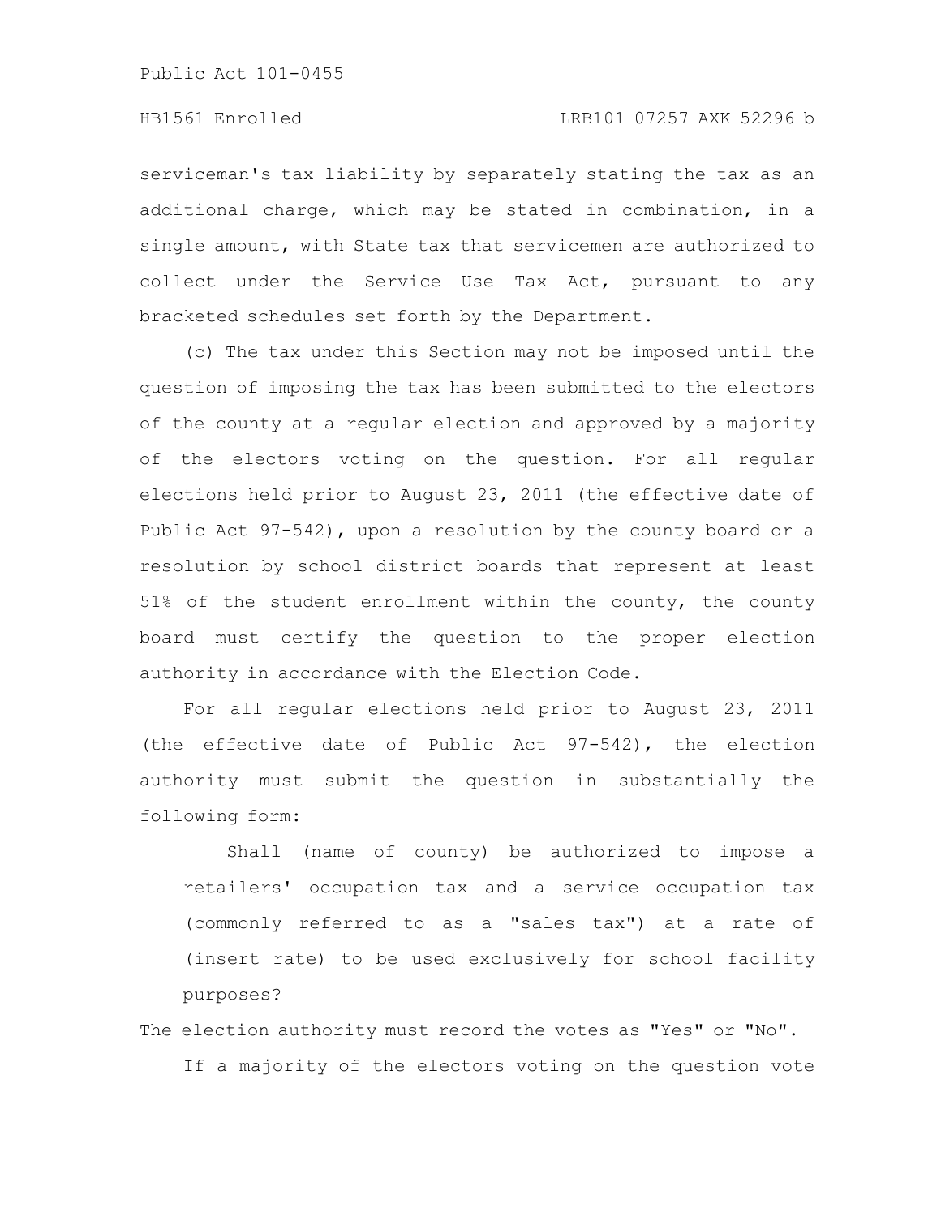serviceman's tax liability by separately stating the tax as an additional charge, which may be stated in combination, in a single amount, with State tax that servicemen are authorized to collect under the Service Use Tax Act, pursuant to any bracketed schedules set forth by the Department.

(c) The tax under this Section may not be imposed until the question of imposing the tax has been submitted to the electors of the county at a regular election and approved by a majority of the electors voting on the question. For all regular elections held prior to August 23, 2011 (the effective date of Public Act 97-542), upon a resolution by the county board or a resolution by school district boards that represent at least 51% of the student enrollment within the county, the county board must certify the question to the proper election authority in accordance with the Election Code.

For all regular elections held prior to August 23, 2011 (the effective date of Public Act 97-542), the election authority must submit the question in substantially the following form:

> Shall (name of county) be authorized to impose a retailers' occupation tax and a service occupation tax (commonly referred to as a "sales tax") at a rate of (insert rate) to be used exclusively for school facility purposes?

The election authority must record the votes as "Yes" or "No".

If a majority of the electors voting on the question vote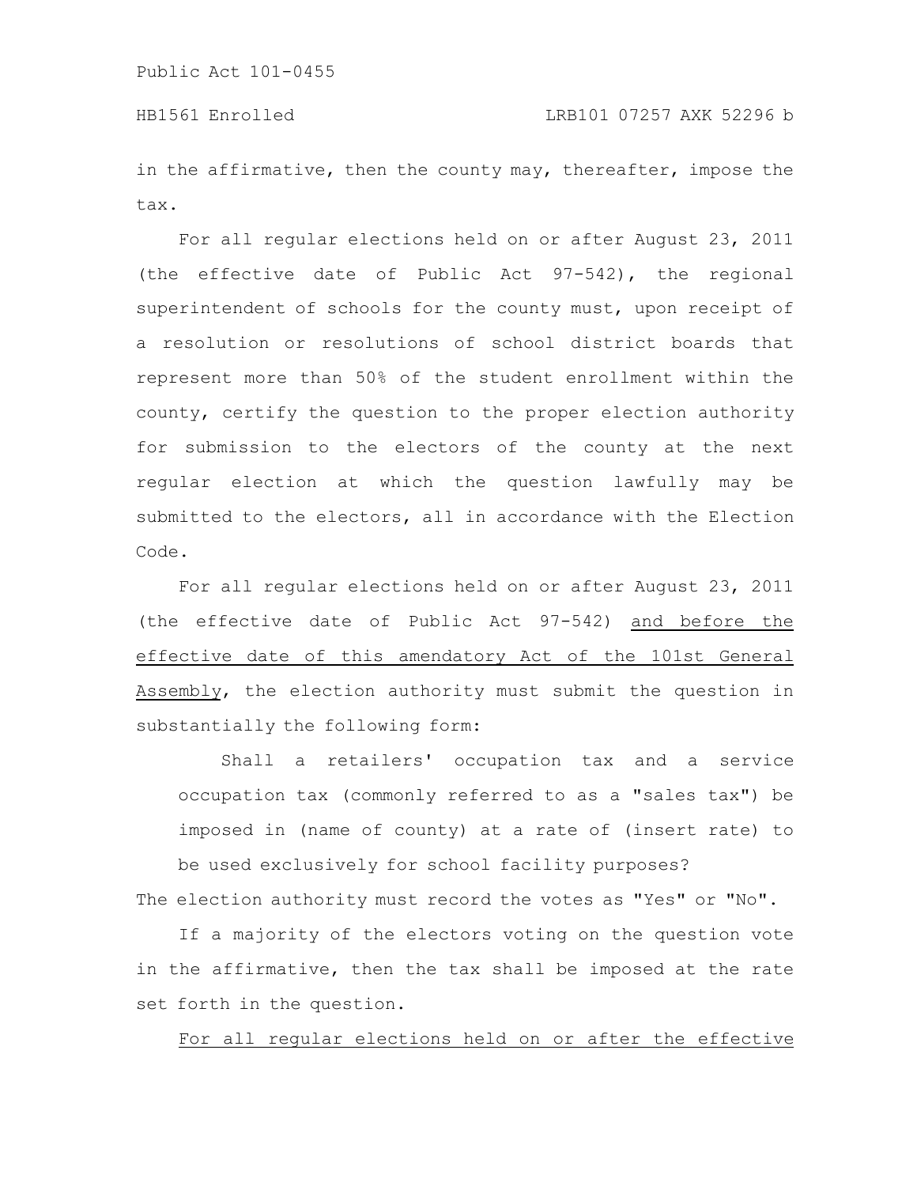in the affirmative, then the county may, thereafter, impose the tax.

For all regular elections held on or after August 23, 2011 (the effective date of Public Act 97-542), the regional superintendent of schools for the county must, upon receipt of a resolution or resolutions of school district boards that represent more than 50% of the student enrollment within the county, certify the question to the proper election authority for submission to the electors of the county at the next regular election at which the question lawfully may be submitted to the electors, all in accordance with the Election Code.

For all regular elections held on or after August 23, 2011 (the effective date of Public Act 97-542) <u>and before the effective date of this amendatory Act of the 101st General Assembly</u>, the election authority must submit the question in substantially the following form:

> Shall a retailers' occupation tax and a service occupation tax (commonly referred to as a "sales tax") be imposed in (name of county) at a rate of (insert rate) to be used exclusively for school facility purposes?

The election authority must record the votes as "Yes" or "No".

If a majority of the electors voting on the question vote in the affirmative, then the tax shall be imposed at the rate set forth in the question.

<u>For all regular elections held on or after the effective</u>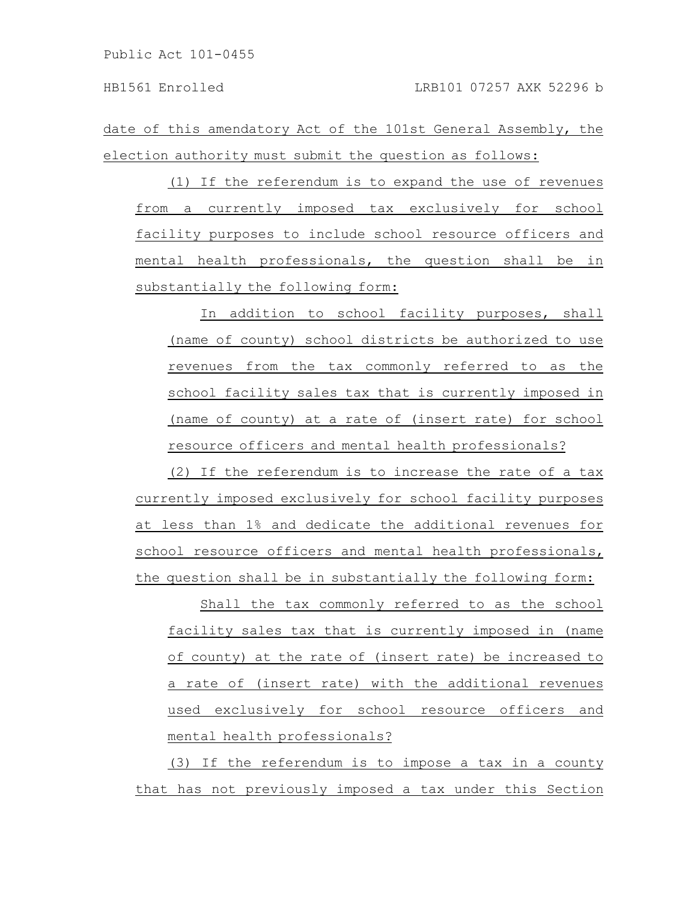date of this amendatory Act of the 101st General Assembly, the election authority must submit the question as follows:

(1) If the referendum is to expand the use of revenues from a currently imposed tax exclusively for school facility purposes to include school resource officers and mental health professionals, the question shall be in substantially the following form:

In addition to school facility purposes, shall (name of county) school districts be authorized to use revenues from the tax commonly referred to as the school facility sales tax that is currently imposed in (name of county) at a rate of (insert rate) for school resource officers and mental health professionals?

(2) If the referendum is to increase the rate of a tax currently imposed exclusively for school facility purposes at less than 1% and dedicate the additional revenues for school resource officers and mental health professionals, the question shall be in substantially the following form:

Shall the tax commonly referred to as the school facility sales tax that is currently imposed in (name of county) at the rate of (insert rate) be increased to a rate of (insert rate) with the additional revenues used exclusively for school resource officers and mental health professionals?

(3) If the referendum is to impose a tax in a county that has not previously imposed a tax under this Section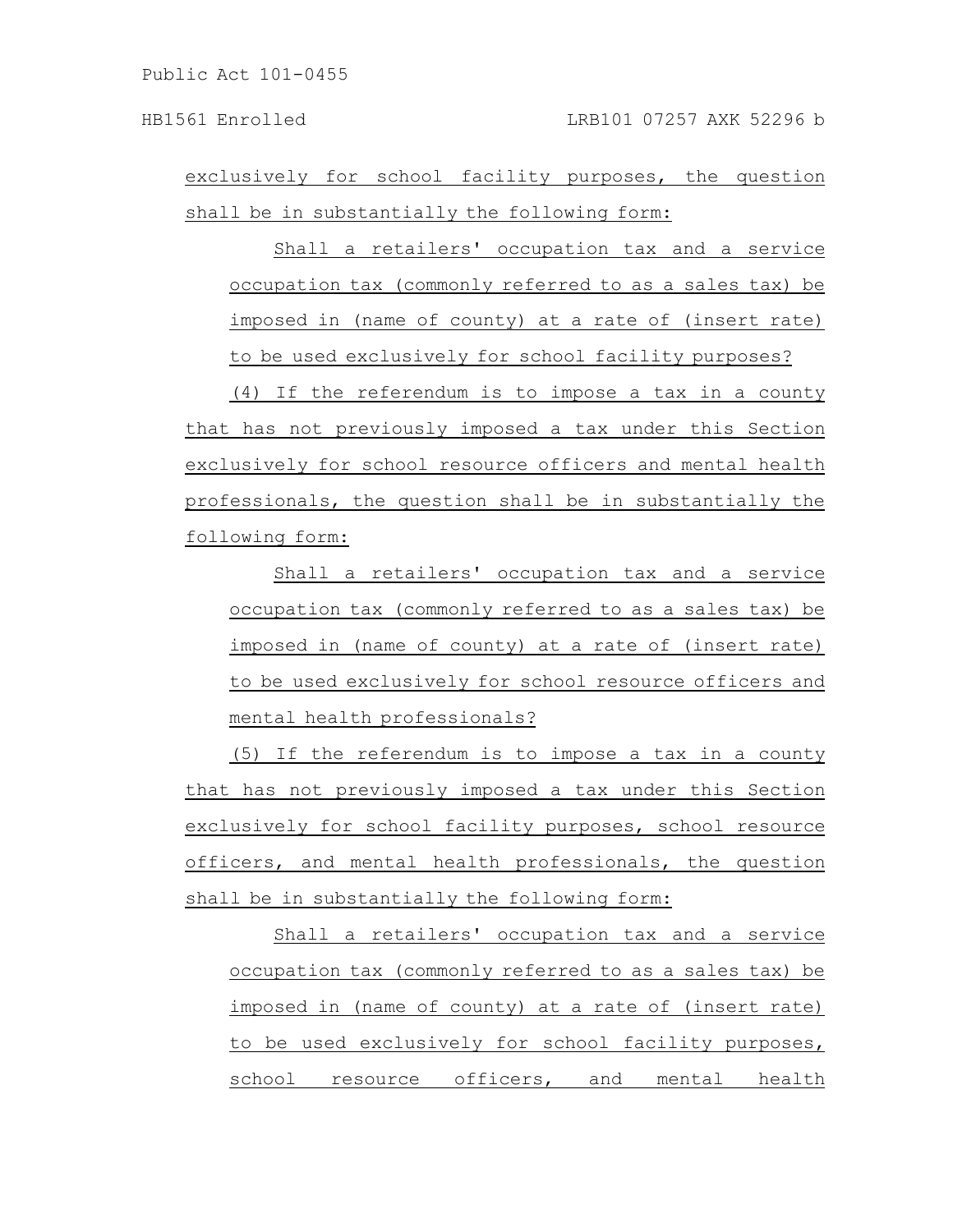exclusively for school facility purposes, the question shall be in substantially the following form:

Shall a retailers' occupation tax and a service occupation tax (commonly referred to as a sales tax) be imposed in (name of county) at a rate of (insert rate) to be used exclusively for school facility purposes?

(4) If the referendum is to impose a tax in a county that has not previously imposed a tax under this Section exclusively for school resource officers and mental health professionals, the question shall be in substantially the following form:

Shall a retailers' occupation tax and a service occupation tax (commonly referred to as a sales tax) be imposed in (name of county) at a rate of (insert rate) to be used exclusively for school resource officers and mental health professionals?

(5) If the referendum is to impose a tax in a county that has not previously imposed a tax under this Section exclusively for school facility purposes, school resource officers, and mental health professionals, the question shall be in substantially the following form:

Shall a retailers' occupation tax and a service occupation tax (commonly referred to as a sales tax) be imposed in (name of county) at a rate of (insert rate) to be used exclusively for school facility purposes, school resource officers, and mental health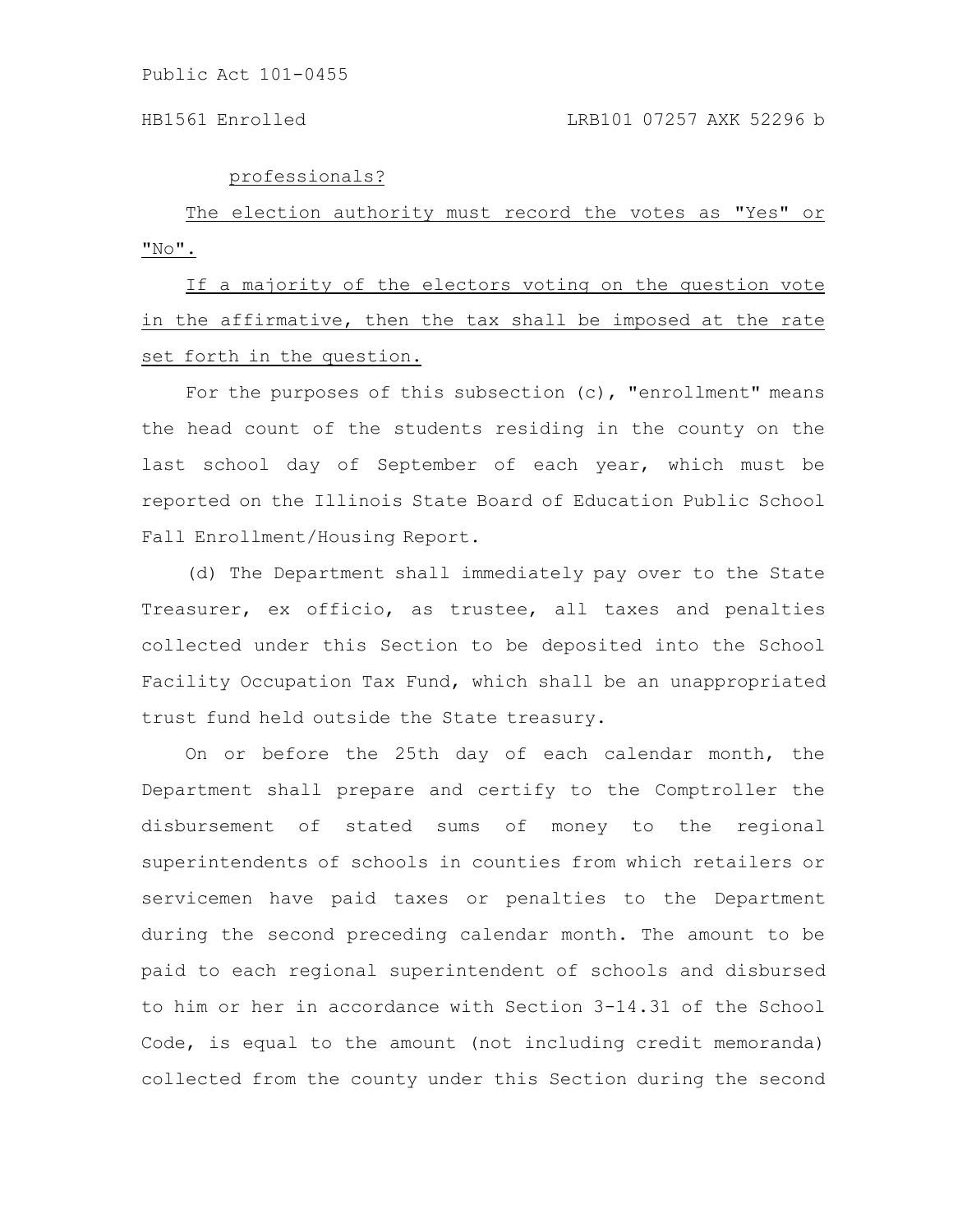professionals?

The election authority must record the votes as "Yes" or "No".

If a majority of the electors voting on the question vote in the affirmative, then the tax shall be imposed at the rate set forth in the question.

For the purposes of this subsection (c), "enrollment" means the head count of the students residing in the county on the last school day of September of each year, which must be reported on the Illinois State Board of Education Public School Fall Enrollment/Housing Report.

(d) The Department shall immediately pay over to the State Treasurer, ex officio, as trustee, all taxes and penalties collected under this Section to be deposited into the School Facility Occupation Tax Fund, which shall be an unappropriated trust fund held outside the State treasury.

On or before the 25th day of each calendar month, the Department shall prepare and certify to the Comptroller the disbursement of stated sums of money to the regional superintendents of schools in counties from which retailers or servicemen have paid taxes or penalties to the Department during the second preceding calendar month. The amount to be paid to each regional superintendent of schools and disbursed to him or her in accordance with Section 3-14.31 of the School Code, is equal to the amount (not including credit memoranda) collected from the county under this Section during the second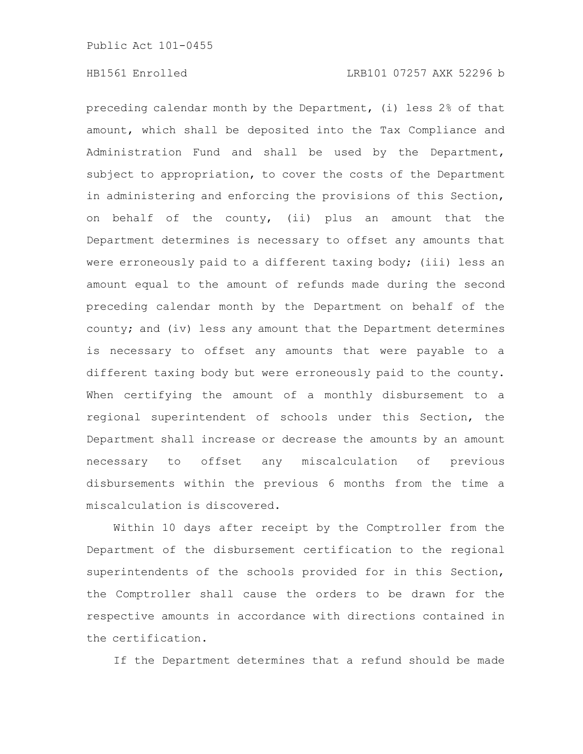preceding calendar month by the Department, (i) less 2% of that amount, which shall be deposited into the Tax Compliance and Administration Fund and shall be used by the Department, subject to appropriation, to cover the costs of the Department in administering and enforcing the provisions of this Section, on behalf of the county, (ii) plus an amount that the Department determines is necessary to offset any amounts that were erroneously paid to a different taxing body; (iii) less an amount equal to the amount of refunds made during the second preceding calendar month by the Department on behalf of the county; and (iv) less any amount that the Department determines is necessary to offset any amounts that were payable to a different taxing body but were erroneously paid to the county. When certifying the amount of a monthly disbursement to a regional superintendent of schools under this Section, the Department shall increase or decrease the amounts by an amount necessary to offset any miscalculation of previous disbursements within the previous 6 months from the time a miscalculation is discovered.

Within 10 days after receipt by the Comptroller from the Department of the disbursement certification to the regional superintendents of the schools provided for in this Section, the Comptroller shall cause the orders to be drawn for the respective amounts in accordance with directions contained in the certification.

If the Department determines that a refund should be made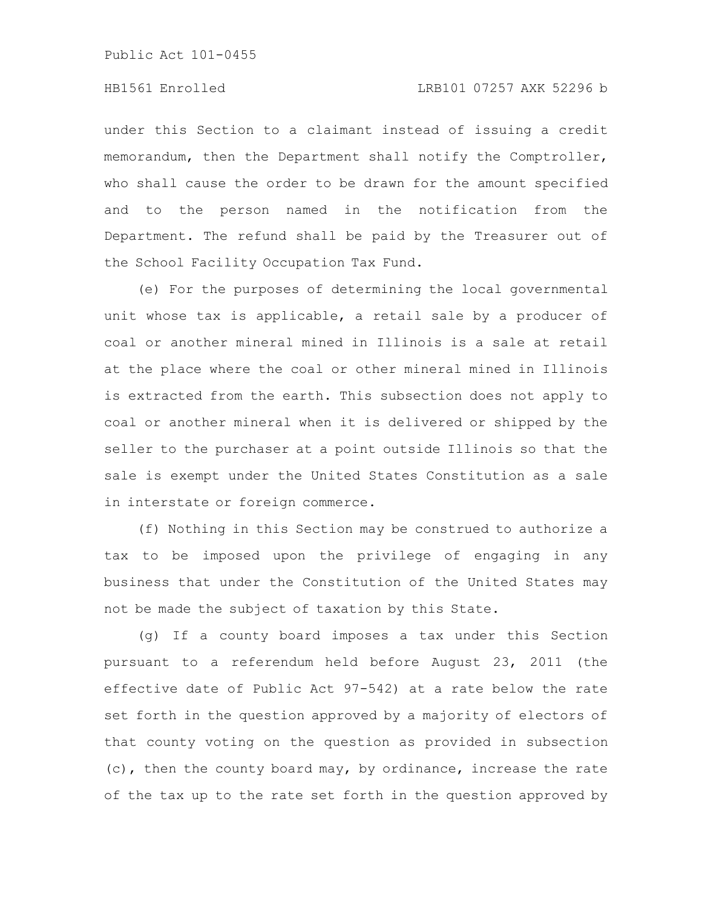under this Section to a claimant instead of issuing a credit memorandum, then the Department shall notify the Comptroller, who shall cause the order to be drawn for the amount specified and to the person named in the notification from the Department. The refund shall be paid by the Treasurer out of the School Facility Occupation Tax Fund.

(e) For the purposes of determining the local governmental unit whose tax is applicable, a retail sale by a producer of coal or another mineral mined in Illinois is a sale at retail at the place where the coal or other mineral mined in Illinois is extracted from the earth. This subsection does not apply to coal or another mineral when it is delivered or shipped by the seller to the purchaser at a point outside Illinois so that the sale is exempt under the United States Constitution as a sale in interstate or foreign commerce.

(f) Nothing in this Section may be construed to authorize a tax to be imposed upon the privilege of engaging in any business that under the Constitution of the United States may not be made the subject of taxation by this State.

(g) If a county board imposes a tax under this Section pursuant to a referendum held before August 23, 2011 (the effective date of Public Act 97-542) at a rate below the rate set forth in the question approved by a majority of electors of that county voting on the question as provided in subsection (c), then the county board may, by ordinance, increase the rate of the tax up to the rate set forth in the question approved by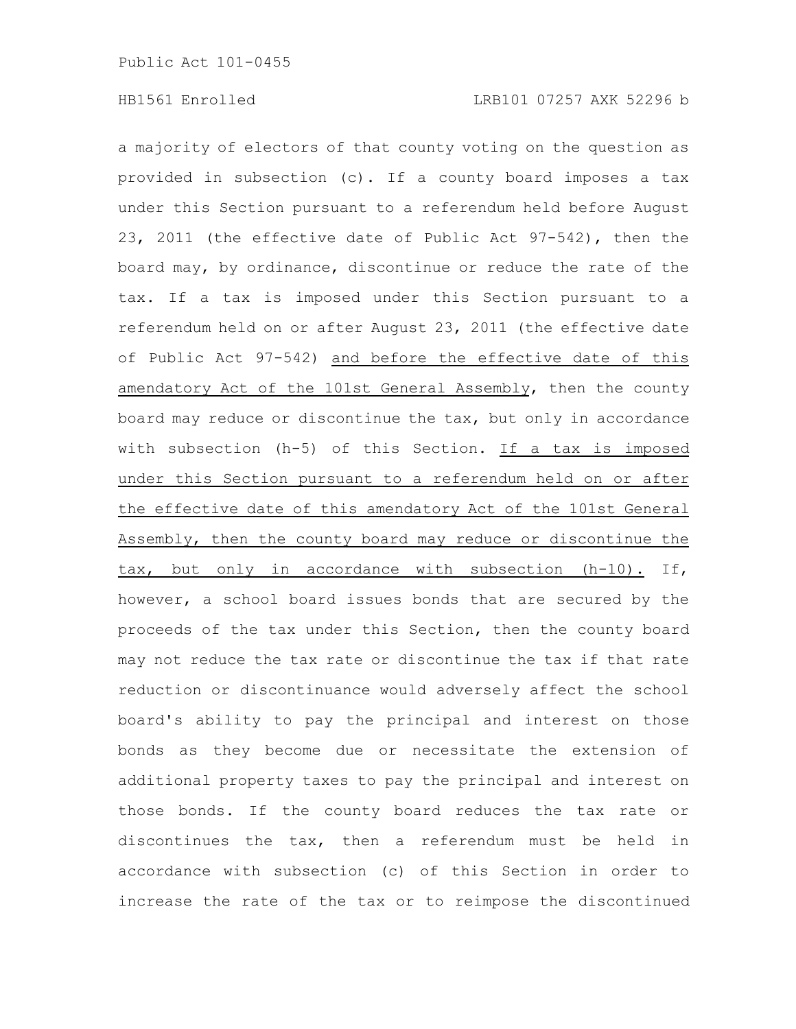a majority of electors of that county voting on the question as provided in subsection (c). If a county board imposes a tax under this Section pursuant to a referendum held before August 23, 2011 (the effective date of Public Act 97-542), then the board may, by ordinance, discontinue or reduce the rate of the tax. If a tax is imposed under this Section pursuant to a referendum held on or after August 23, 2011 (the effective date of Public Act 97-542) and before the effective date of this amendatory Act of the 101st General Assembly, then the county board may reduce or discontinue the tax, but only in accordance with subsection (h-5) of this Section. If a tax is imposed under this Section pursuant to a referendum held on or after the effective date of this amendatory Act of the 101st General Assembly, then the county board may reduce or discontinue the tax, but only in accordance with subsection (h-10). If, however, a school board issues bonds that are secured by the proceeds of the tax under this Section, then the county board may not reduce the tax rate or discontinue the tax if that rate reduction or discontinuance would adversely affect the school board's ability to pay the principal and interest on those bonds as they become due or necessitate the extension of additional property taxes to pay the principal and interest on those bonds. If the county board reduces the tax rate or discontinues the tax, then a referendum must be held in accordance with subsection (c) of this Section in order to increase the rate of the tax or to reimpose the discontinued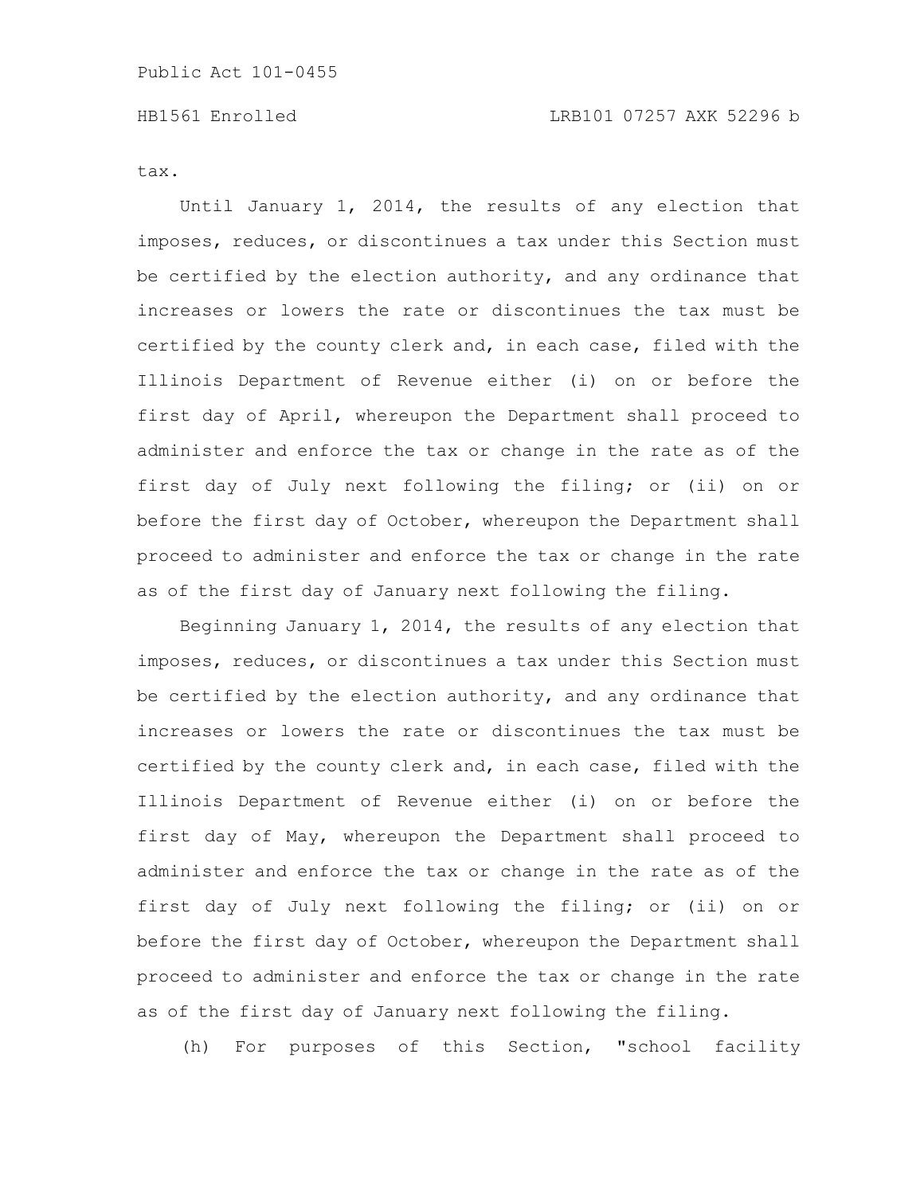tax.

Until January 1, 2014, the results of any election that imposes, reduces, or discontinues a tax under this Section must be certified by the election authority, and any ordinance that increases or lowers the rate or discontinues the tax must be certified by the county clerk and, in each case, filed with the Illinois Department of Revenue either (i) on or before the first day of April, whereupon the Department shall proceed to administer and enforce the tax or change in the rate as of the first day of July next following the filing; or (ii) on or before the first day of October, whereupon the Department shall proceed to administer and enforce the tax or change in the rate as of the first day of January next following the filing.

Beginning January 1, 2014, the results of any election that imposes, reduces, or discontinues a tax under this Section must be certified by the election authority, and any ordinance that increases or lowers the rate or discontinues the tax must be certified by the county clerk and, in each case, filed with the Illinois Department of Revenue either (i) on or before the first day of May, whereupon the Department shall proceed to administer and enforce the tax or change in the rate as of the first day of July next following the filing; or (ii) on or before the first day of October, whereupon the Department shall proceed to administer and enforce the tax or change in the rate as of the first day of January next following the filing.

(h) For purposes of this Section, "school facility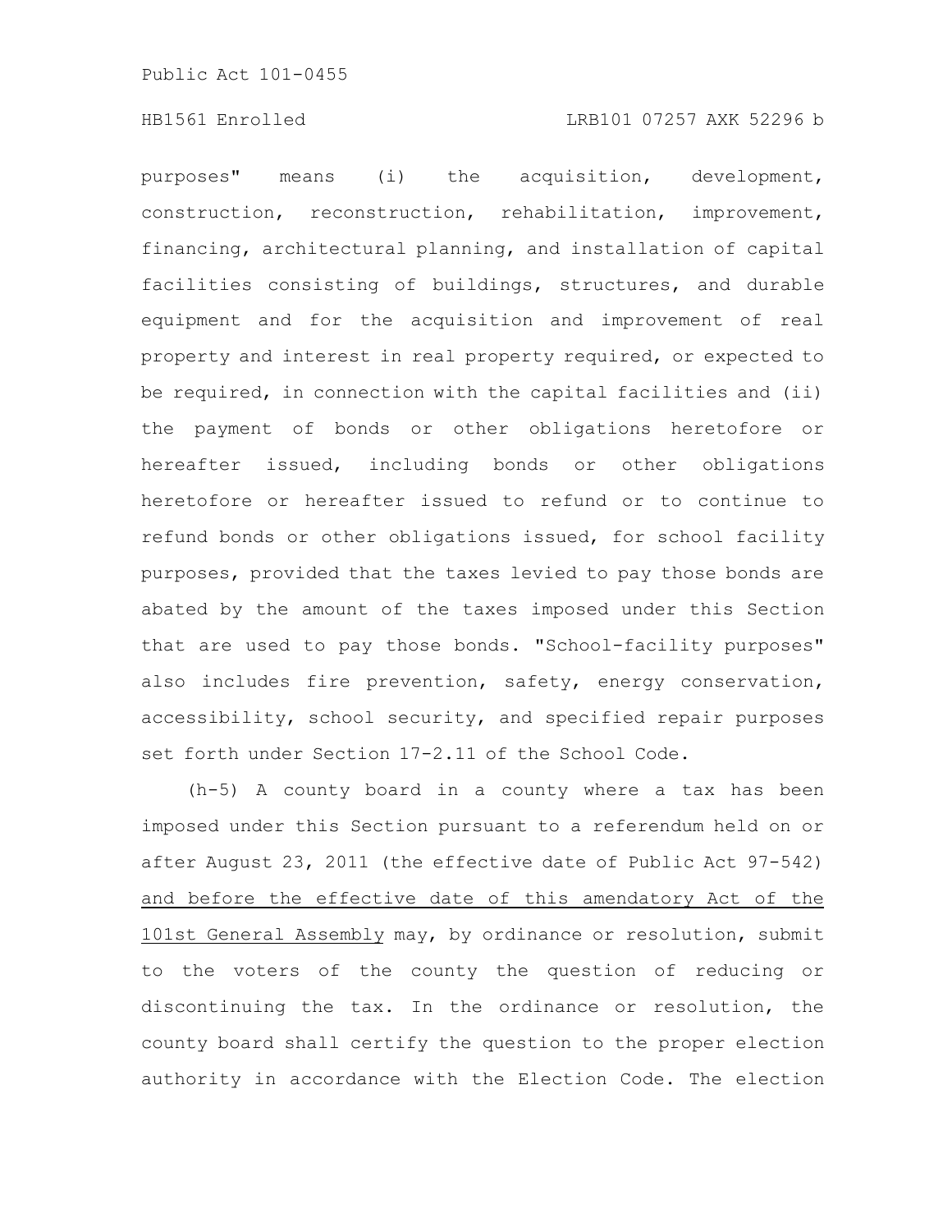purposes" means (i) the acquisition, development, construction, reconstruction, rehabilitation, improvement, financing, architectural planning, and installation of capital facilities consisting of buildings, structures, and durable equipment and for the acquisition and improvement of real property and interest in real property required, or expected to be required, in connection with the capital facilities and (ii) the payment of bonds or other obligations heretofore or hereafter issued, including bonds or other obligations heretofore or hereafter issued to refund or to continue to refund bonds or other obligations issued, for school facility purposes, provided that the taxes levied to pay those bonds are abated by the amount of the taxes imposed under this Section that are used to pay those bonds. "School-facility purposes" also includes fire prevention, safety, energy conservation, accessibility, school security, and specified repair purposes set forth under Section 17-2.11 of the School Code.

(h-5) A county board in a county where a tax has been imposed under this Section pursuant to a referendum held on or after August 23, 2011 (the effective date of Public Act 97-542) and before the effective date of this amendatory Act of the 101st General Assembly may, by ordinance or resolution, submit to the voters of the county the question of reducing or discontinuing the tax. In the ordinance or resolution, the county board shall certify the question to the proper election authority in accordance with the Election Code. The election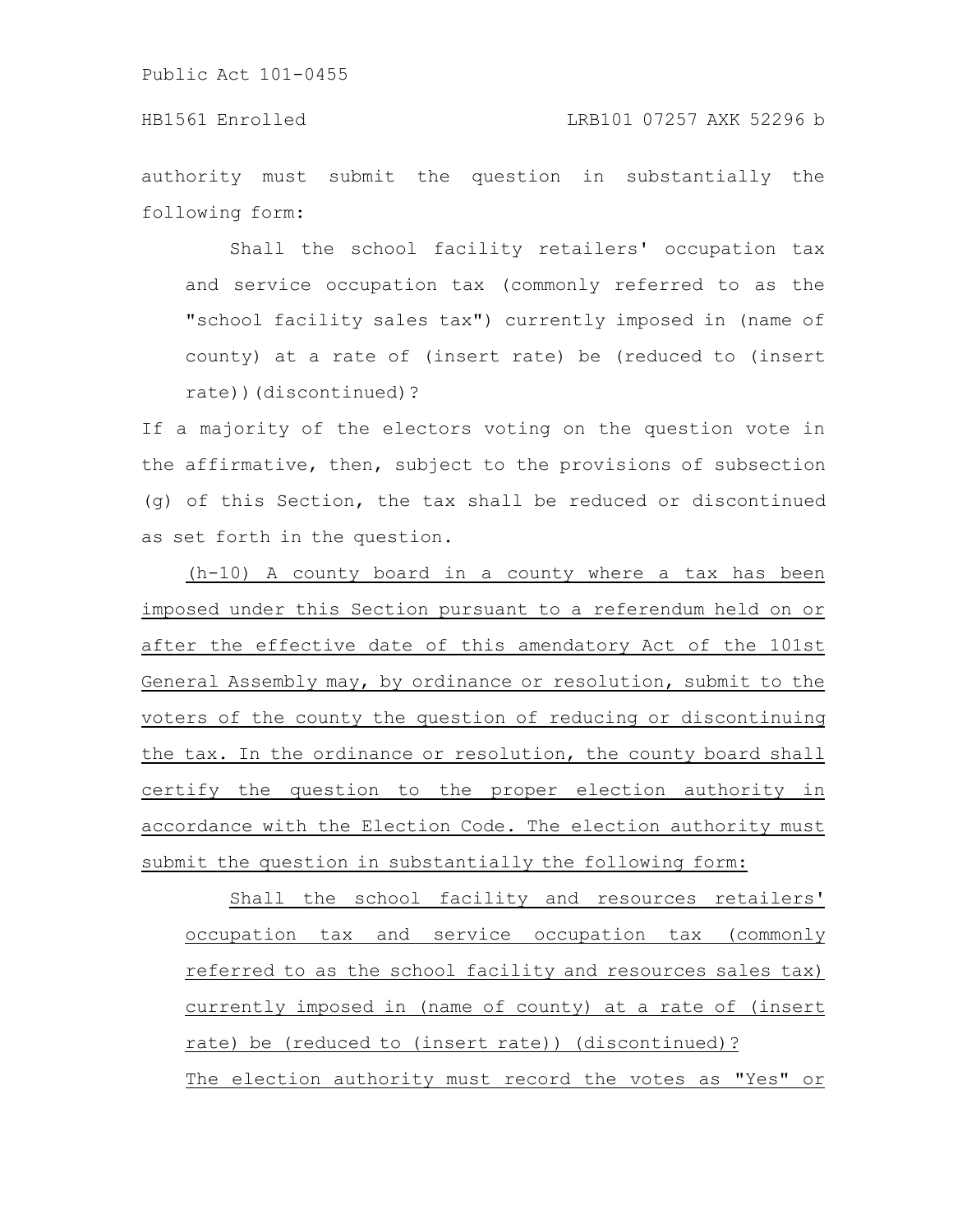authority must submit the question in substantially the following form:

> Shall the school facility retailers' occupation tax and service occupation tax (commonly referred to as the "school facility sales tax") currently imposed in (name of county) at a rate of (insert rate) be (reduced to (insert rate))(discontinued)?

If a majority of the electors voting on the question vote in the affirmative, then, subject to the provisions of subsection (g) of this Section, the tax shall be reduced or discontinued as set forth in the question.

(h-10) A county board in a county where a tax has been imposed under this Section pursuant to a referendum held on or after the effective date of this amendatory Act of the 101st General Assembly may, by ordinance or resolution, submit to the voters of the county the question of reducing or discontinuing the tax. In the ordinance or resolution, the county board shall certify the question to the proper election authority in accordance with the Election Code. The election authority must submit the question in substantially the following form:

> Shall the school facility and resources retailers' occupation tax and service occupation tax (commonly referred to as the school facility and resources sales tax) currently imposed in (name of county) at a rate of (insert rate) be (reduced to (insert rate)) (discontinued)?

The election authority must record the votes as "Yes" or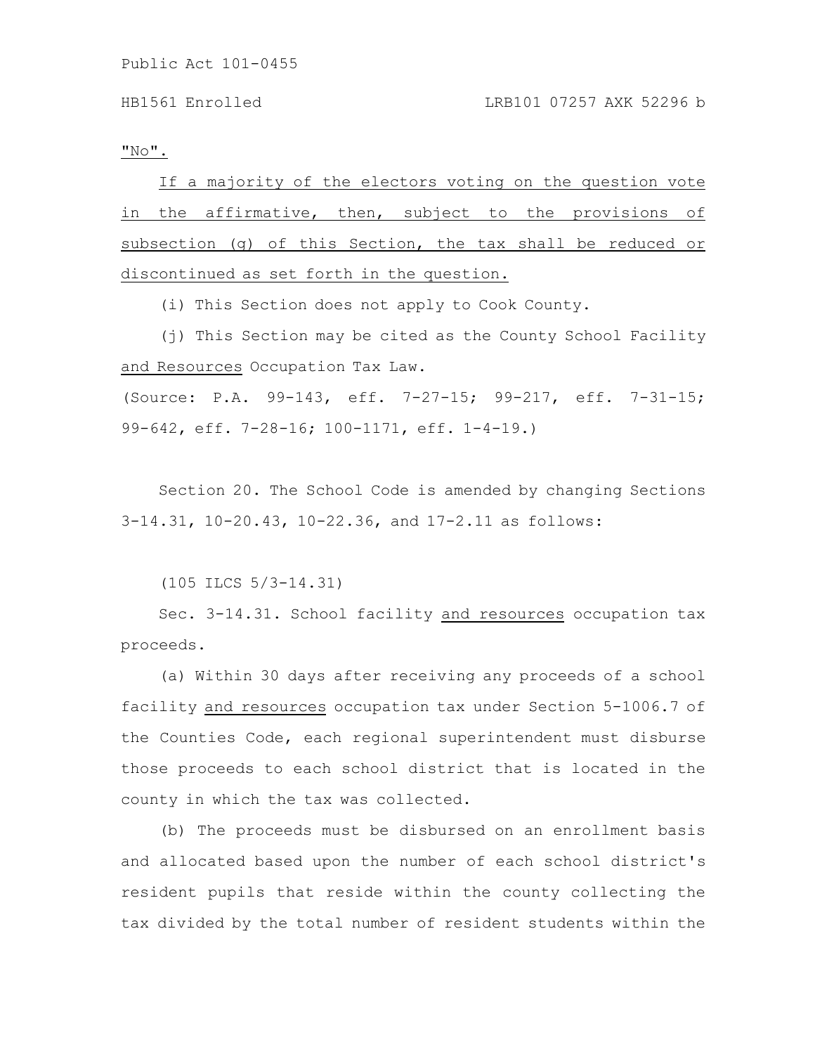"No".

If a majority of the electors voting on the question vote in the affirmative, then, subject to the provisions of subsection (g) of this Section, the tax shall be reduced or discontinued as set forth in the question.

(i) This Section does not apply to Cook County.

(j) This Section may be cited as the County School Facility and Resources Occupation Tax Law.

(Source: P.A. 99-143, eff. 7-27-15; 99-217, eff. 7-31-15; 99-642, eff. 7-28-16; 100-1171, eff. 1-4-19.)

Section 20. The School Code is amended by changing Sections 3-14.31, 10-20.43, 10-22.36, and 17-2.11 as follows:

(105 ILCS 5/3-14.31)

Sec. 3-14.31. School facility and resources occupation tax proceeds.

(a) Within 30 days after receiving any proceeds of a school facility and resources occupation tax under Section 5-1006.7 of the Counties Code, each regional superintendent must disburse those proceeds to each school district that is located in the county in which the tax was collected.

(b) The proceeds must be disbursed on an enrollment basis and allocated based upon the number of each school district's resident pupils that reside within the county collecting the tax divided by the total number of resident students within the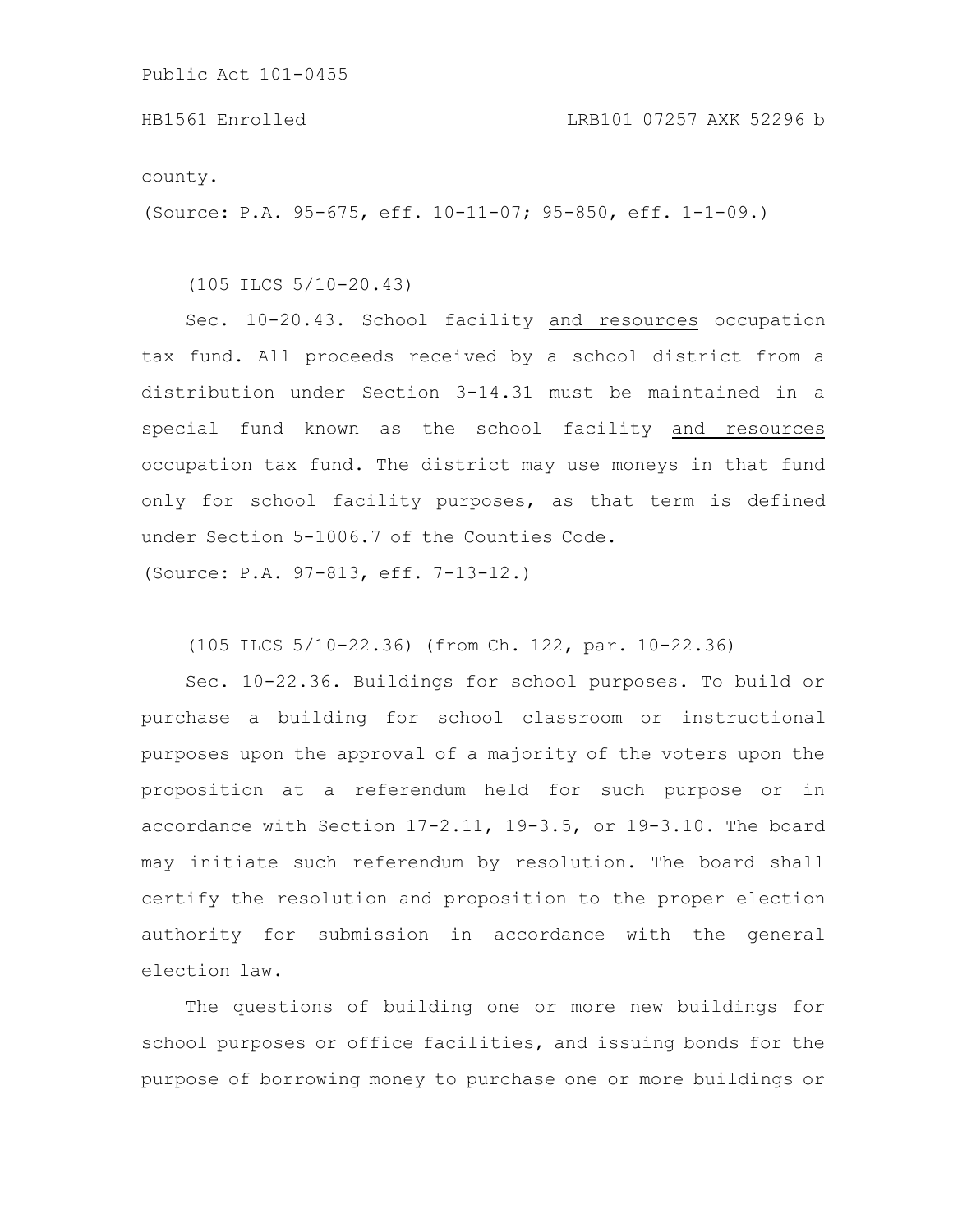county.

(Source: P.A. 95-675, eff. 10-11-07; 95-850, eff. 1-1-09.)

(105 ILCS 5/10-20.43)

Sec. 10-20.43. School facility and resources occupation tax fund. All proceeds received by a school district from a distribution under Section 3-14.31 must be maintained in a special fund known as the school facility and resources occupation tax fund. The district may use moneys in that fund only for school facility purposes, as that term is defined under Section 5-1006.7 of the Counties Code.

(Source: P.A. 97-813, eff. 7-13-12.)

(105 ILCS 5/10-22.36) (from Ch. 122, par. 10-22.36)

Sec. 10-22.36. Buildings for school purposes. To build or purchase a building for school classroom or instructional purposes upon the approval of a majority of the voters upon the proposition at a referendum held for such purpose or in accordance with Section 17-2.11, 19-3.5, or 19-3.10. The board may initiate such referendum by resolution. The board shall certify the resolution and proposition to the proper election authority for submission in accordance with the general election law.

The questions of building one or more new buildings for school purposes or office facilities, and issuing bonds for the purpose of borrowing money to purchase one or more buildings or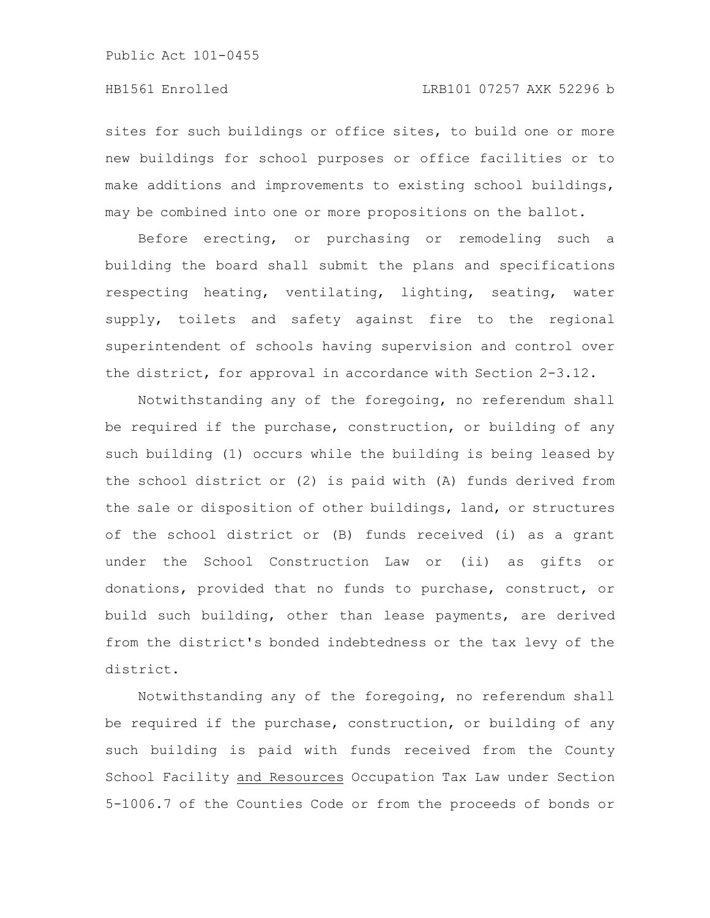sites for such buildings or office sites, to build one or more new buildings for school purposes or office facilities or to make additions and improvements to existing school buildings, may be combined into one or more propositions on the ballot.

Before erecting, or purchasing or remodeling such a building the board shall submit the plans and specifications respecting heating, ventilating, lighting, seating, water supply, toilets and safety against fire to the regional superintendent of schools having supervision and control over the district, for approval in accordance with Section 2-3.12.

Notwithstanding any of the foregoing, no referendum shall be required if the purchase, construction, or building of any such building (1) occurs while the building is being leased by the school district or (2) is paid with (A) funds derived from the sale or disposition of other buildings, land, or structures of the school district or (B) funds received (i) as a grant under the School Construction Law or (ii) as gifts or donations, provided that no funds to purchase, construct, or build such building, other than lease payments, are derived from the district's bonded indebtedness or the tax levy of the district.

Notwithstanding any of the foregoing, no referendum shall be required if the purchase, construction, or building of any such building is paid with funds received from the County School Facility <u>and Resources</u> Occupation Tax Law under Section 5-1006.7 of the Counties Code or from the proceeds of bonds or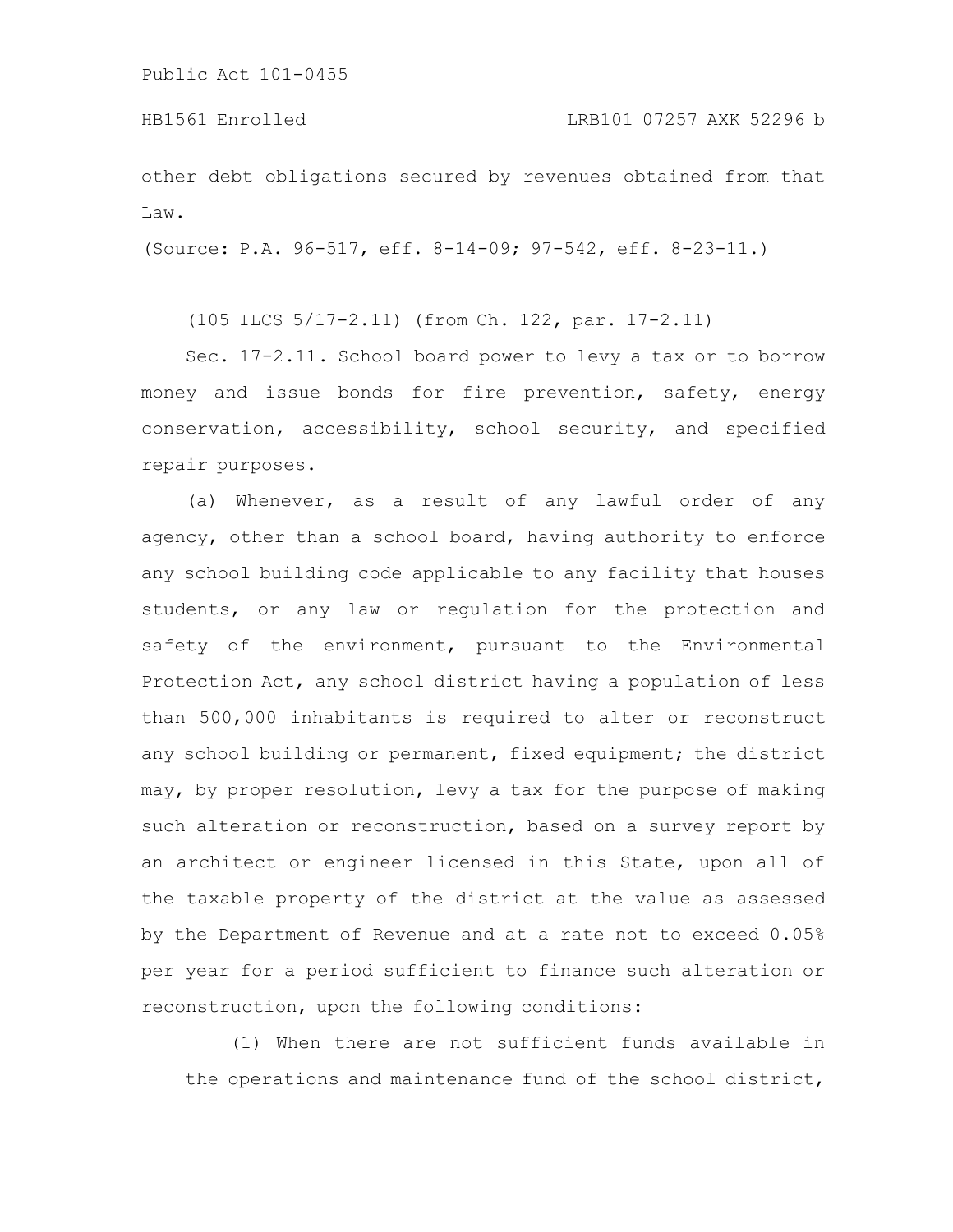other debt obligations secured by revenues obtained from that Law.

(Source: P.A. 96-517, eff. 8-14-09; 97-542, eff. 8-23-11.)

(105 ILCS 5/17-2.11) (from Ch. 122, par. 17-2.11)

Sec. 17-2.11. School board power to levy a tax or to borrow money and issue bonds for fire prevention, safety, energy conservation, accessibility, school security, and specified repair purposes.

(a) Whenever, as a result of any lawful order of any agency, other than a school board, having authority to enforce any school building code applicable to any facility that houses students, or any law or regulation for the protection and safety of the environment, pursuant to the Environmental Protection Act, any school district having a population of less than 500,000 inhabitants is required to alter or reconstruct any school building or permanent, fixed equipment; the district may, by proper resolution, levy a tax for the purpose of making such alteration or reconstruction, based on a survey report by an architect or engineer licensed in this State, upon all of the taxable property of the district at the value as assessed by the Department of Revenue and at a rate not to exceed 0.05% per year for a period sufficient to finance such alteration or reconstruction, upon the following conditions:

(1) When there are not sufficient funds available in the operations and maintenance fund of the school district,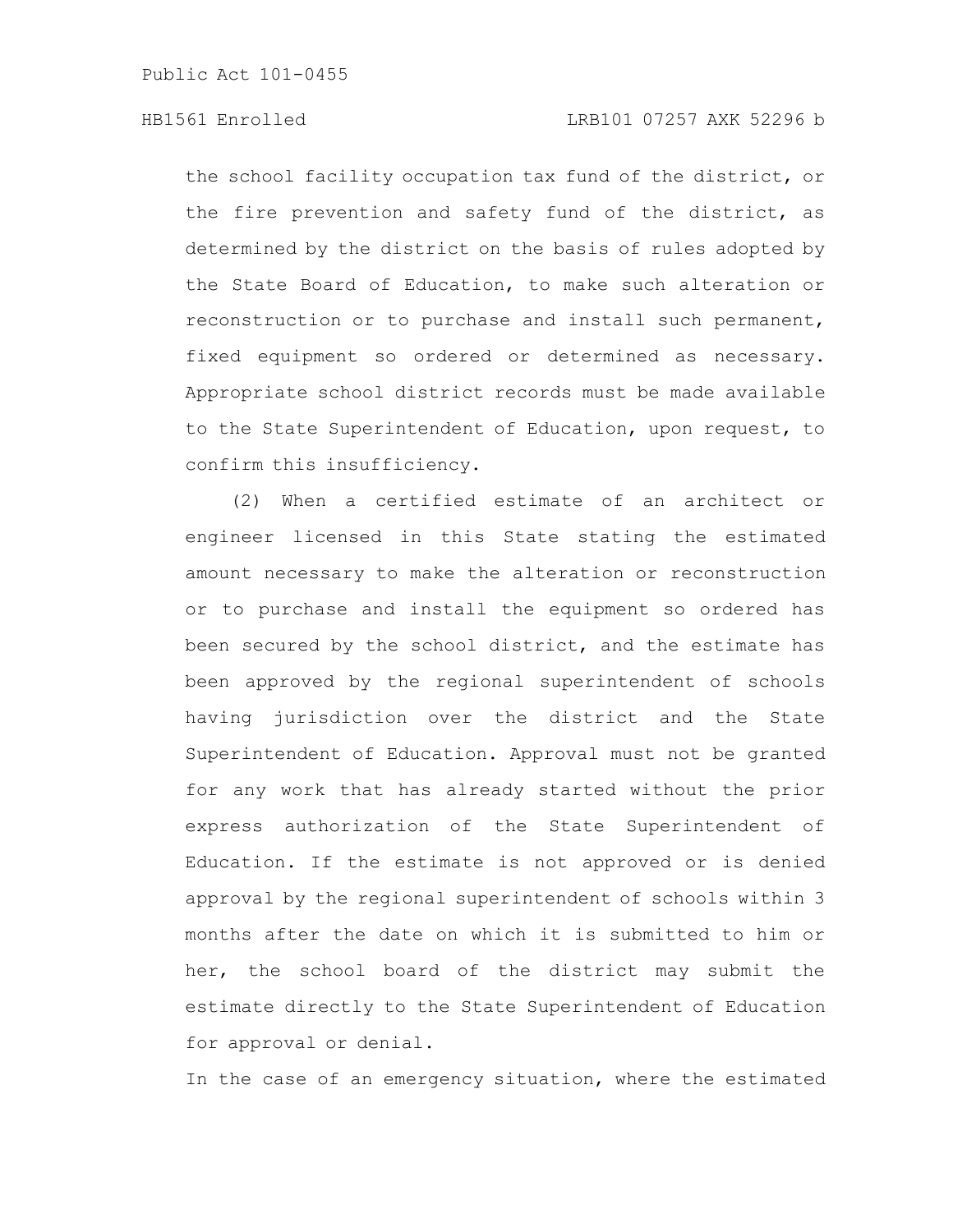the school facility occupation tax fund of the district, or the fire prevention and safety fund of the district, as determined by the district on the basis of rules adopted by the State Board of Education, to make such alteration or reconstruction or to purchase and install such permanent, fixed equipment so ordered or determined as necessary. Appropriate school district records must be made available to the State Superintendent of Education, upon request, to confirm this insufficiency.

(2) When a certified estimate of an architect or engineer licensed in this State stating the estimated amount necessary to make the alteration or reconstruction or to purchase and install the equipment so ordered has been secured by the school district, and the estimate has been approved by the regional superintendent of schools having jurisdiction over the district and the State Superintendent of Education. Approval must not be granted for any work that has already started without the prior express authorization of the State Superintendent of Education. If the estimate is not approved or is denied approval by the regional superintendent of schools within 3 months after the date on which it is submitted to him or her, the school board of the district may submit the estimate directly to the State Superintendent of Education for approval or denial.

In the case of an emergency situation, where the estimated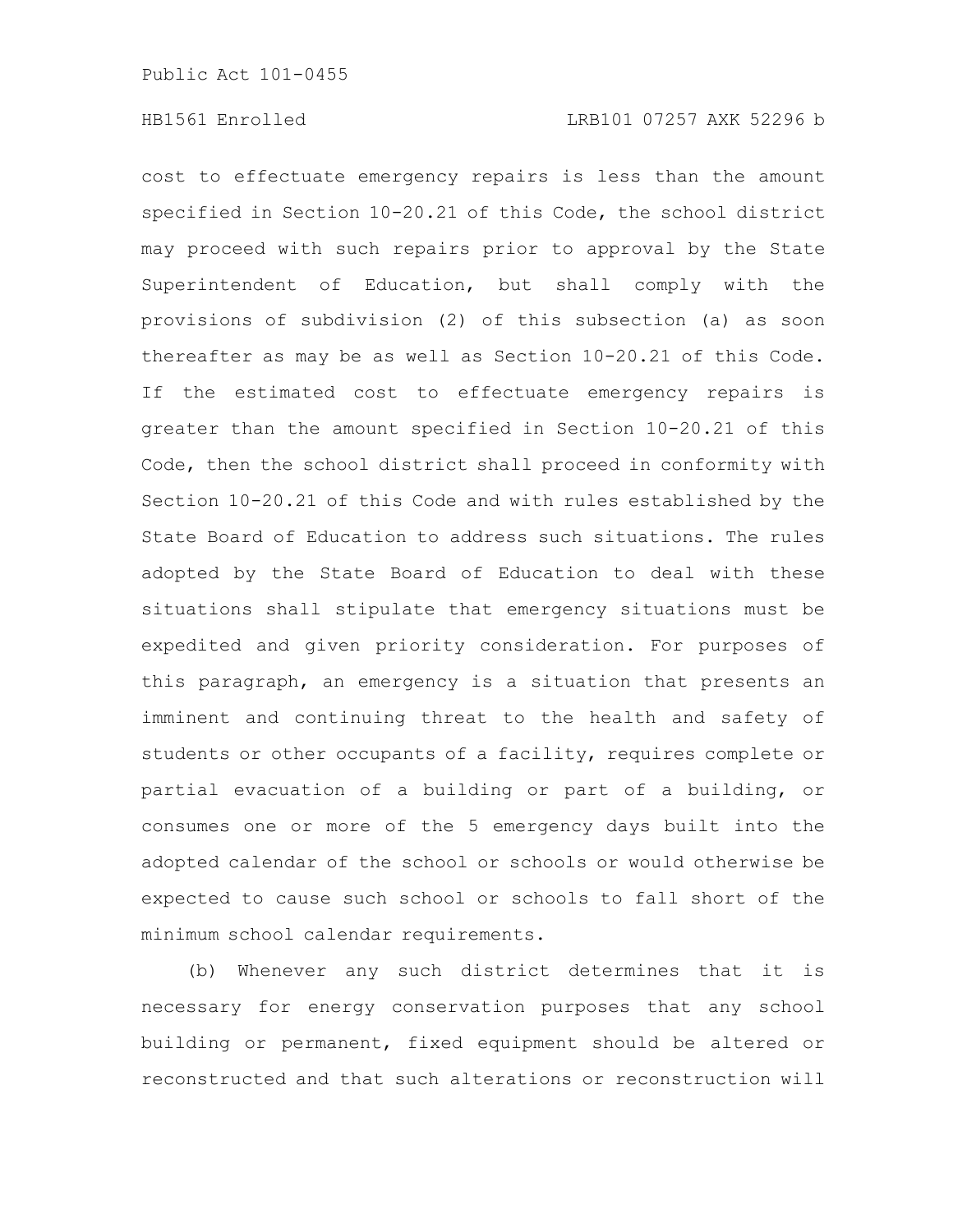cost to effectuate emergency repairs is less than the amount specified in Section 10-20.21 of this Code, the school district may proceed with such repairs prior to approval by the State Superintendent of Education, but shall comply with the provisions of subdivision (2) of this subsection (a) as soon thereafter as may be as well as Section 10-20.21 of this Code. If the estimated cost to effectuate emergency repairs is greater than the amount specified in Section 10-20.21 of this Code, then the school district shall proceed in conformity with Section 10-20.21 of this Code and with rules established by the State Board of Education to address such situations. The rules adopted by the State Board of Education to deal with these situations shall stipulate that emergency situations must be expedited and given priority consideration. For purposes of this paragraph, an emergency is a situation that presents an imminent and continuing threat to the health and safety of students or other occupants of a facility, requires complete or partial evacuation of a building or part of a building, or consumes one or more of the 5 emergency days built into the adopted calendar of the school or schools or would otherwise be expected to cause such school or schools to fall short of the minimum school calendar requirements.

(b) Whenever any such district determines that it is necessary for energy conservation purposes that any school building or permanent, fixed equipment should be altered or reconstructed and that such alterations or reconstruction will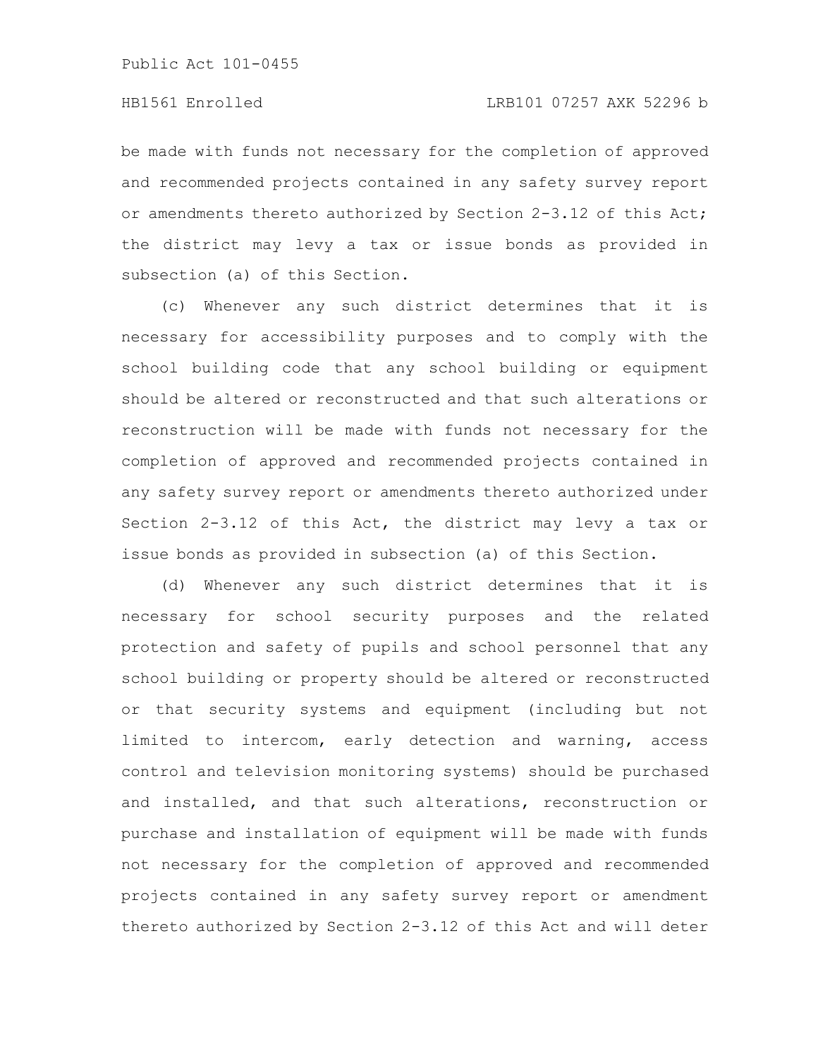be made with funds not necessary for the completion of approved and recommended projects contained in any safety survey report or amendments thereto authorized by Section 2-3.12 of this Act; the district may levy a tax or issue bonds as provided in subsection (a) of this Section.

(c) Whenever any such district determines that it is necessary for accessibility purposes and to comply with the school building code that any school building or equipment should be altered or reconstructed and that such alterations or reconstruction will be made with funds not necessary for the completion of approved and recommended projects contained in any safety survey report or amendments thereto authorized under Section 2-3.12 of this Act, the district may levy a tax or issue bonds as provided in subsection (a) of this Section.

(d) Whenever any such district determines that it is necessary for school security purposes and the related protection and safety of pupils and school personnel that any school building or property should be altered or reconstructed or that security systems and equipment (including but not limited to intercom, early detection and warning, access control and television monitoring systems) should be purchased and installed, and that such alterations, reconstruction or purchase and installation of equipment will be made with funds not necessary for the completion of approved and recommended projects contained in any safety survey report or amendment thereto authorized by Section 2-3.12 of this Act and will deter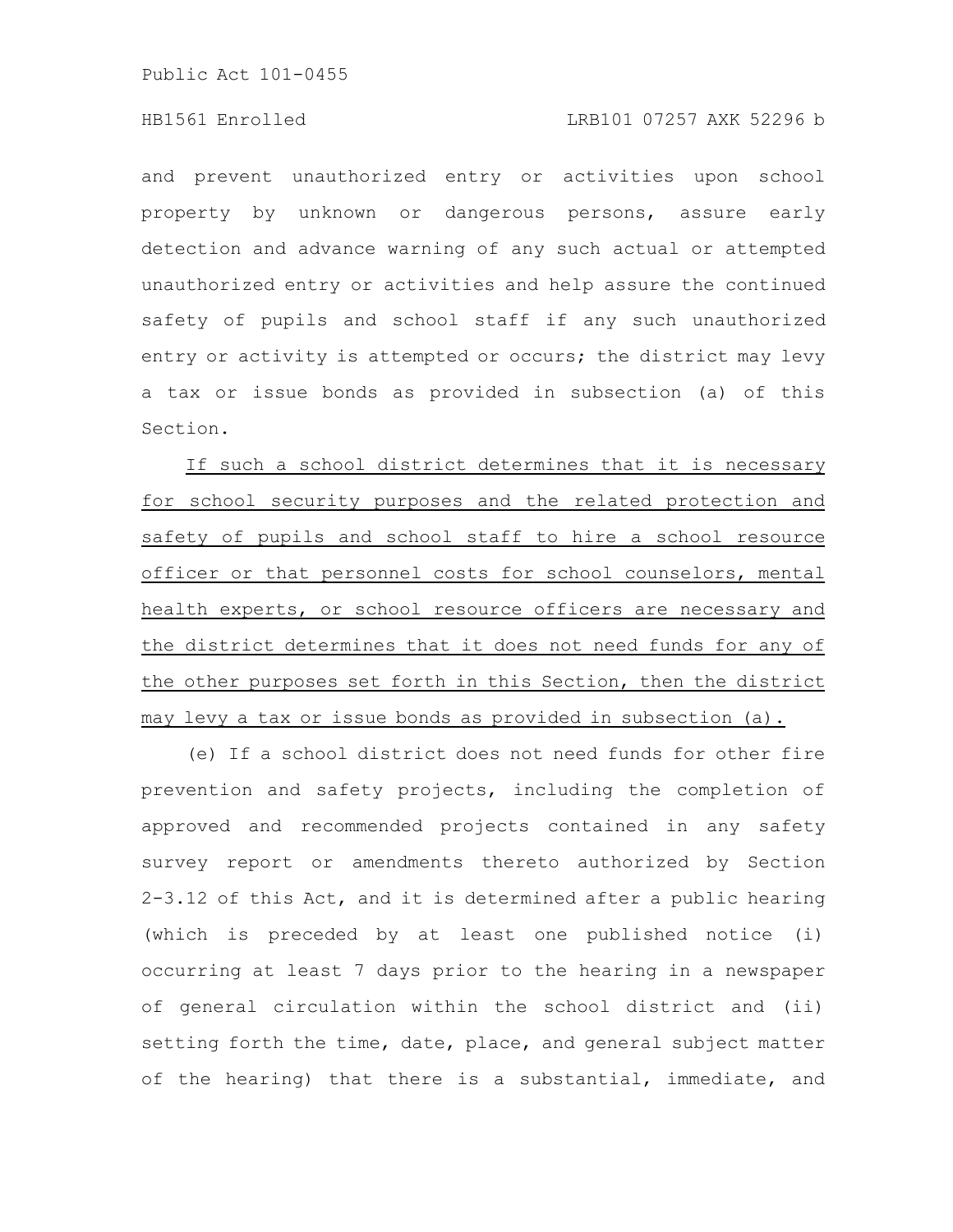and prevent unauthorized entry or activities upon school property by unknown or dangerous persons, assure early detection and advance warning of any such actual or attempted unauthorized entry or activities and help assure the continued safety of pupils and school staff if any such unauthorized entry or activity is attempted or occurs; the district may levy a tax or issue bonds as provided in subsection (a) of this Section.

<u>If such a school district determines that it is necessary for school security purposes and the related protection and safety of pupils and school staff to hire a school resource officer or that personnel costs for school counselors, mental health experts, or school resource officers are necessary and the district determines that it does not need funds for any of the other purposes set forth in this Section, then the district may levy a tax or issue bonds as provided in subsection (a).</u>

(e) If a school district does not need funds for other fire prevention and safety projects, including the completion of approved and recommended projects contained in any safety survey report or amendments thereto authorized by Section 2-3.12 of this Act, and it is determined after a public hearing (which is preceded by at least one published notice (i) occurring at least 7 days prior to the hearing in a newspaper of general circulation within the school district and (ii) setting forth the time, date, place, and general subject matter of the hearing) that there is a substantial, immediate, and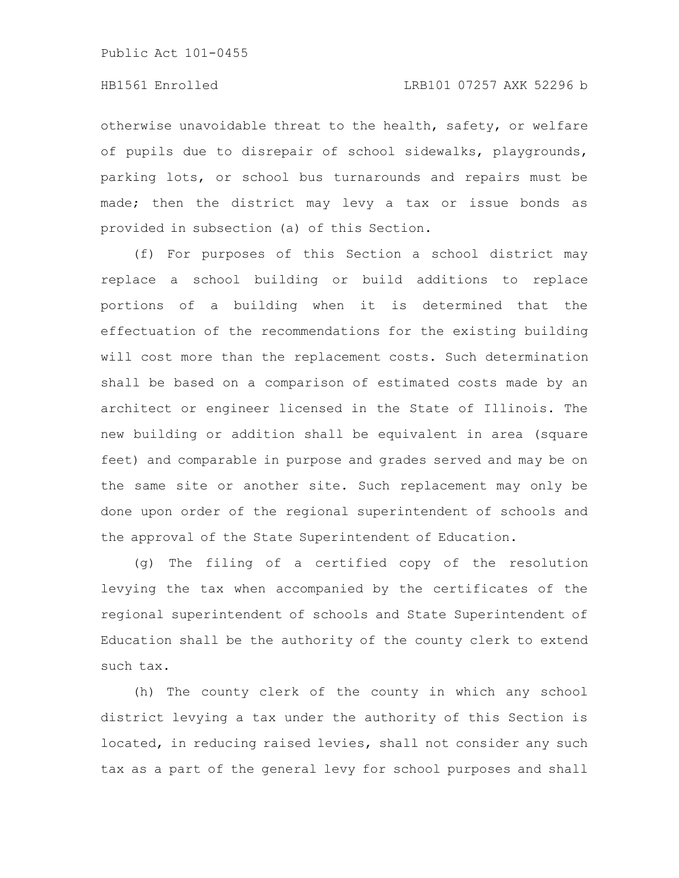otherwise unavoidable threat to the health, safety, or welfare of pupils due to disrepair of school sidewalks, playgrounds, parking lots, or school bus turnarounds and repairs must be made; then the district may levy a tax or issue bonds as provided in subsection (a) of this Section.

(f) For purposes of this Section a school district may replace a school building or build additions to replace portions of a building when it is determined that the effectuation of the recommendations for the existing building will cost more than the replacement costs. Such determination shall be based on a comparison of estimated costs made by an architect or engineer licensed in the State of Illinois. The new building or addition shall be equivalent in area (square feet) and comparable in purpose and grades served and may be on the same site or another site. Such replacement may only be done upon order of the regional superintendent of schools and the approval of the State Superintendent of Education.

(g) The filing of a certified copy of the resolution levying the tax when accompanied by the certificates of the regional superintendent of schools and State Superintendent of Education shall be the authority of the county clerk to extend such tax.

(h) The county clerk of the county in which any school district levying a tax under the authority of this Section is located, in reducing raised levies, shall not consider any such tax as a part of the general levy for school purposes and shall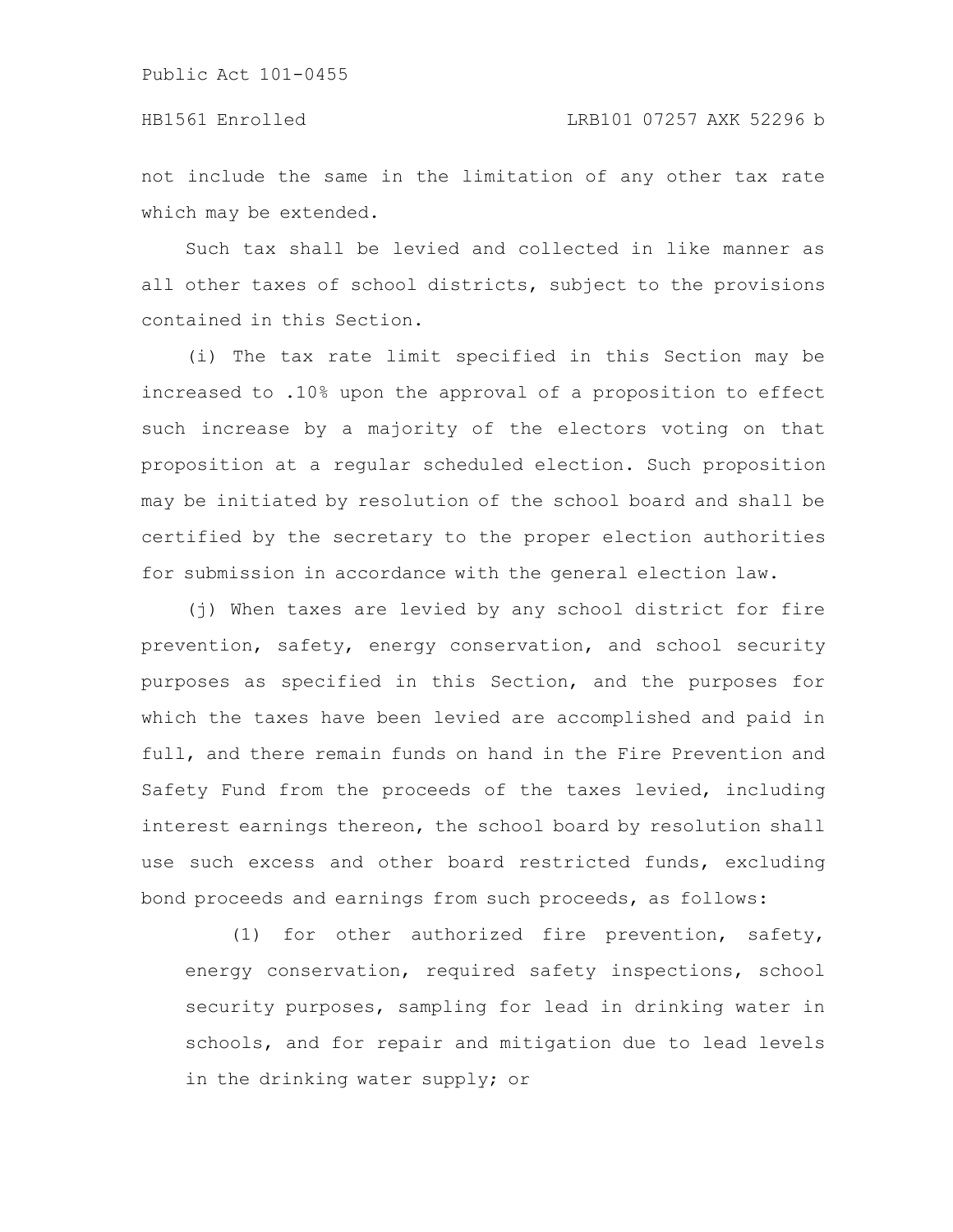not include the same in the limitation of any other tax rate which may be extended.

Such tax shall be levied and collected in like manner as all other taxes of school districts, subject to the provisions contained in this Section.

(i) The tax rate limit specified in this Section may be increased to .10% upon the approval of a proposition to effect such increase by a majority of the electors voting on that proposition at a regular scheduled election. Such proposition may be initiated by resolution of the school board and shall be certified by the secretary to the proper election authorities for submission in accordance with the general election law.

(j) When taxes are levied by any school district for fire prevention, safety, energy conservation, and school security purposes as specified in this Section, and the purposes for which the taxes have been levied are accomplished and paid in full, and there remain funds on hand in the Fire Prevention and Safety Fund from the proceeds of the taxes levied, including interest earnings thereon, the school board by resolution shall use such excess and other board restricted funds, excluding bond proceeds and earnings from such proceeds, as follows:

(1) for other authorized fire prevention, safety, energy conservation, required safety inspections, school security purposes, sampling for lead in drinking water in schools, and for repair and mitigation due to lead levels in the drinking water supply; or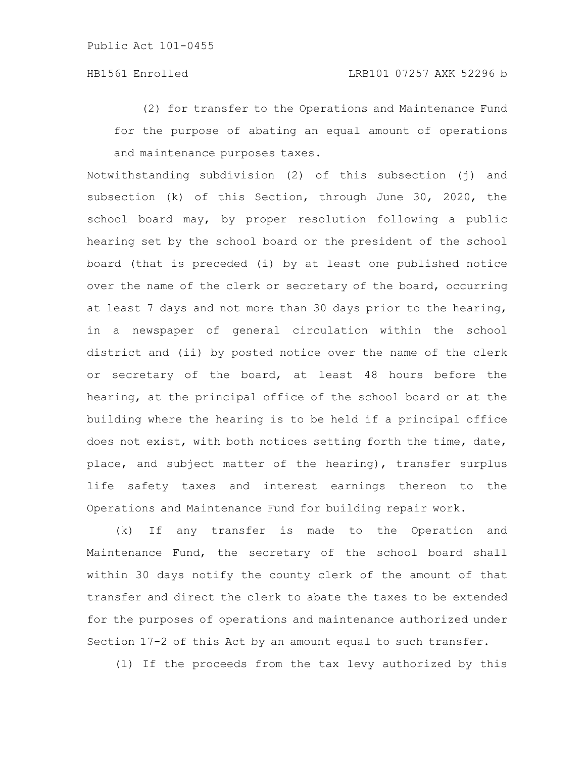(2) for transfer to the Operations and Maintenance Fund for the purpose of abating an equal amount of operations and maintenance purposes taxes.

Notwithstanding subdivision (2) of this subsection (j) and subsection (k) of this Section, through June 30, 2020, the school board may, by proper resolution following a public hearing set by the school board or the president of the school board (that is preceded (i) by at least one published notice over the name of the clerk or secretary of the board, occurring at least 7 days and not more than 30 days prior to the hearing, in a newspaper of general circulation within the school district and (ii) by posted notice over the name of the clerk or secretary of the board, at least 48 hours before the hearing, at the principal office of the school board or at the building where the hearing is to be held if a principal office does not exist, with both notices setting forth the time, date, place, and subject matter of the hearing), transfer surplus life safety taxes and interest earnings thereon to the Operations and Maintenance Fund for building repair work.

(k) If any transfer is made to the Operation and Maintenance Fund, the secretary of the school board shall within 30 days notify the county clerk of the amount of that transfer and direct the clerk to abate the taxes to be extended for the purposes of operations and maintenance authorized under Section 17-2 of this Act by an amount equal to such transfer.

(l) If the proceeds from the tax levy authorized by this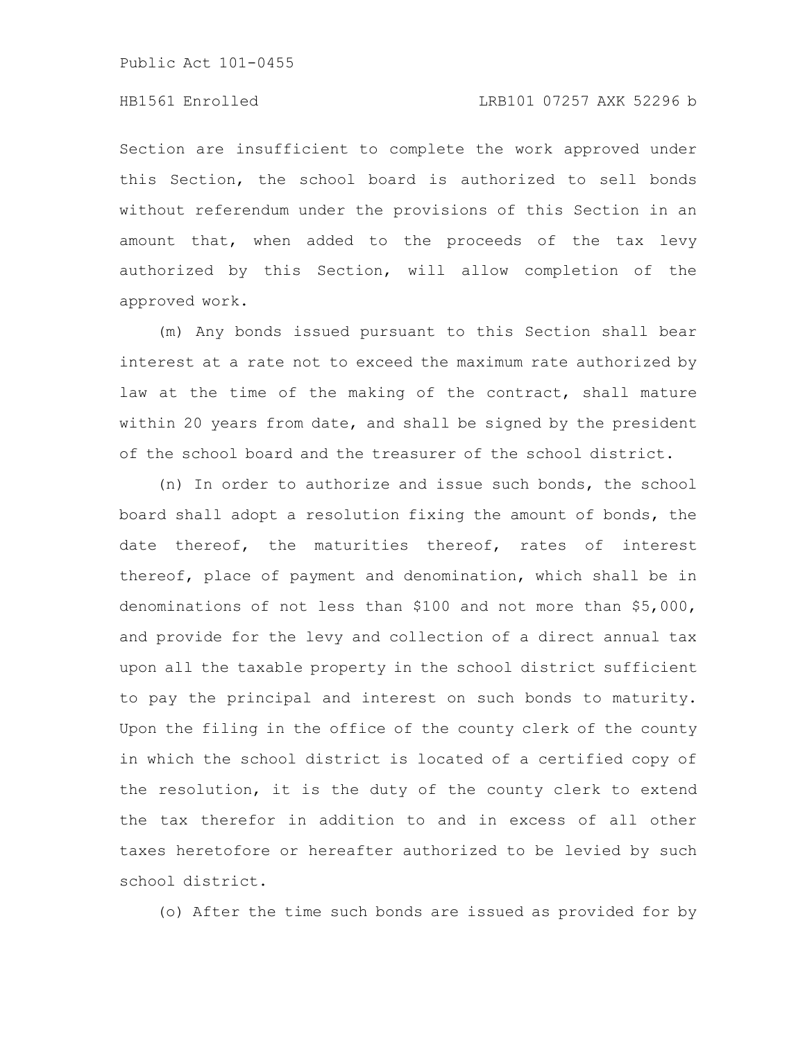Section are insufficient to complete the work approved under this Section, the school board is authorized to sell bonds without referendum under the provisions of this Section in an amount that, when added to the proceeds of the tax levy authorized by this Section, will allow completion of the approved work.

(m) Any bonds issued pursuant to this Section shall bear interest at a rate not to exceed the maximum rate authorized by law at the time of the making of the contract, shall mature within 20 years from date, and shall be signed by the president of the school board and the treasurer of the school district.

(n) In order to authorize and issue such bonds, the school board shall adopt a resolution fixing the amount of bonds, the date thereof, the maturities thereof, rates of interest thereof, place of payment and denomination, which shall be in denominations of not less than $100 and not more than $5,000, and provide for the levy and collection of a direct annual tax upon all the taxable property in the school district sufficient to pay the principal and interest on such bonds to maturity. Upon the filing in the office of the county clerk of the county in which the school district is located of a certified copy of the resolution, it is the duty of the county clerk to extend the tax therefor in addition to and in excess of all other taxes heretofore or hereafter authorized to be levied by such school district.

(o) After the time such bonds are issued as provided for by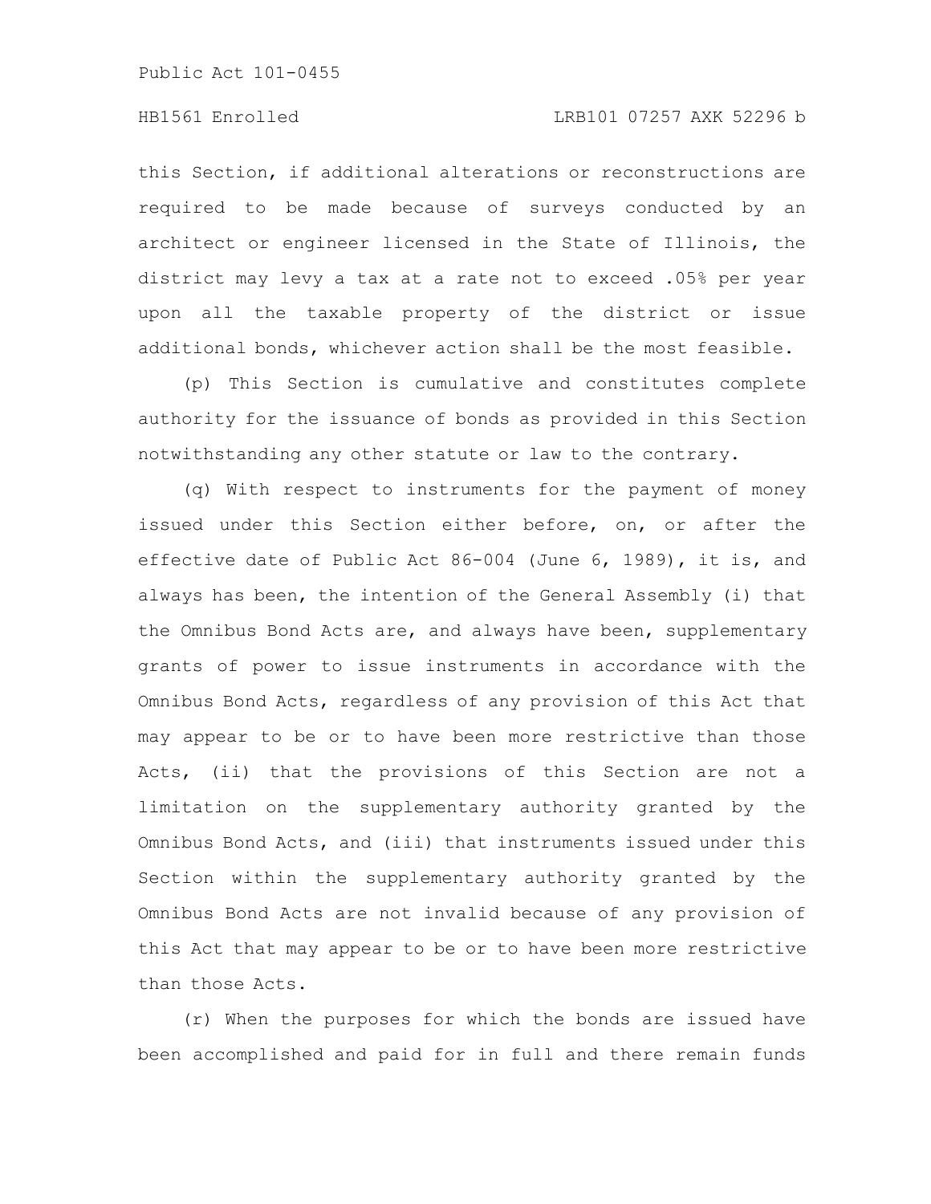this Section, if additional alterations or reconstructions are required to be made because of surveys conducted by an architect or engineer licensed in the State of Illinois, the district may levy a tax at a rate not to exceed .05% per year upon all the taxable property of the district or issue additional bonds, whichever action shall be the most feasible.

(p) This Section is cumulative and constitutes complete authority for the issuance of bonds as provided in this Section notwithstanding any other statute or law to the contrary.

(q) With respect to instruments for the payment of money issued under this Section either before, on, or after the effective date of Public Act 86-004 (June 6, 1989), it is, and always has been, the intention of the General Assembly (i) that the Omnibus Bond Acts are, and always have been, supplementary grants of power to issue instruments in accordance with the Omnibus Bond Acts, regardless of any provision of this Act that may appear to be or to have been more restrictive than those Acts, (ii) that the provisions of this Section are not a limitation on the supplementary authority granted by the Omnibus Bond Acts, and (iii) that instruments issued under this Section within the supplementary authority granted by the Omnibus Bond Acts are not invalid because of any provision of this Act that may appear to be or to have been more restrictive than those Acts.

(r) When the purposes for which the bonds are issued have been accomplished and paid for in full and there remain funds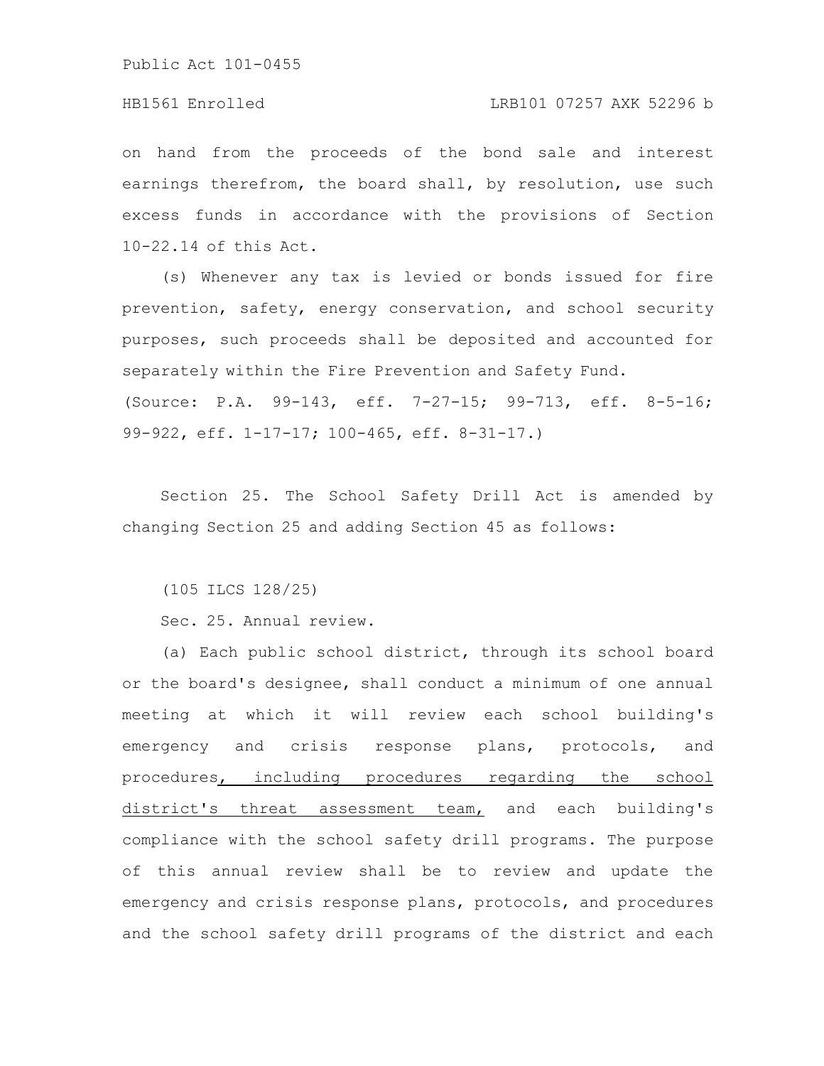on hand from the proceeds of the bond sale and interest earnings therefrom, the board shall, by resolution, use such excess funds in accordance with the provisions of Section 10-22.14 of this Act.

(s) Whenever any tax is levied or bonds issued for fire prevention, safety, energy conservation, and school security purposes, such proceeds shall be deposited and accounted for separately within the Fire Prevention and Safety Fund.

(Source: P.A. 99-143, eff. 7-27-15; 99-713, eff. 8-5-16; 99-922, eff. 1-17-17; 100-465, eff. 8-31-17.)

Section 25. The School Safety Drill Act is amended by changing Section 25 and adding Section 45 as follows:

(105 ILCS 128/25)

Sec. 25. Annual review.

(a) Each public school district, through its school board or the board's designee, shall conduct a minimum of one annual meeting at which it will review each school building's emergency and crisis response plans, protocols, and procedures<u>, including procedures regarding the school district's threat assessment team,</u> and each building's compliance with the school safety drill programs. The purpose of this annual review shall be to review and update the emergency and crisis response plans, protocols, and procedures and the school safety drill programs of the district and each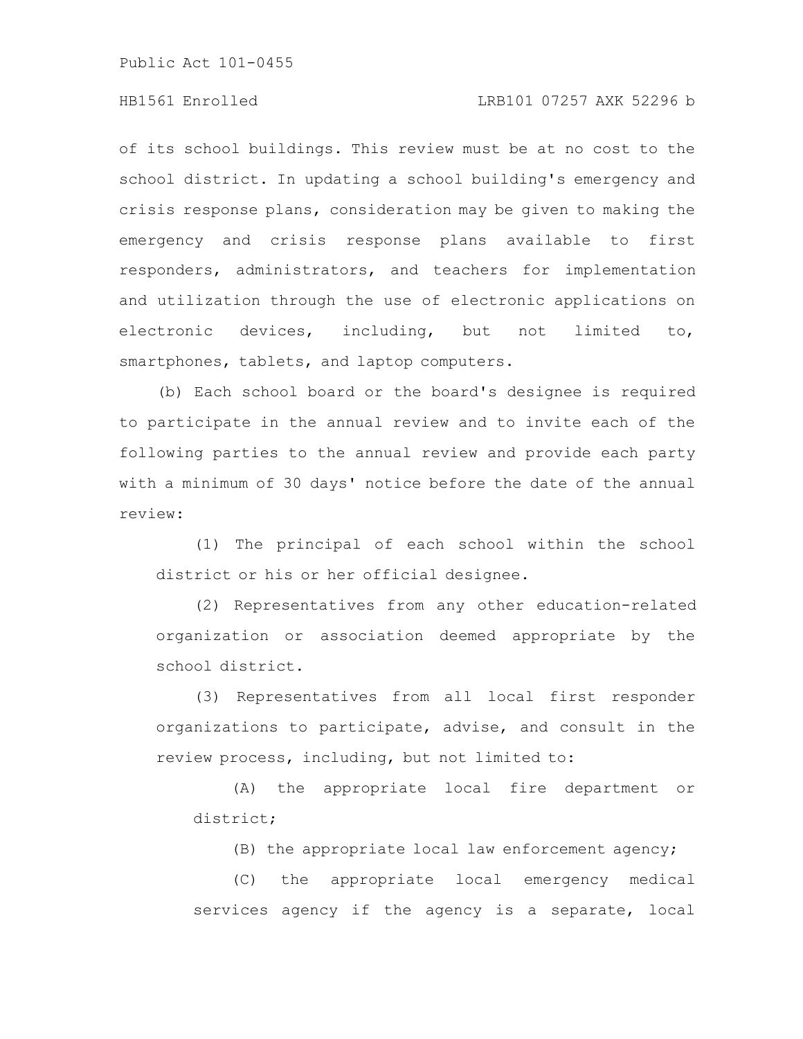of its school buildings. This review must be at no cost to the school district. In updating a school building's emergency and crisis response plans, consideration may be given to making the emergency and crisis response plans available to first responders, administrators, and teachers for implementation and utilization through the use of electronic applications on electronic devices, including, but not limited to, smartphones, tablets, and laptop computers.

(b) Each school board or the board's designee is required to participate in the annual review and to invite each of the following parties to the annual review and provide each party with a minimum of 30 days' notice before the date of the annual review:

(1) The principal of each school within the school district or his or her official designee.

(2) Representatives from any other education-related organization or association deemed appropriate by the school district.

(3) Representatives from all local first responder organizations to participate, advise, and consult in the review process, including, but not limited to:

(A) the appropriate local fire department or district;

(B) the appropriate local law enforcement agency;

(C) the appropriate local emergency medical services agency if the agency is a separate, local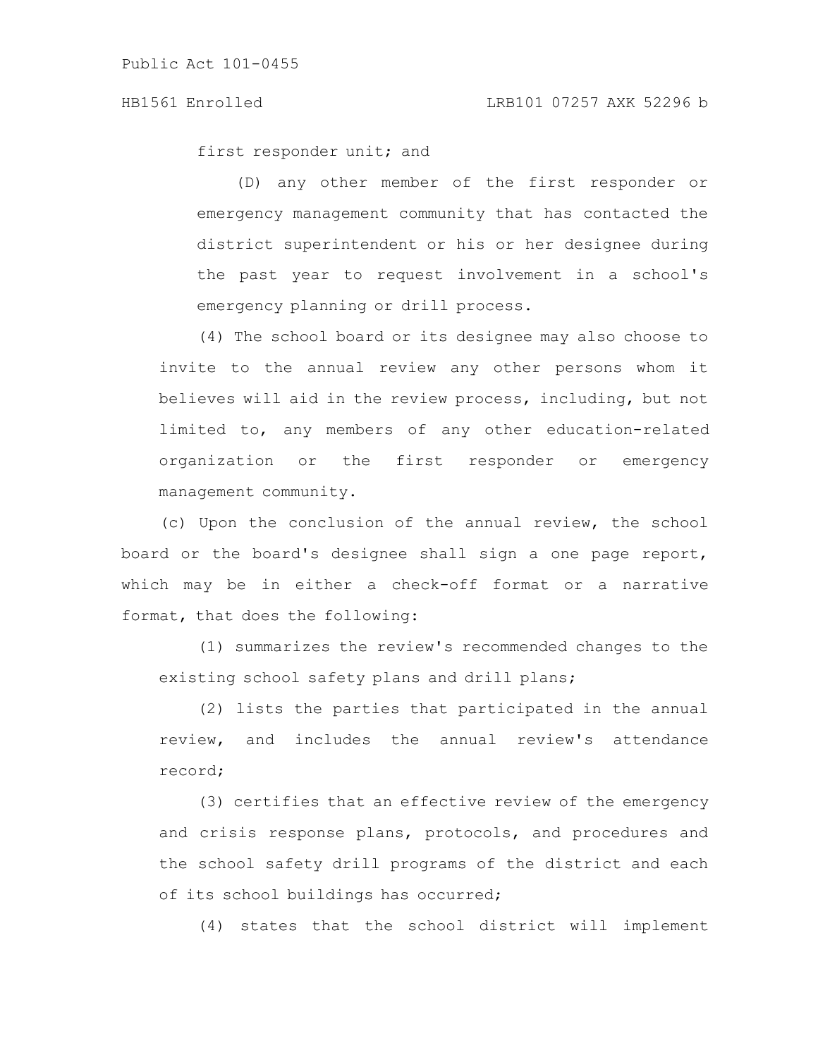first responder unit; and

(D) any other member of the first responder or emergency management community that has contacted the district superintendent or his or her designee during the past year to request involvement in a school's emergency planning or drill process.

(4) The school board or its designee may also choose to invite to the annual review any other persons whom it believes will aid in the review process, including, but not limited to, any members of any other education-related organization or the first responder or emergency management community.

(c) Upon the conclusion of the annual review, the school board or the board's designee shall sign a one page report, which may be in either a check-off format or a narrative format, that does the following:

(1) summarizes the review's recommended changes to the existing school safety plans and drill plans;

(2) lists the parties that participated in the annual review, and includes the annual review's attendance record;

(3) certifies that an effective review of the emergency and crisis response plans, protocols, and procedures and the school safety drill programs of the district and each of its school buildings has occurred;

(4) states that the school district will implement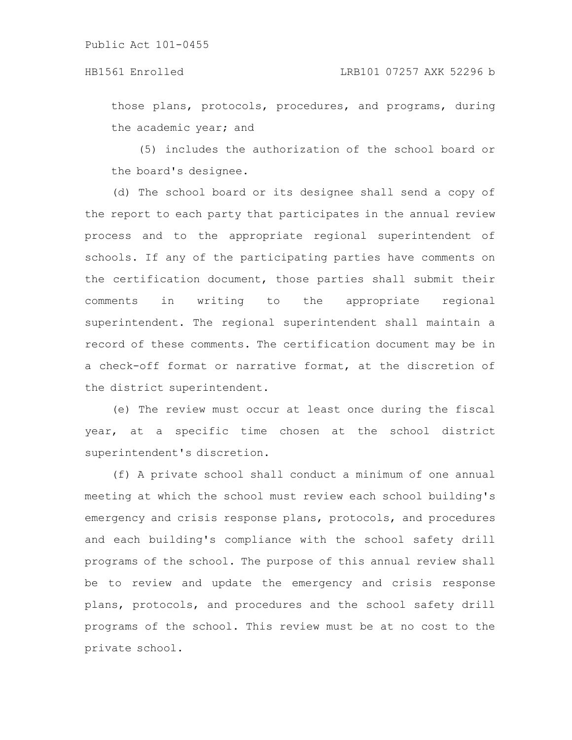those plans, protocols, procedures, and programs, during the academic year; and

(5) includes the authorization of the school board or the board's designee.

(d) The school board or its designee shall send a copy of the report to each party that participates in the annual review process and to the appropriate regional superintendent of schools. If any of the participating parties have comments on the certification document, those parties shall submit their comments in writing to the appropriate regional superintendent. The regional superintendent shall maintain a record of these comments. The certification document may be in a check-off format or narrative format, at the discretion of the district superintendent.

(e) The review must occur at least once during the fiscal year, at a specific time chosen at the school district superintendent's discretion.

(f) A private school shall conduct a minimum of one annual meeting at which the school must review each school building's emergency and crisis response plans, protocols, and procedures and each building's compliance with the school safety drill programs of the school. The purpose of this annual review shall be to review and update the emergency and crisis response plans, protocols, and procedures and the school safety drill programs of the school. This review must be at no cost to the private school.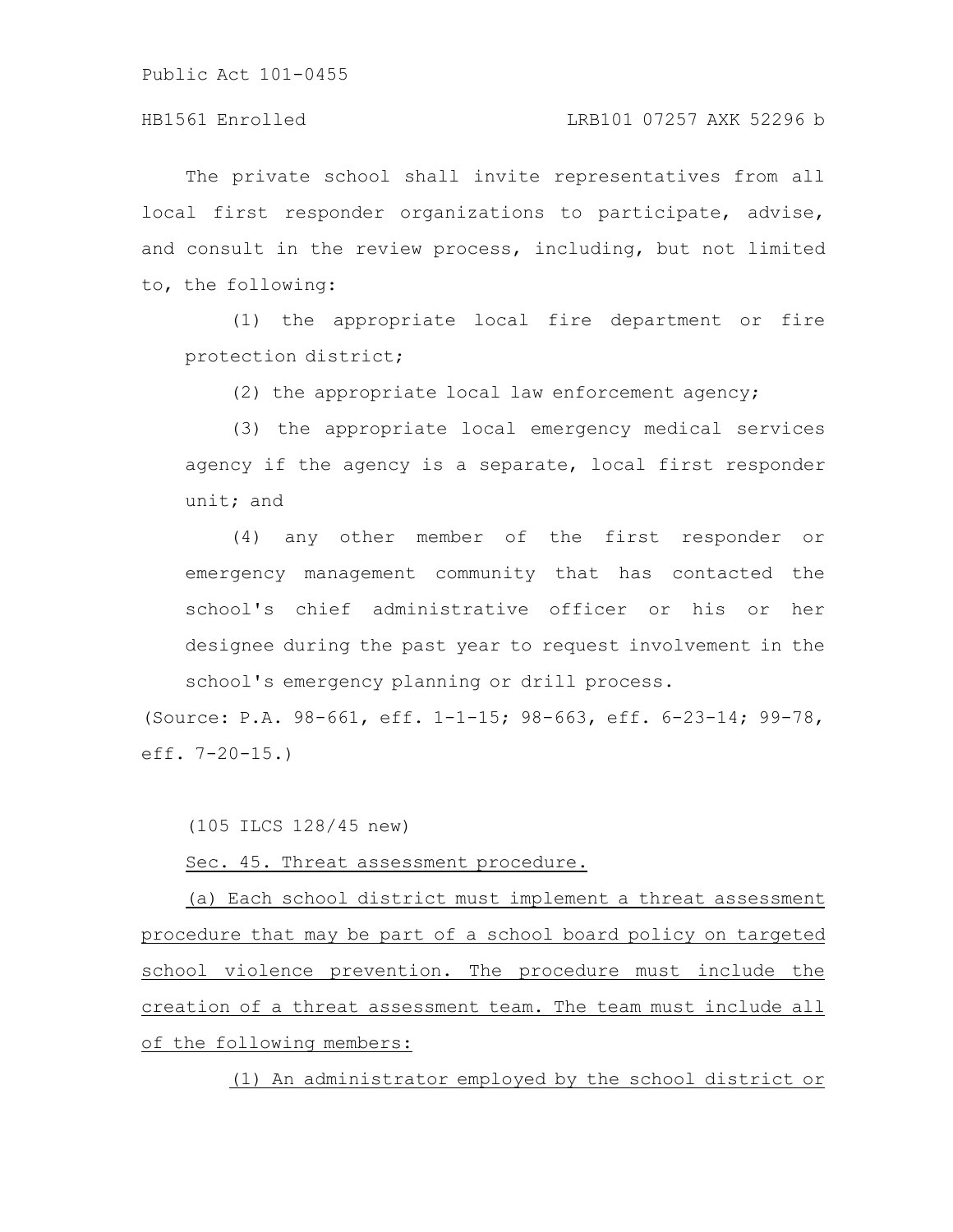The private school shall invite representatives from all local first responder organizations to participate, advise, and consult in the review process, including, but not limited to, the following:

(1) the appropriate local fire department or fire protection district;

(2) the appropriate local law enforcement agency;

(3) the appropriate local emergency medical services agency if the agency is a separate, local first responder unit; and

(4) any other member of the first responder or emergency management community that has contacted the school's chief administrative officer or his or her designee during the past year to request involvement in the school's emergency planning or drill process.

(Source: P.A. 98-661, eff. 1-1-15; 98-663, eff. 6-23-14; 99-78, eff. 7-20-15.)

(105 ILCS 128/45 new)

<u>Sec. 45. Threat assessment procedure.</u>

<u>(a) Each school district must implement a threat assessment procedure that may be part of a school board policy on targeted school violence prevention. The procedure must include the creation of a threat assessment team. The team must include all of the following members:</u>

<u>(1) An administrator employed by the school district or</u>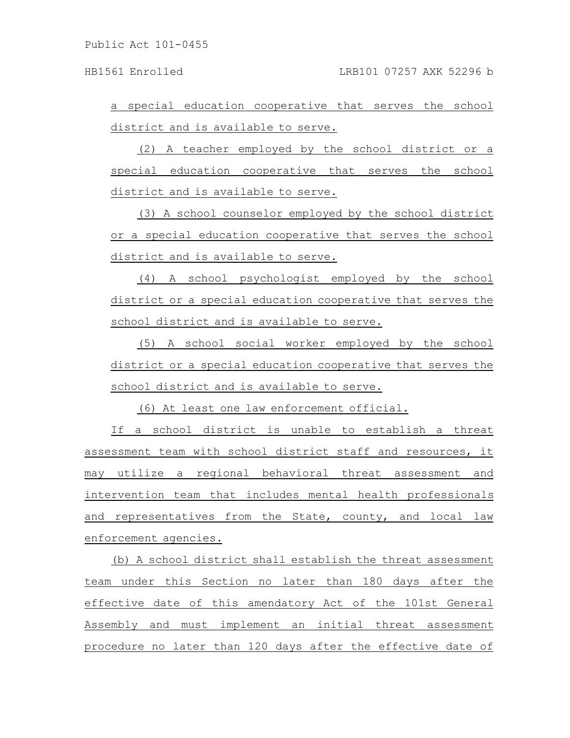a special education cooperative that serves the school district and is available to serve.

(2) A teacher employed by the school district or a special education cooperative that serves the school district and is available to serve.

(3) A school counselor employed by the school district or a special education cooperative that serves the school district and is available to serve.

(4) A school psychologist employed by the school district or a special education cooperative that serves the school district and is available to serve.

(5) A school social worker employed by the school district or a special education cooperative that serves the school district and is available to serve.

(6) At least one law enforcement official.

If a school district is unable to establish a threat assessment team with school district staff and resources, it may utilize a regional behavioral threat assessment and intervention team that includes mental health professionals and representatives from the State, county, and local law enforcement agencies.

(b) A school district shall establish the threat assessment team under this Section no later than 180 days after the effective date of this amendatory Act of the 101st General Assembly and must implement an initial threat assessment procedure no later than 120 days after the effective date of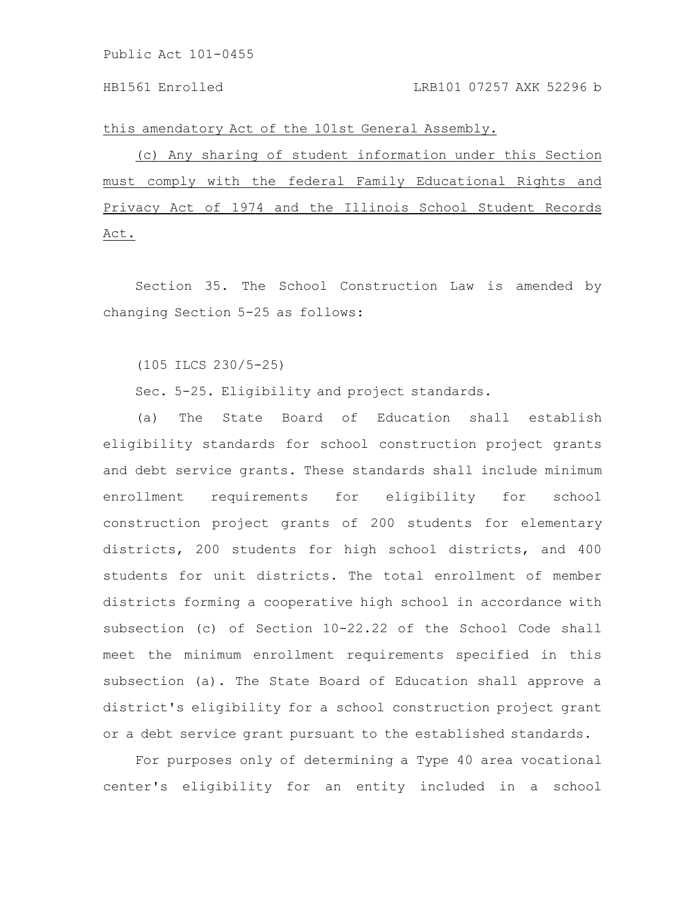this amendatory Act of the 101st General Assembly.

(c) Any sharing of student information under this Section must comply with the federal Family Educational Rights and Privacy Act of 1974 and the Illinois School Student Records Act.

Section 35. The School Construction Law is amended by changing Section 5-25 as follows:

(105 ILCS 230/5-25)

Sec. 5-25. Eligibility and project standards.

(a) The State Board of Education shall establish eligibility standards for school construction project grants and debt service grants. These standards shall include minimum enrollment requirements for eligibility for school construction project grants of 200 students for elementary districts, 200 students for high school districts, and 400 students for unit districts. The total enrollment of member districts forming a cooperative high school in accordance with subsection (c) of Section 10-22.22 of the School Code shall meet the minimum enrollment requirements specified in this subsection (a). The State Board of Education shall approve a district's eligibility for a school construction project grant or a debt service grant pursuant to the established standards.

For purposes only of determining a Type 40 area vocational center's eligibility for an entity included in a school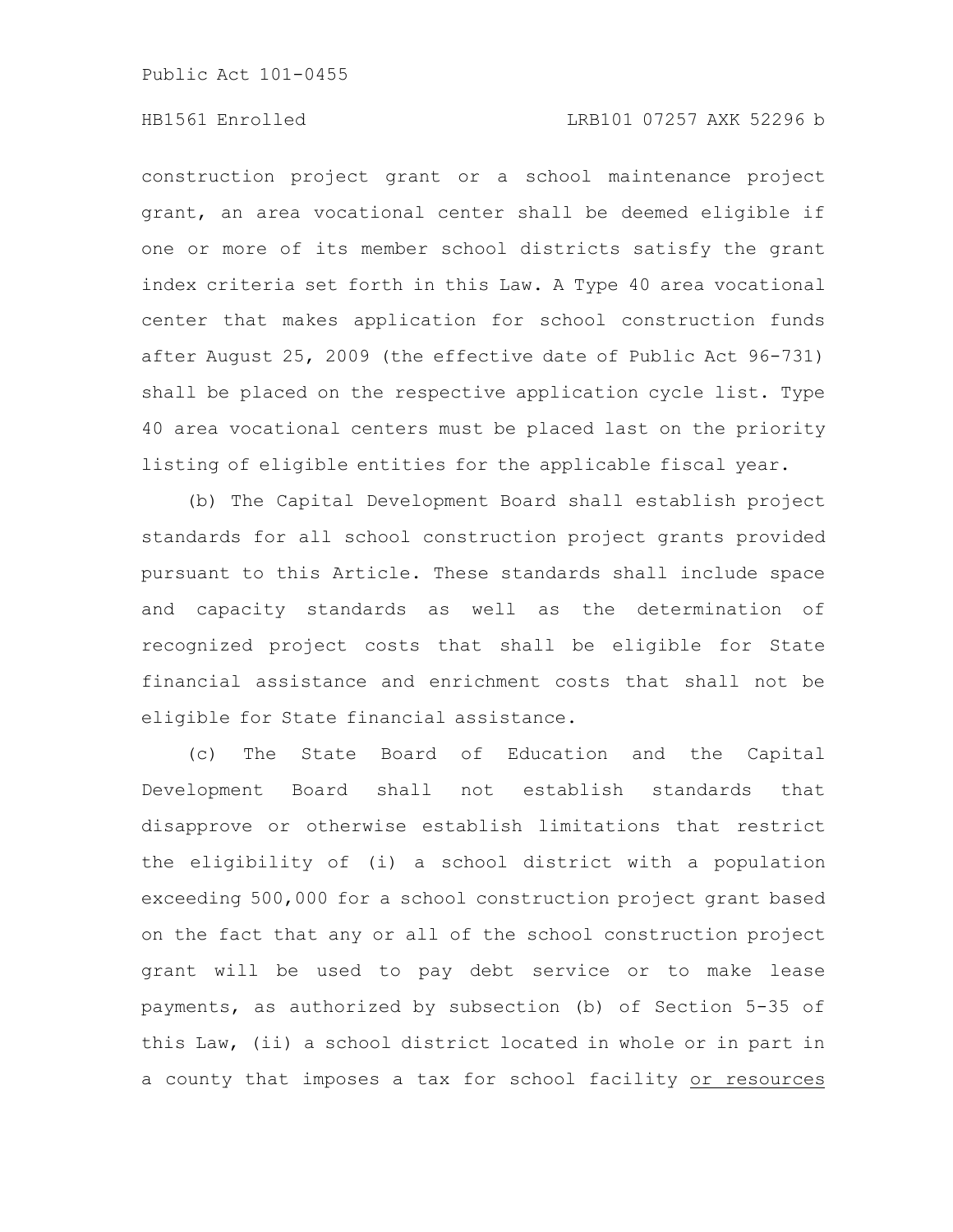construction project grant or a school maintenance project grant, an area vocational center shall be deemed eligible if one or more of its member school districts satisfy the grant index criteria set forth in this Law. A Type 40 area vocational center that makes application for school construction funds after August 25, 2009 (the effective date of Public Act 96-731) shall be placed on the respective application cycle list. Type 40 area vocational centers must be placed last on the priority listing of eligible entities for the applicable fiscal year.

(b) The Capital Development Board shall establish project standards for all school construction project grants provided pursuant to this Article. These standards shall include space and capacity standards as well as the determination of recognized project costs that shall be eligible for State financial assistance and enrichment costs that shall not be eligible for State financial assistance.

(c) The State Board of Education and the Capital Development Board shall not establish standards that disapprove or otherwise establish limitations that restrict the eligibility of (i) a school district with a population exceeding 500,000 for a school construction project grant based on the fact that any or all of the school construction project grant will be used to pay debt service or to make lease payments, as authorized by subsection (b) of Section 5-35 of this Law, (ii) a school district located in whole or in part in a county that imposes a tax for school facility <u>or resources</u>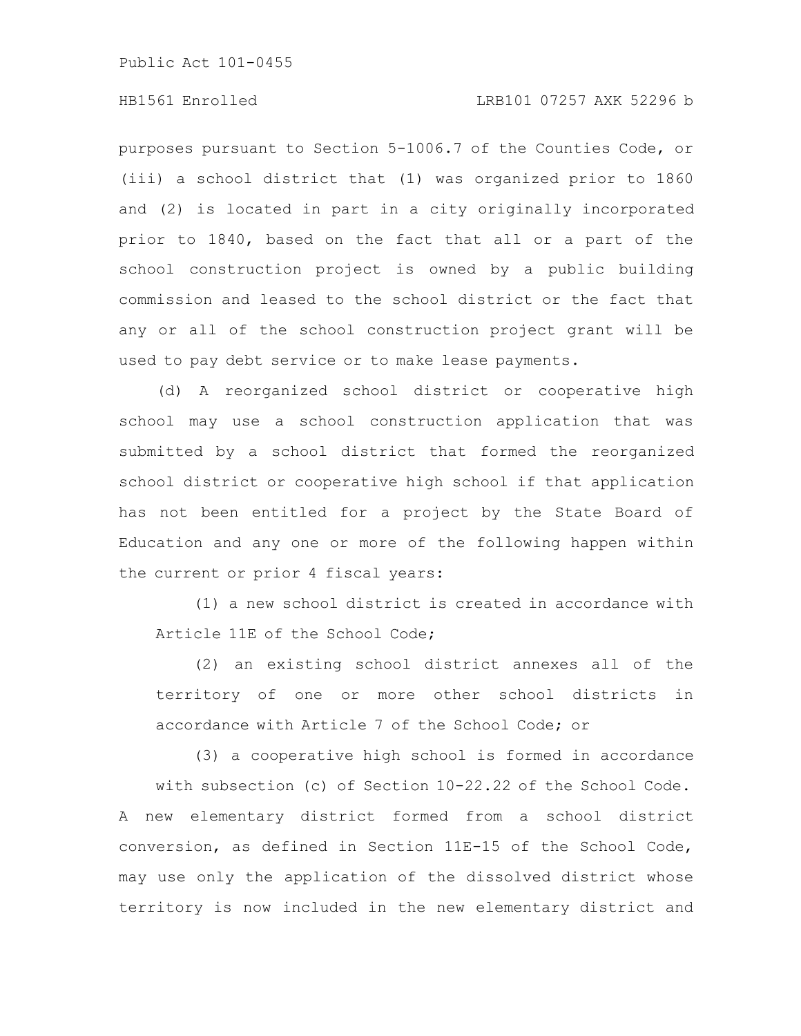purposes pursuant to Section 5-1006.7 of the Counties Code, or (iii) a school district that (1) was organized prior to 1860 and (2) is located in part in a city originally incorporated prior to 1840, based on the fact that all or a part of the school construction project is owned by a public building commission and leased to the school district or the fact that any or all of the school construction project grant will be used to pay debt service or to make lease payments.

(d) A reorganized school district or cooperative high school may use a school construction application that was submitted by a school district that formed the reorganized school district or cooperative high school if that application has not been entitled for a project by the State Board of Education and any one or more of the following happen within the current or prior 4 fiscal years:

(1) a new school district is created in accordance with Article 11E of the School Code;

(2) an existing school district annexes all of the territory of one or more other school districts in accordance with Article 7 of the School Code; or

(3) a cooperative high school is formed in accordance with subsection (c) of Section 10-22.22 of the School Code.

A new elementary district formed from a school district conversion, as defined in Section 11E-15 of the School Code, may use only the application of the dissolved district whose territory is now included in the new elementary district and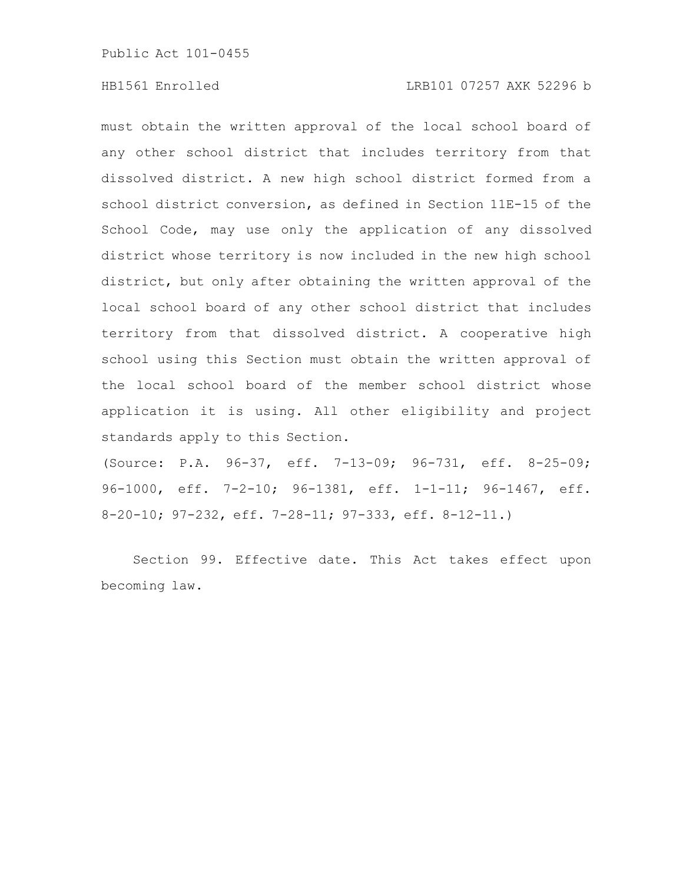must obtain the written approval of the local school board of any other school district that includes territory from that dissolved district. A new high school district formed from a school district conversion, as defined in Section 11E-15 of the School Code, may use only the application of any dissolved district whose territory is now included in the new high school district, but only after obtaining the written approval of the local school board of any other school district that includes territory from that dissolved district. A cooperative high school using this Section must obtain the written approval of the local school board of the member school district whose application it is using. All other eligibility and project standards apply to this Section.

(Source: P.A. 96-37, eff. 7-13-09; 96-731, eff. 8-25-09; 96-1000, eff. 7-2-10; 96-1381, eff. 1-1-11; 96-1467, eff. 8-20-10; 97-232, eff. 7-28-11; 97-333, eff. 8-12-11.)

Section 99. Effective date. This Act takes effect upon becoming law.